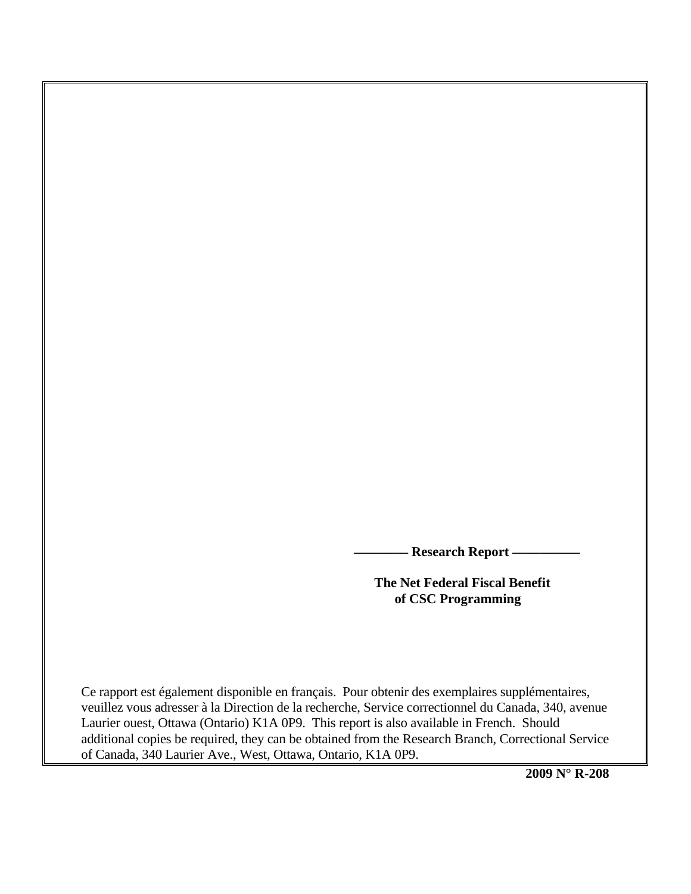**———— Research Report —————**

**The Net Federal Fiscal Benefit of CSC Programming**

Ce rapport est également disponible en français. Pour obtenir des exemplaires supplémentaires, veuillez vous adresser à la Direction de la recherche, Service correctionnel du Canada, 340, avenue Laurier ouest, Ottawa (Ontario) K1A 0P9. This report is also available in French. Should additional copies be required, they can be obtained from the Research Branch, Correctional Service of Canada, 340 Laurier Ave., West, Ottawa, Ontario, K1A 0P9.

**2009 N° R-208**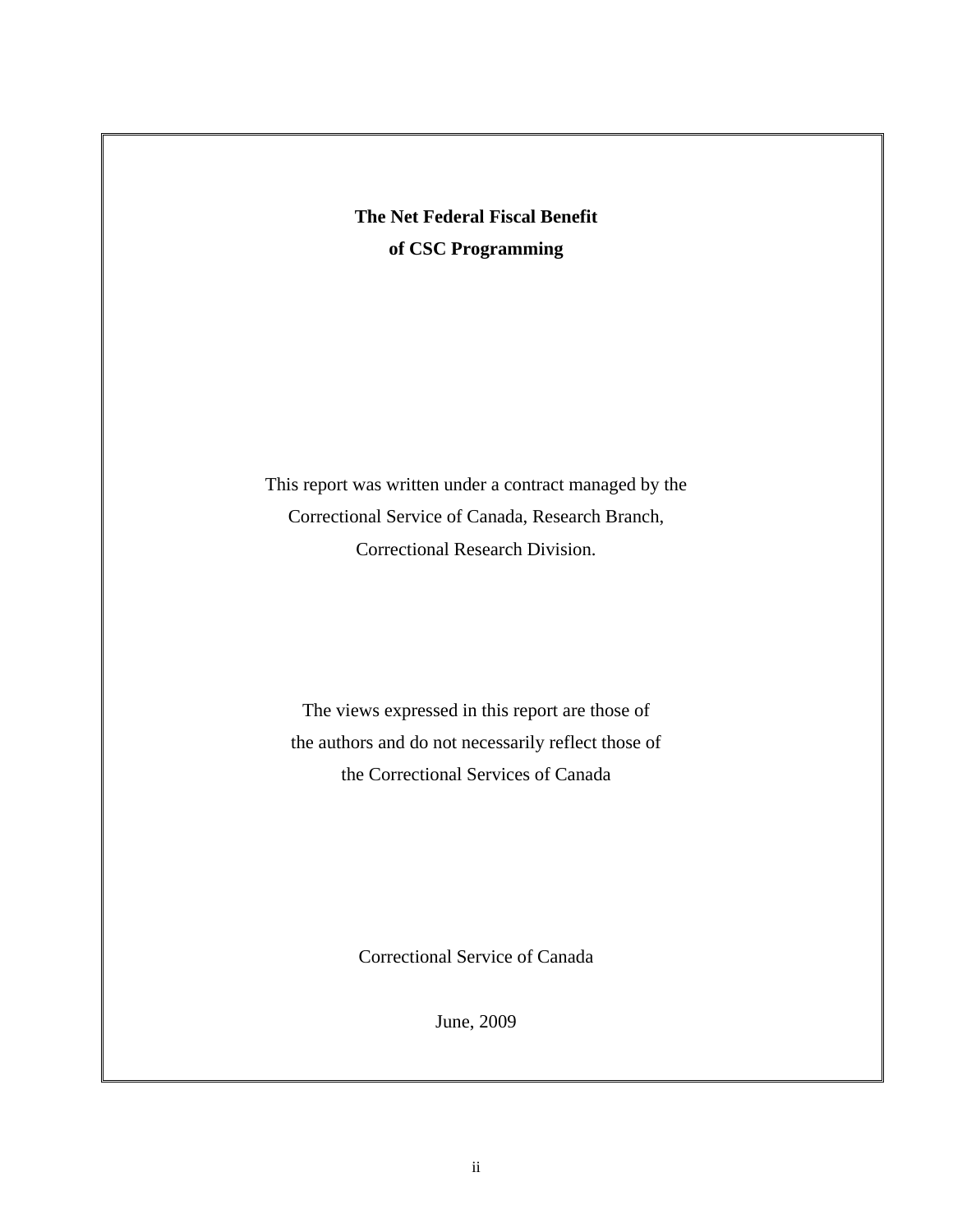**The Net Federal Fiscal Benefit of CSC Programming**

This report was written under a contract managed by the Correctional Service of Canada, Research Branch, Correctional Research Division.

The views expressed in this report are those of the authors and do not necessarily reflect those of the Correctional Services of Canada

Correctional Service of Canada

June, 2009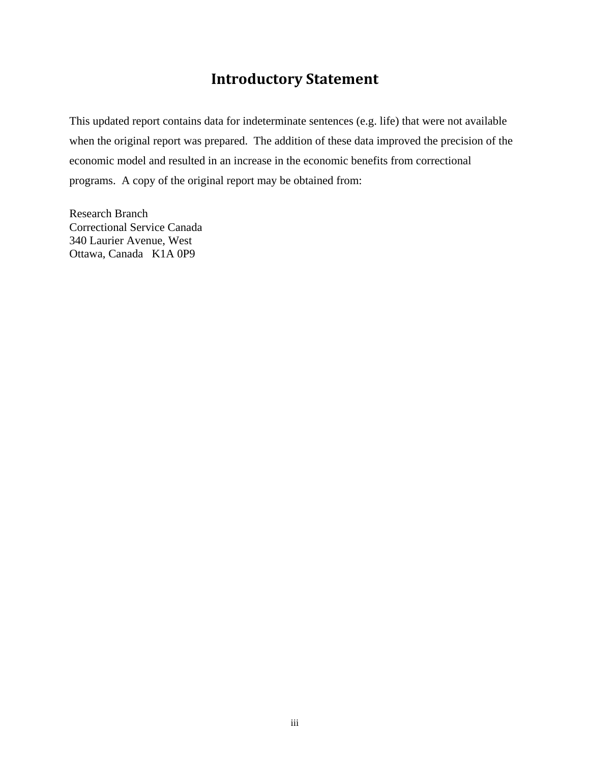# Introductory Statement

This updated report contains data for indeterminate sentences (e.g. life) that were not available when the original report was prepared. The addition of these data improved the precision of the economic model and resulted in an increase in the economic benefits from correctional programs. A copy of the original report may be obtained from:

Research Branch
Correctional Service Canada
340 Laurier Avenue, West
Ottawa, Canada K1A 0P9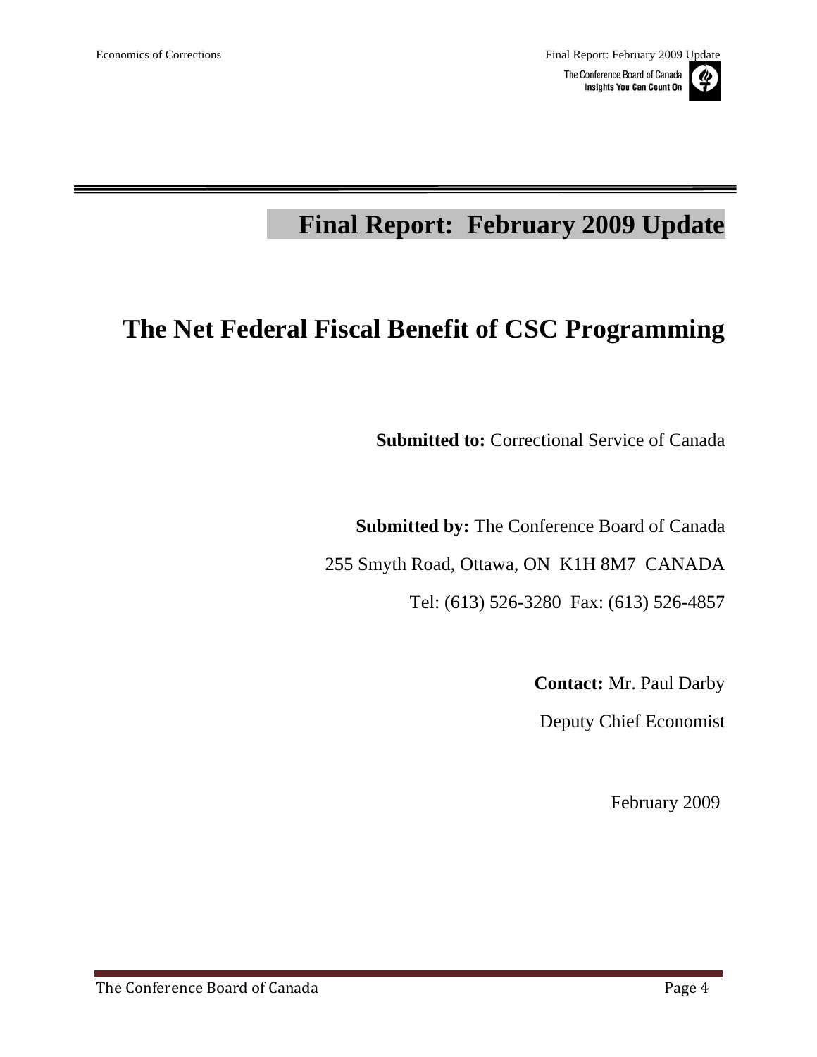# Final Report: February 2009 Update

# The Net Federal Fiscal Benefit of CSC Programming

**Submitted to:** Correctional Service of Canada

**Submitted by:** The Conference Board of Canada

255 Smyth Road, Ottawa, ON K1H 8M7 CANADA

Tel: (613) 526-3280 Fax: (613) 526-4857

**Contact:** Mr. Paul Darby

Deputy Chief Economist

February 2009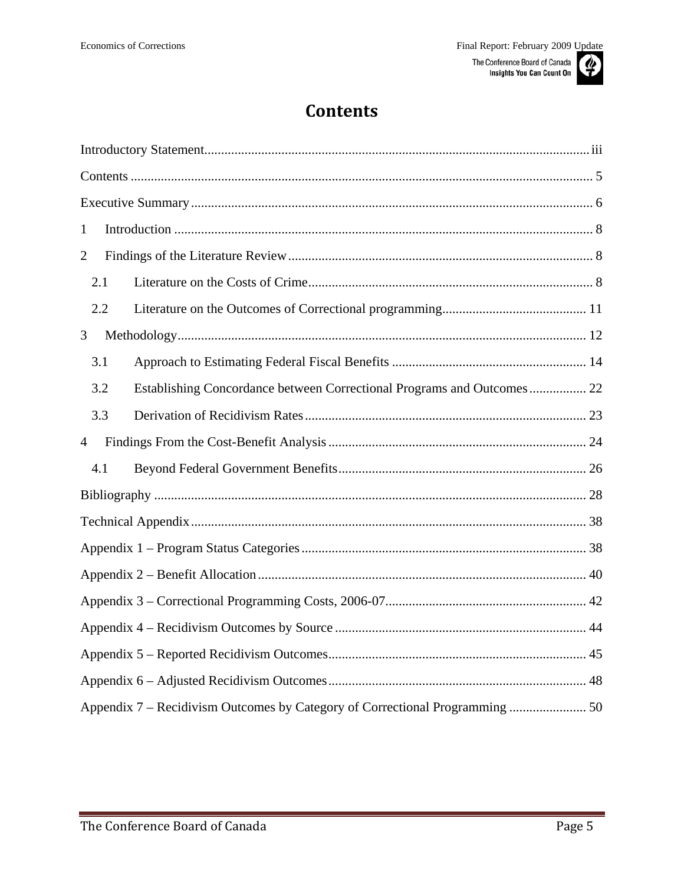# Contents

Introductory Statement .......... iii

Contents .......... 5

Executive Summary .......... 6

1 Introduction .......... 8

2 Findings of the Literature Review .......... 8

- 2.1 Literature on the Costs of Crime .......... 8
- 2.2 Literature on the Outcomes of Correctional programming .......... 11

3 Methodology .......... 12

- 3.1 Approach to Estimating Federal Fiscal Benefits .......... 14
- 3.2 Establishing Concordance between Correctional Programs and Outcomes .......... 22
- 3.3 Derivation of Recidivism Rates .......... 23

4 Findings From the Cost-Benefit Analysis .......... 24

- 4.1 Beyond Federal Government Benefits .......... 26

Bibliography .......... 28

Technical Appendix .......... 38

Appendix 1 – Program Status Categories .......... 38

Appendix 2 – Benefit Allocation .......... 40

Appendix 3 – Correctional Programming Costs, 2006-07 .......... 42

Appendix 4 – Recidivism Outcomes by Source .......... 44

Appendix 5 – Reported Recidivism Outcomes .......... 45

Appendix 6 – Adjusted Recidivism Outcomes .......... 48

Appendix 7 – Recidivism Outcomes by Category of Correctional Programming .......... 50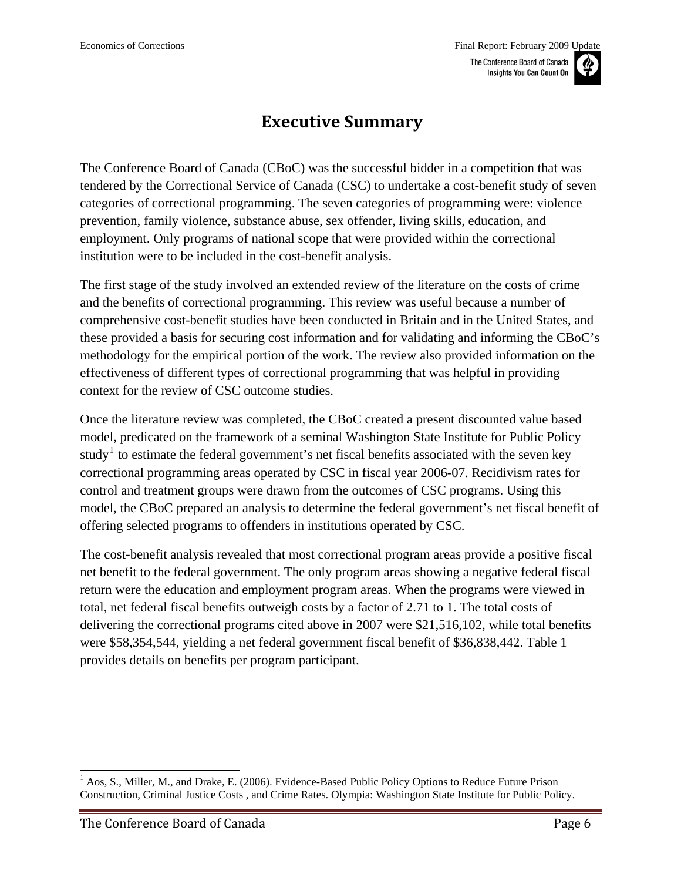# Executive Summary

The Conference Board of Canada (CBoC) was the successful bidder in a competition that was tendered by the Correctional Service of Canada (CSC) to undertake a cost-benefit study of seven categories of correctional programming. The seven categories of programming were: violence prevention, family violence, substance abuse, sex offender, living skills, education, and employment. Only programs of national scope that were provided within the correctional institution were to be included in the cost-benefit analysis.

The first stage of the study involved an extended review of the literature on the costs of crime and the benefits of correctional programming. This review was useful because a number of comprehensive cost-benefit studies have been conducted in Britain and in the United States, and these provided a basis for securing cost information and for validating and informing the CBoC's methodology for the empirical portion of the work. The review also provided information on the effectiveness of different types of correctional programming that was helpful in providing context for the review of CSC outcome studies.

Once the literature review was completed, the CBoC created a present discounted value based model, predicated on the framework of a seminal Washington State Institute for Public Policy study[1] to estimate the federal government's net fiscal benefits associated with the seven key correctional programming areas operated by CSC in fiscal year 2006-07. Recidivism rates for control and treatment groups were drawn from the outcomes of CSC programs. Using this model, the CBoC prepared an analysis to determine the federal government's net fiscal benefit of offering selected programs to offenders in institutions operated by CSC.

The cost-benefit analysis revealed that most correctional program areas provide a positive fiscal net benefit to the federal government. The only program areas showing a negative federal fiscal return were the education and employment program areas. When the programs were viewed in total, net federal fiscal benefits outweigh costs by a factor of 2.71 to 1. The total costs of delivering the correctional programs cited above in 2007 were $21,516,102, while total benefits were $58,354,544, yielding a net federal government fiscal benefit of $36,838,442. Table 1 provides details on benefits per program participant.

[1] Aos, S., Miller, M., and Drake, E. (2006). Evidence-Based Public Policy Options to Reduce Future Prison Construction, Criminal Justice Costs , and Crime Rates. Olympia: Washington State Institute for Public Policy.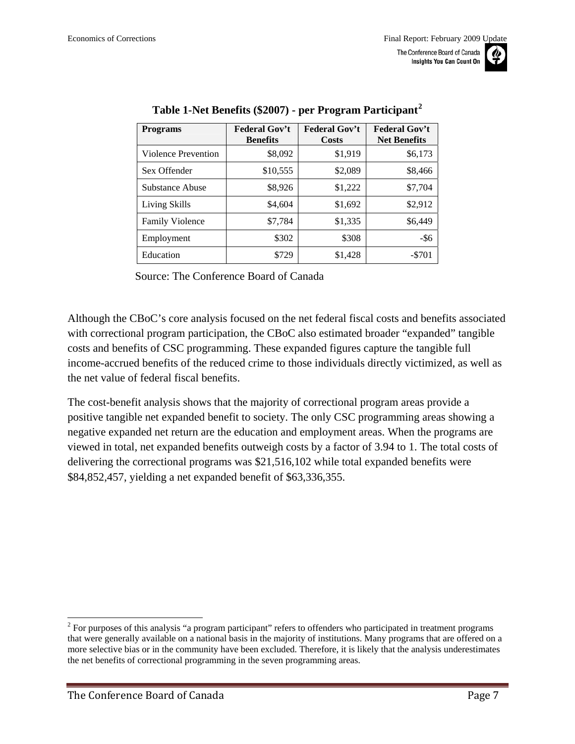**Table 1-Net Benefits ($2007) - per Program Participant[2]**

| Programs | Federal Gov't Benefits | Federal Gov't Costs | Federal Gov't Net Benefits |
|---|---|---|---|
| Violence Prevention | $8,092 | $1,919 | $6,173 |
| Sex Offender | $10,555 | $2,089 | $8,466 |
| Substance Abuse | $8,926 | $1,222 | $7,704 |
| Living Skills | $4,604 | $1,692 | $2,912 |
| Family Violence | $7,784 | $1,335 | $6,449 |
| Employment | $302 | $308 | -$6 |
| Education | $729 | $1,428 | -$701 |

Source: The Conference Board of Canada

Although the CBoC's core analysis focused on the net federal fiscal costs and benefits associated with correctional program participation, the CBoC also estimated broader "expanded" tangible costs and benefits of CSC programming. These expanded figures capture the tangible full income-accrued benefits of the reduced crime to those individuals directly victimized, as well as the net value of federal fiscal benefits.

The cost-benefit analysis shows that the majority of correctional program areas provide a positive tangible net expanded benefit to society. The only CSC programming areas showing a negative expanded net return are the education and employment areas. When the programs are viewed in total, net expanded benefits outweigh costs by a factor of 3.94 to 1. The total costs of delivering the correctional programs was $21,516,102 while total expanded benefits were $84,852,457, yielding a net expanded benefit of $63,336,355.

---

[2] For purposes of this analysis "a program participant" refers to offenders who participated in treatment programs that were generally available on a national basis in the majority of institutions. Many programs that are offered on a more selective bias or in the community have been excluded. Therefore, it is likely that the analysis underestimates the net benefits of correctional programming in the seven programming areas.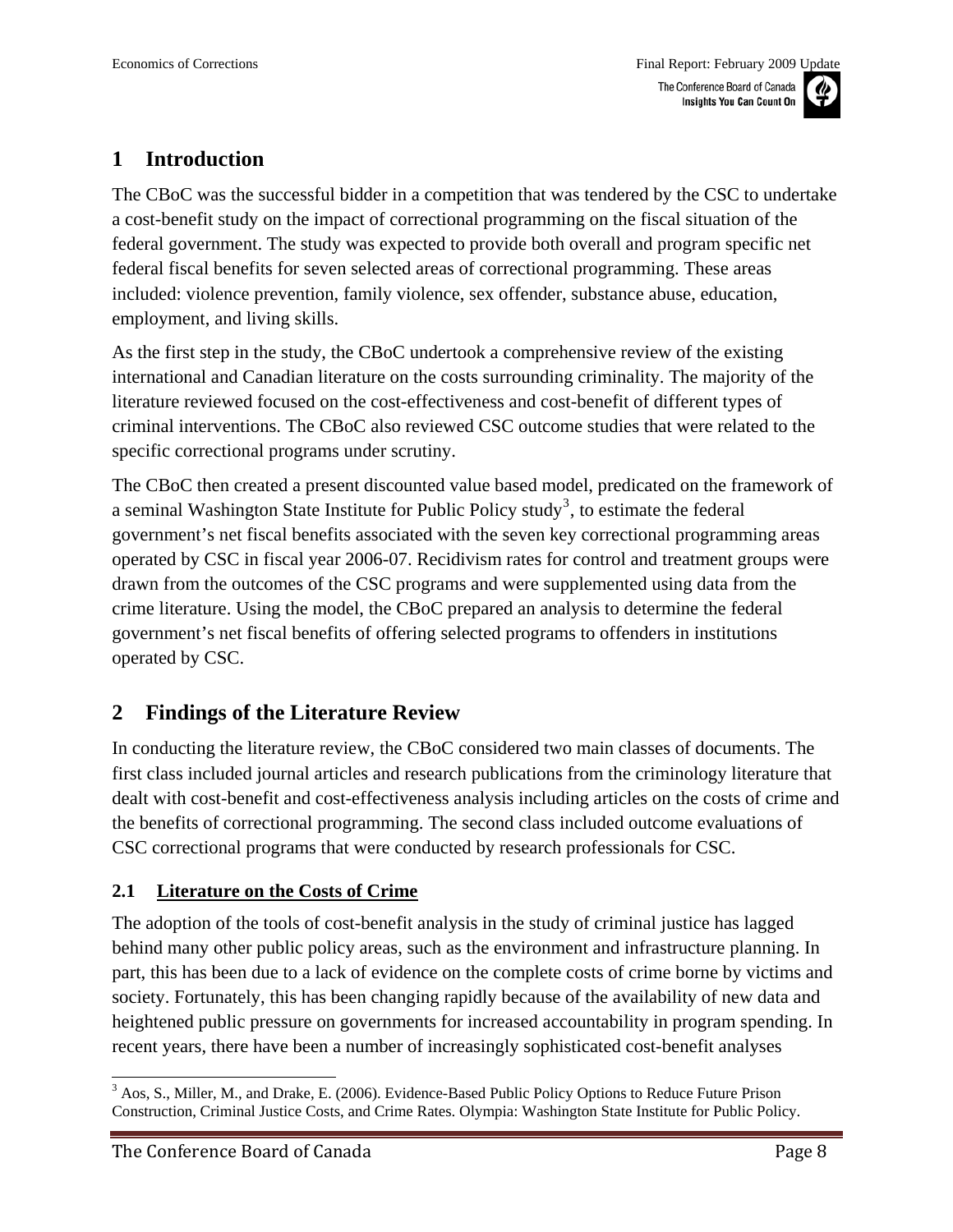# 1 Introduction

The CBoC was the successful bidder in a competition that was tendered by the CSC to undertake a cost-benefit study on the impact of correctional programming on the fiscal situation of the federal government. The study was expected to provide both overall and program specific net federal fiscal benefits for seven selected areas of correctional programming. These areas included: violence prevention, family violence, sex offender, substance abuse, education, employment, and living skills.

As the first step in the study, the CBoC undertook a comprehensive review of the existing international and Canadian literature on the costs surrounding criminality. The majority of the literature reviewed focused on the cost-effectiveness and cost-benefit of different types of criminal interventions. The CBoC also reviewed CSC outcome studies that were related to the specific correctional programs under scrutiny.

The CBoC then created a present discounted value based model, predicated on the framework of a seminal Washington State Institute for Public Policy study[3], to estimate the federal government's net fiscal benefits associated with the seven key correctional programming areas operated by CSC in fiscal year 2006-07. Recidivism rates for control and treatment groups were drawn from the outcomes of the CSC programs and were supplemented using data from the crime literature. Using the model, the CBoC prepared an analysis to determine the federal government's net fiscal benefits of offering selected programs to offenders in institutions operated by CSC.

# 2 Findings of the Literature Review

In conducting the literature review, the CBoC considered two main classes of documents. The first class included journal articles and research publications from the criminology literature that dealt with cost-benefit and cost-effectiveness analysis including articles on the costs of crime and the benefits of correctional programming. The second class included outcome evaluations of CSC correctional programs that were conducted by research professionals for CSC.

## 2.1 Literature on the Costs of Crime

The adoption of the tools of cost-benefit analysis in the study of criminal justice has lagged behind many other public policy areas, such as the environment and infrastructure planning. In part, this has been due to a lack of evidence on the complete costs of crime borne by victims and society. Fortunately, this has been changing rapidly because of the availability of new data and heightened public pressure on governments for increased accountability in program spending. In recent years, there have been a number of increasingly sophisticated cost-benefit analyses

[3] Aos, S., Miller, M., and Drake, E. (2006). Evidence-Based Public Policy Options to Reduce Future Prison Construction, Criminal Justice Costs, and Crime Rates. Olympia: Washington State Institute for Public Policy.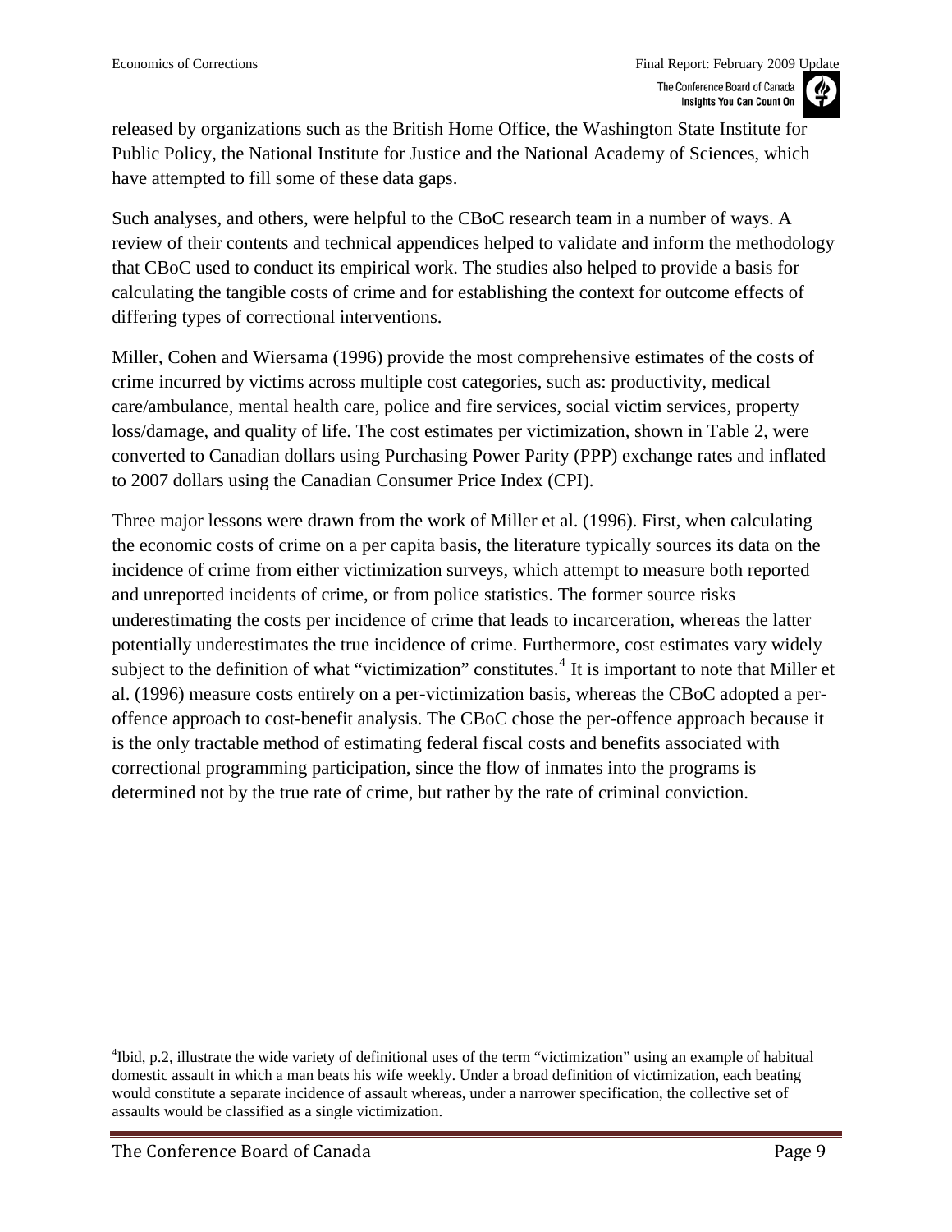released by organizations such as the British Home Office, the Washington State Institute for Public Policy, the National Institute for Justice and the National Academy of Sciences, which have attempted to fill some of these data gaps.

Such analyses, and others, were helpful to the CBoC research team in a number of ways. A review of their contents and technical appendices helped to validate and inform the methodology that CBoC used to conduct its empirical work. The studies also helped to provide a basis for calculating the tangible costs of crime and for establishing the context for outcome effects of differing types of correctional interventions.

Miller, Cohen and Wiersama (1996) provide the most comprehensive estimates of the costs of crime incurred by victims across multiple cost categories, such as: productivity, medical care/ambulance, mental health care, police and fire services, social victim services, property loss/damage, and quality of life. The cost estimates per victimization, shown in Table 2, were converted to Canadian dollars using Purchasing Power Parity (PPP) exchange rates and inflated to 2007 dollars using the Canadian Consumer Price Index (CPI).

Three major lessons were drawn from the work of Miller et al. (1996). First, when calculating the economic costs of crime on a per capita basis, the literature typically sources its data on the incidence of crime from either victimization surveys, which attempt to measure both reported and unreported incidents of crime, or from police statistics. The former source risks underestimating the costs per incidence of crime that leads to incarceration, whereas the latter potentially underestimates the true incidence of crime. Furthermore, cost estimates vary widely subject to the definition of what "victimization" constitutes.[4] It is important to note that Miller et al. (1996) measure costs entirely on a per-victimization basis, whereas the CBoC adopted a per-offence approach to cost-benefit analysis. The CBoC chose the per-offence approach because it is the only tractable method of estimating federal fiscal costs and benefits associated with correctional programming participation, since the flow of inmates into the programs is determined not by the true rate of crime, but rather by the rate of criminal conviction.

---

[4]Ibid, p.2, illustrate the wide variety of definitional uses of the term "victimization" using an example of habitual domestic assault in which a man beats his wife weekly. Under a broad definition of victimization, each beating would constitute a separate incidence of assault whereas, under a narrower specification, the collective set of assaults would be classified as a single victimization.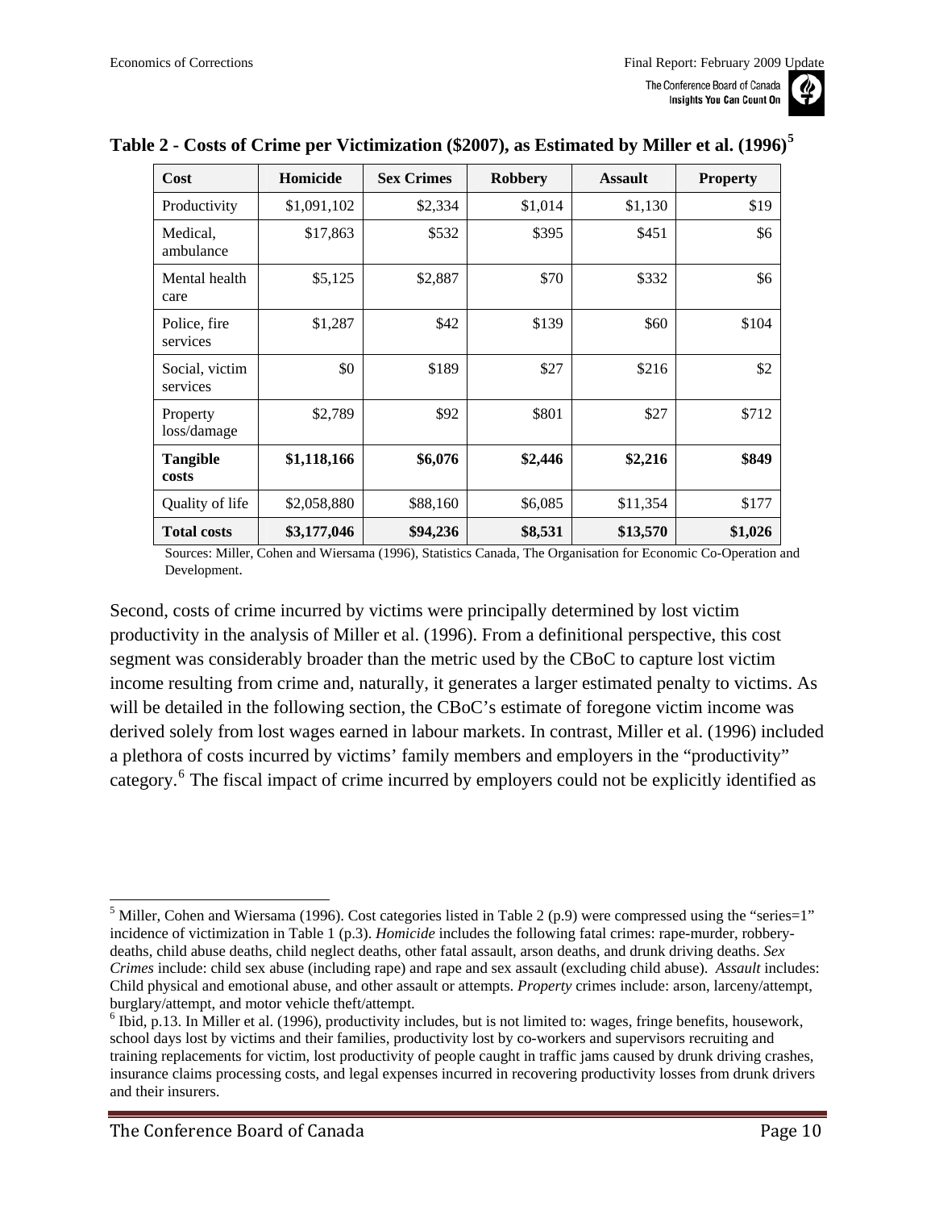**Table 2 - Costs of Crime per Victimization ($2007), as Estimated by Miller et al. (1996)[5]**

| Cost | Homicide | Sex Crimes | Robbery | Assault | Property |
|---|---|---|---|---|---|
| Productivity | $1,091,102 | $2,334 | $1,014 | $1,130 | $19 |
| Medical, ambulance | $17,863 | $532 | $395 | $451 | $6 |
| Mental health care | $5,125 | $2,887 | $70 | $332 | $6 |
| Police, fire services | $1,287 | $42 | $139 | $60 | $104 |
| Social, victim services | $0 | $189 | $27 | $216 | $2 |
| Property loss/damage | $2,789 | $92 | $801 | $27 | $712 |
| **Tangible costs** | **$1,118,166** | **$6,076** | **$2,446** | **$2,216** | **$849** |
| Quality of life | $2,058,880 | $88,160 | $6,085 | $11,354 | $177 |
| **Total costs** | **$3,177,046** | **$94,236** | **$8,531** | **$13,570** | **$1,026** |

Sources: Miller, Cohen and Wiersama (1996), Statistics Canada, The Organisation for Economic Co-Operation and Development.

Second, costs of crime incurred by victims were principally determined by lost victim productivity in the analysis of Miller et al. (1996). From a definitional perspective, this cost segment was considerably broader than the metric used by the CBoC to capture lost victim income resulting from crime and, naturally, it generates a larger estimated penalty to victims. As will be detailed in the following section, the CBoC's estimate of foregone victim income was derived solely from lost wages earned in labour markets. In contrast, Miller et al. (1996) included a plethora of costs incurred by victims' family members and employers in the "productivity" category.[6] The fiscal impact of crime incurred by employers could not be explicitly identified as

---

[5] Miller, Cohen and Wiersama (1996). Cost categories listed in Table 2 (p.9) were compressed using the "series=1" incidence of victimization in Table 1 (p.3). *Homicide* includes the following fatal crimes: rape-murder, robbery-deaths, child abuse deaths, child neglect deaths, other fatal assault, arson deaths, and drunk driving deaths. *Sex Crimes* include: child sex abuse (including rape) and rape and sex assault (excluding child abuse). *Assault* includes: Child physical and emotional abuse, and other assault or attempts. *Property* crimes include: arson, larceny/attempt, burglary/attempt, and motor vehicle theft/attempt.

[6] Ibid, p.13. In Miller et al. (1996), productivity includes, but is not limited to: wages, fringe benefits, housework, school days lost by victims and their families, productivity lost by co-workers and supervisors recruiting and training replacements for victim, lost productivity of people caught in traffic jams caused by drunk driving crashes, insurance claims processing costs, and legal expenses incurred in recovering productivity losses from drunk drivers and their insurers.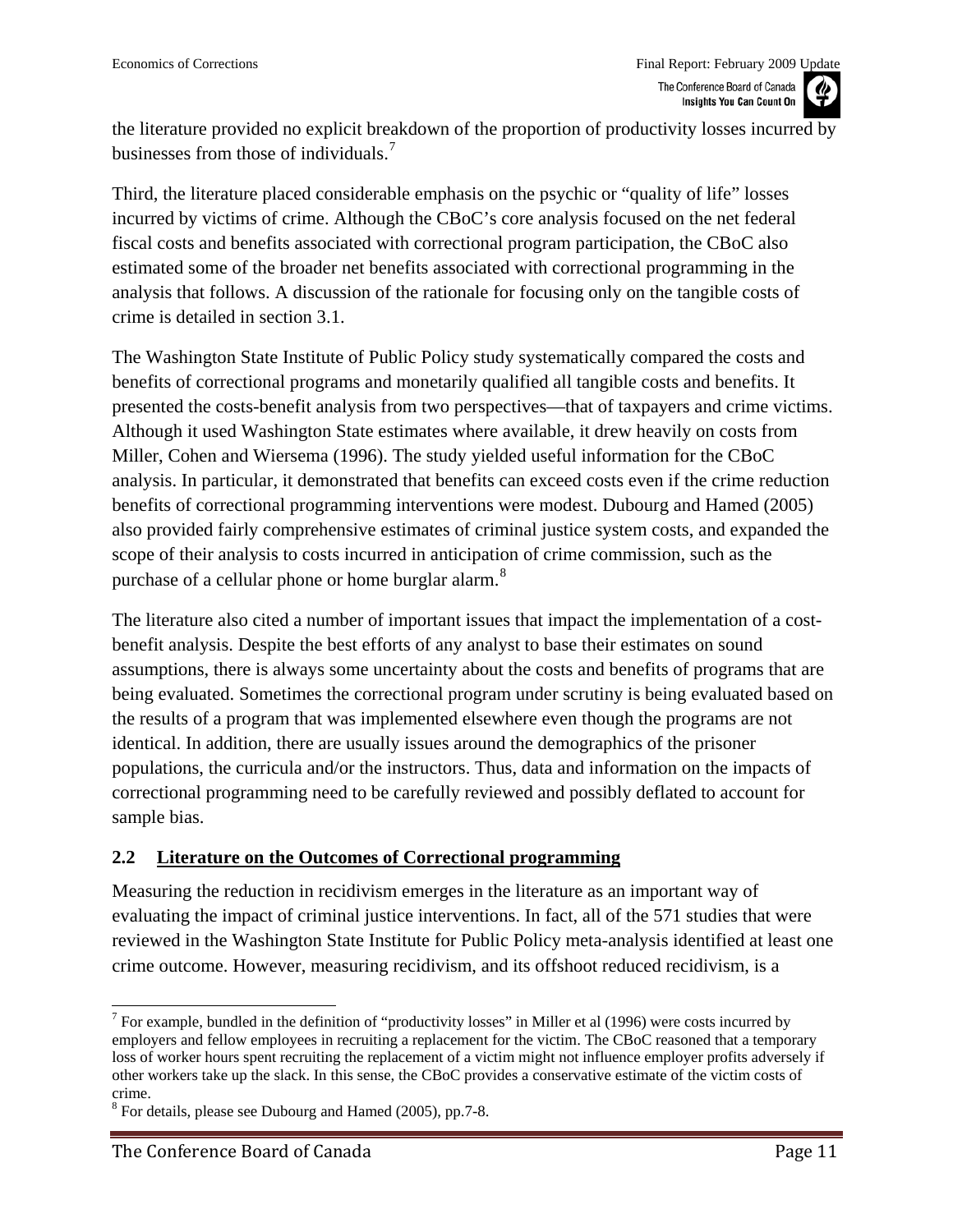the literature provided no explicit breakdown of the proportion of productivity losses incurred by businesses from those of individuals.[7]

Third, the literature placed considerable emphasis on the psychic or "quality of life" losses incurred by victims of crime. Although the CBoC's core analysis focused on the net federal fiscal costs and benefits associated with correctional program participation, the CBoC also estimated some of the broader net benefits associated with correctional programming in the analysis that follows. A discussion of the rationale for focusing only on the tangible costs of crime is detailed in section 3.1.

The Washington State Institute of Public Policy study systematically compared the costs and benefits of correctional programs and monetarily qualified all tangible costs and benefits. It presented the costs-benefit analysis from two perspectives—that of taxpayers and crime victims. Although it used Washington State estimates where available, it drew heavily on costs from Miller, Cohen and Wiersema (1996). The study yielded useful information for the CBoC analysis. In particular, it demonstrated that benefits can exceed costs even if the crime reduction benefits of correctional programming interventions were modest. Dubourg and Hamed (2005) also provided fairly comprehensive estimates of criminal justice system costs, and expanded the scope of their analysis to costs incurred in anticipation of crime commission, such as the purchase of a cellular phone or home burglar alarm.[8]

The literature also cited a number of important issues that impact the implementation of a cost-benefit analysis. Despite the best efforts of any analyst to base their estimates on sound assumptions, there is always some uncertainty about the costs and benefits of programs that are being evaluated. Sometimes the correctional program under scrutiny is being evaluated based on the results of a program that was implemented elsewhere even though the programs are not identical. In addition, there are usually issues around the demographics of the prisoner populations, the curricula and/or the instructors. Thus, data and information on the impacts of correctional programming need to be carefully reviewed and possibly deflated to account for sample bias.

## 2.2 Literature on the Outcomes of Correctional programming

Measuring the reduction in recidivism emerges in the literature as an important way of evaluating the impact of criminal justice interventions. In fact, all of the 571 studies that were reviewed in the Washington State Institute for Public Policy meta-analysis identified at least one crime outcome. However, measuring recidivism, and its offshoot reduced recidivism, is a

[7] For example, bundled in the definition of "productivity losses" in Miller et al (1996) were costs incurred by employers and fellow employees in recruiting a replacement for the victim. The CBoC reasoned that a temporary loss of worker hours spent recruiting the replacement of a victim might not influence employer profits adversely if other workers take up the slack. In this sense, the CBoC provides a conservative estimate of the victim costs of crime.

[8] For details, please see Dubourg and Hamed (2005), pp.7-8.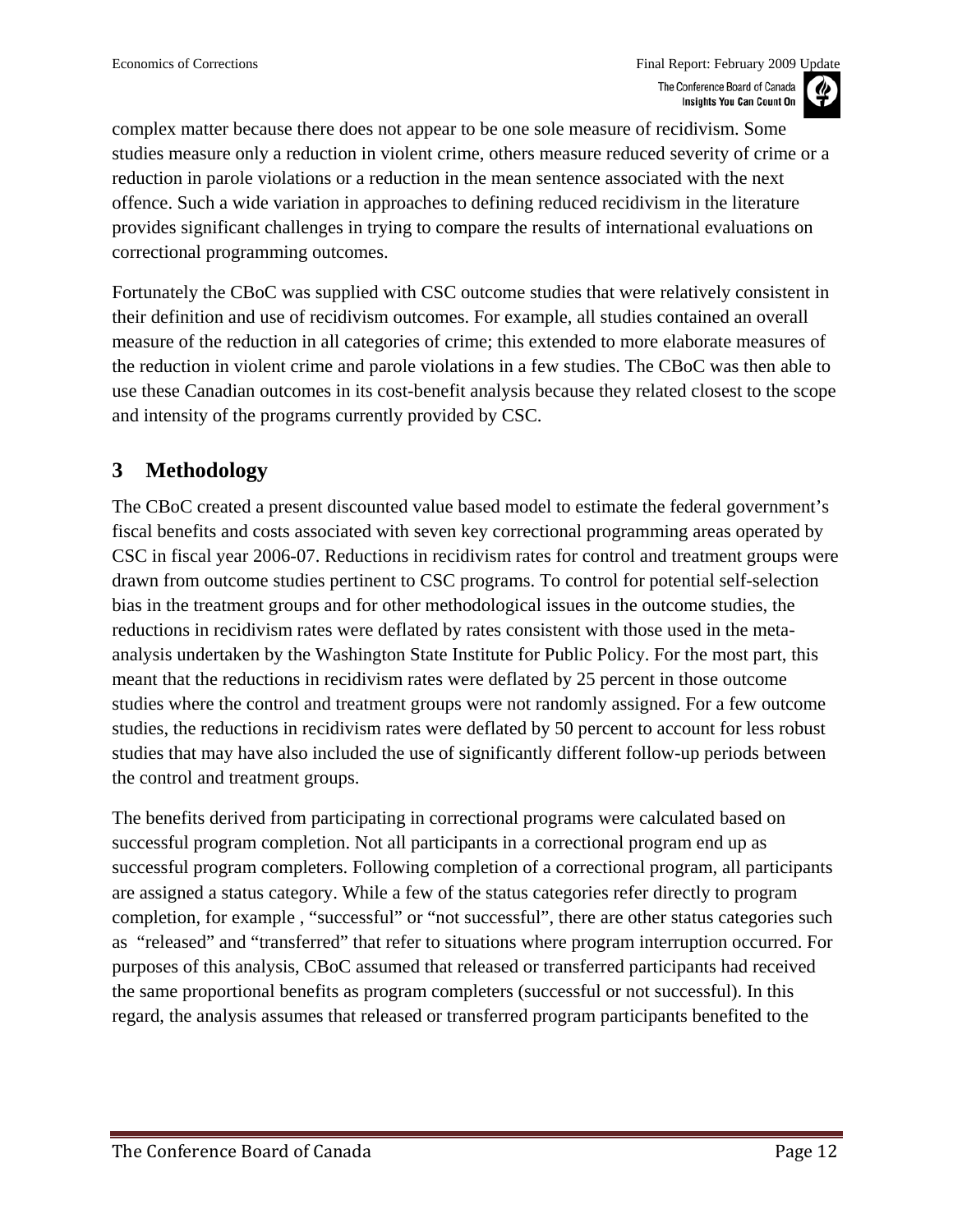complex matter because there does not appear to be one sole measure of recidivism. Some studies measure only a reduction in violent crime, others measure reduced severity of crime or a reduction in parole violations or a reduction in the mean sentence associated with the next offence. Such a wide variation in approaches to defining reduced recidivism in the literature provides significant challenges in trying to compare the results of international evaluations on correctional programming outcomes.

Fortunately the CBoC was supplied with CSC outcome studies that were relatively consistent in their definition and use of recidivism outcomes. For example, all studies contained an overall measure of the reduction in all categories of crime; this extended to more elaborate measures of the reduction in violent crime and parole violations in a few studies. The CBoC was then able to use these Canadian outcomes in its cost-benefit analysis because they related closest to the scope and intensity of the programs currently provided by CSC.

# 3 Methodology

The CBoC created a present discounted value based model to estimate the federal government's fiscal benefits and costs associated with seven key correctional programming areas operated by CSC in fiscal year 2006-07. Reductions in recidivism rates for control and treatment groups were drawn from outcome studies pertinent to CSC programs. To control for potential self-selection bias in the treatment groups and for other methodological issues in the outcome studies, the reductions in recidivism rates were deflated by rates consistent with those used in the meta-analysis undertaken by the Washington State Institute for Public Policy. For the most part, this meant that the reductions in recidivism rates were deflated by 25 percent in those outcome studies where the control and treatment groups were not randomly assigned. For a few outcome studies, the reductions in recidivism rates were deflated by 50 percent to account for less robust studies that may have also included the use of significantly different follow-up periods between the control and treatment groups.

The benefits derived from participating in correctional programs were calculated based on successful program completion. Not all participants in a correctional program end up as successful program completers. Following completion of a correctional program, all participants are assigned a status category. While a few of the status categories refer directly to program completion, for example , "successful" or "not successful", there are other status categories such as "released" and "transferred" that refer to situations where program interruption occurred. For purposes of this analysis, CBoC assumed that released or transferred participants had received the same proportional benefits as program completers (successful or not successful). In this regard, the analysis assumes that released or transferred program participants benefited to the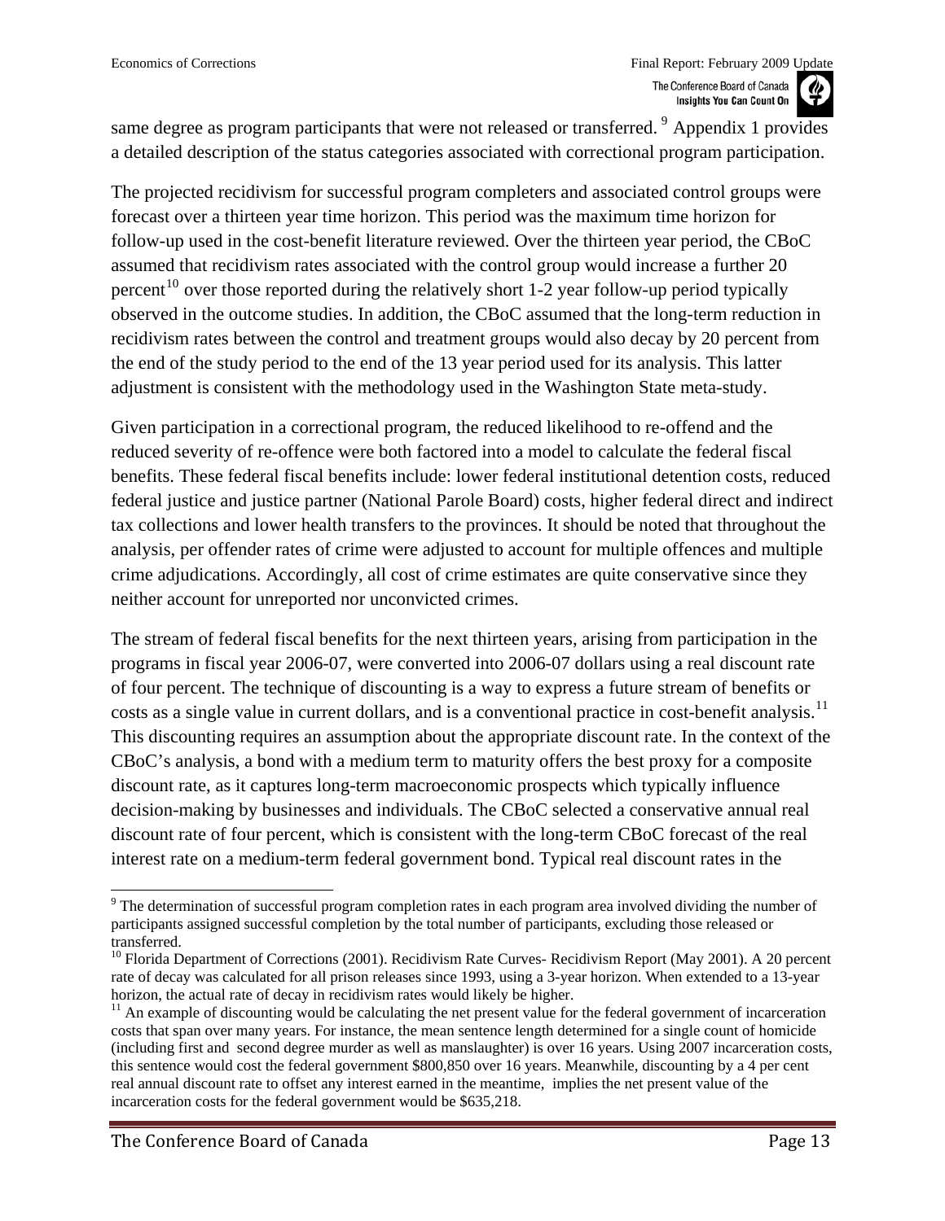same degree as program participants that were not released or transferred. [9] Appendix 1 provides a detailed description of the status categories associated with correctional program participation.

The projected recidivism for successful program completers and associated control groups were forecast over a thirteen year time horizon. This period was the maximum time horizon for follow-up used in the cost-benefit literature reviewed. Over the thirteen year period, the CBoC assumed that recidivism rates associated with the control group would increase a further 20 percent[10] over those reported during the relatively short 1-2 year follow-up period typically observed in the outcome studies. In addition, the CBoC assumed that the long-term reduction in recidivism rates between the control and treatment groups would also decay by 20 percent from the end of the study period to the end of the 13 year period used for its analysis. This latter adjustment is consistent with the methodology used in the Washington State meta-study.

Given participation in a correctional program, the reduced likelihood to re-offend and the reduced severity of re-offence were both factored into a model to calculate the federal fiscal benefits. These federal fiscal benefits include: lower federal institutional detention costs, reduced federal justice and justice partner (National Parole Board) costs, higher federal direct and indirect tax collections and lower health transfers to the provinces. It should be noted that throughout the analysis, per offender rates of crime were adjusted to account for multiple offences and multiple crime adjudications. Accordingly, all cost of crime estimates are quite conservative since they neither account for unreported nor unconvicted crimes.

The stream of federal fiscal benefits for the next thirteen years, arising from participation in the programs in fiscal year 2006-07, were converted into 2006-07 dollars using a real discount rate of four percent. The technique of discounting is a way to express a future stream of benefits or costs as a single value in current dollars, and is a conventional practice in cost-benefit analysis.[11] This discounting requires an assumption about the appropriate discount rate. In the context of the CBoC's analysis, a bond with a medium term to maturity offers the best proxy for a composite discount rate, as it captures long-term macroeconomic prospects which typically influence decision-making by businesses and individuals. The CBoC selected a conservative annual real discount rate of four percent, which is consistent with the long-term CBoC forecast of the real interest rate on a medium-term federal government bond. Typical real discount rates in the

---

[9] The determination of successful program completion rates in each program area involved dividing the number of participants assigned successful completion by the total number of participants, excluding those released or transferred.

[10] Florida Department of Corrections (2001). Recidivism Rate Curves- Recidivism Report (May 2001). A 20 percent rate of decay was calculated for all prison releases since 1993, using a 3-year horizon. When extended to a 13-year horizon, the actual rate of decay in recidivism rates would likely be higher.

[11] An example of discounting would be calculating the net present value for the federal government of incarceration costs that span over many years. For instance, the mean sentence length determined for a single count of homicide (including first and second degree murder as well as manslaughter) is over 16 years. Using 2007 incarceration costs, this sentence would cost the federal government $800,850 over 16 years. Meanwhile, discounting by a 4 per cent real annual discount rate to offset any interest earned in the meantime, implies the net present value of the incarceration costs for the federal government would be $635,218.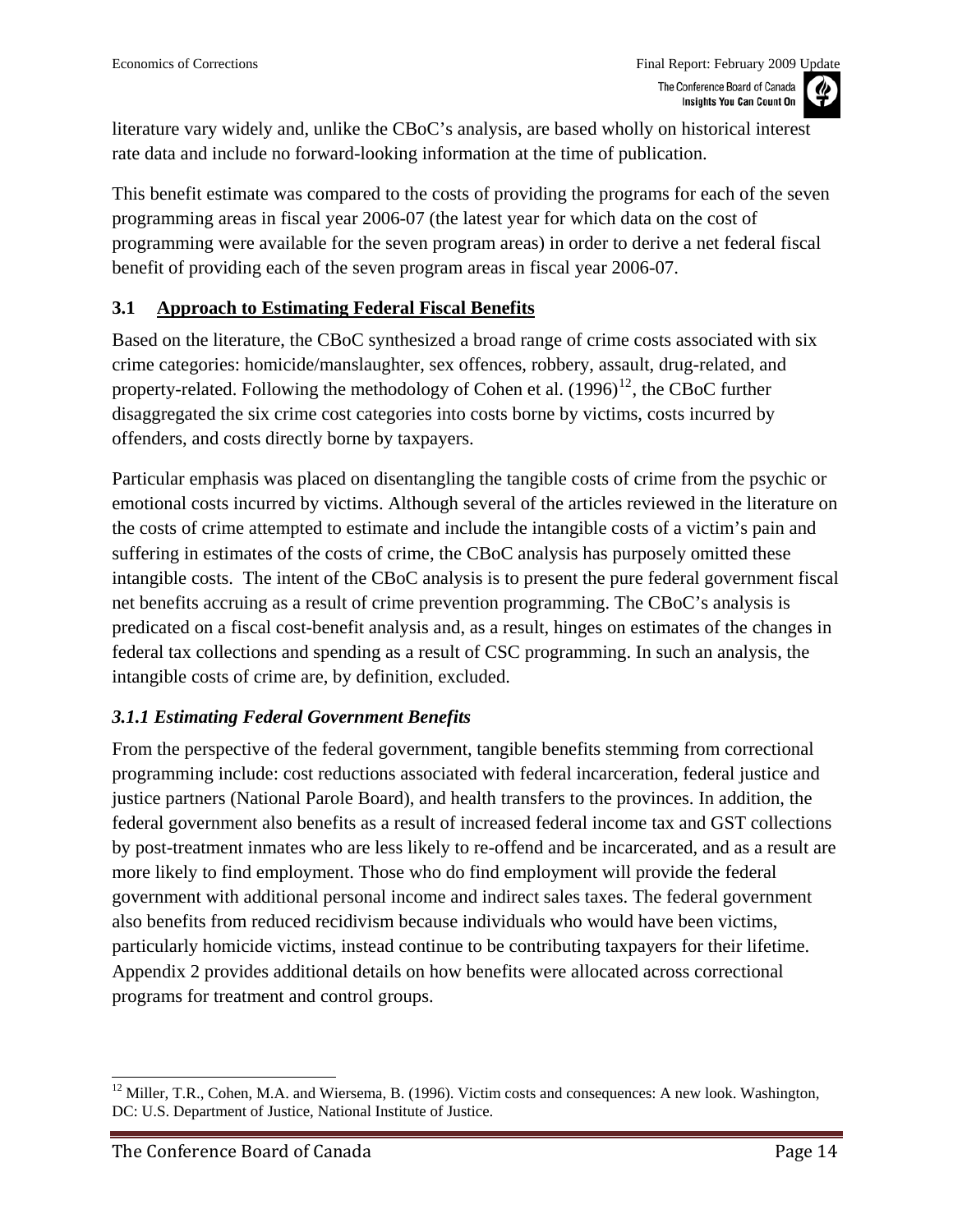literature vary widely and, unlike the CBoC's analysis, are based wholly on historical interest rate data and include no forward-looking information at the time of publication.

This benefit estimate was compared to the costs of providing the programs for each of the seven programming areas in fiscal year 2006-07 (the latest year for which data on the cost of programming were available for the seven program areas) in order to derive a net federal fiscal benefit of providing each of the seven program areas in fiscal year 2006-07.

## 3.1 Approach to Estimating Federal Fiscal Benefits

Based on the literature, the CBoC synthesized a broad range of crime costs associated with six crime categories: homicide/manslaughter, sex offences, robbery, assault, drug-related, and property-related. Following the methodology of Cohen et al. (1996)[12], the CBoC further disaggregated the six crime cost categories into costs borne by victims, costs incurred by offenders, and costs directly borne by taxpayers.

Particular emphasis was placed on disentangling the tangible costs of crime from the psychic or emotional costs incurred by victims. Although several of the articles reviewed in the literature on the costs of crime attempted to estimate and include the intangible costs of a victim's pain and suffering in estimates of the costs of crime, the CBoC analysis has purposely omitted these intangible costs. The intent of the CBoC analysis is to present the pure federal government fiscal net benefits accruing as a result of crime prevention programming. The CBoC's analysis is predicated on a fiscal cost-benefit analysis and, as a result, hinges on estimates of the changes in federal tax collections and spending as a result of CSC programming. In such an analysis, the intangible costs of crime are, by definition, excluded.

### *3.1.1 Estimating Federal Government Benefits*

From the perspective of the federal government, tangible benefits stemming from correctional programming include: cost reductions associated with federal incarceration, federal justice and justice partners (National Parole Board), and health transfers to the provinces. In addition, the federal government also benefits as a result of increased federal income tax and GST collections by post-treatment inmates who are less likely to re-offend and be incarcerated, and as a result are more likely to find employment. Those who do find employment will provide the federal government with additional personal income and indirect sales taxes. The federal government also benefits from reduced recidivism because individuals who would have been victims, particularly homicide victims, instead continue to be contributing taxpayers for their lifetime. Appendix 2 provides additional details on how benefits were allocated across correctional programs for treatment and control groups.

[12] Miller, T.R., Cohen, M.A. and Wiersema, B. (1996). Victim costs and consequences: A new look. Washington, DC: U.S. Department of Justice, National Institute of Justice.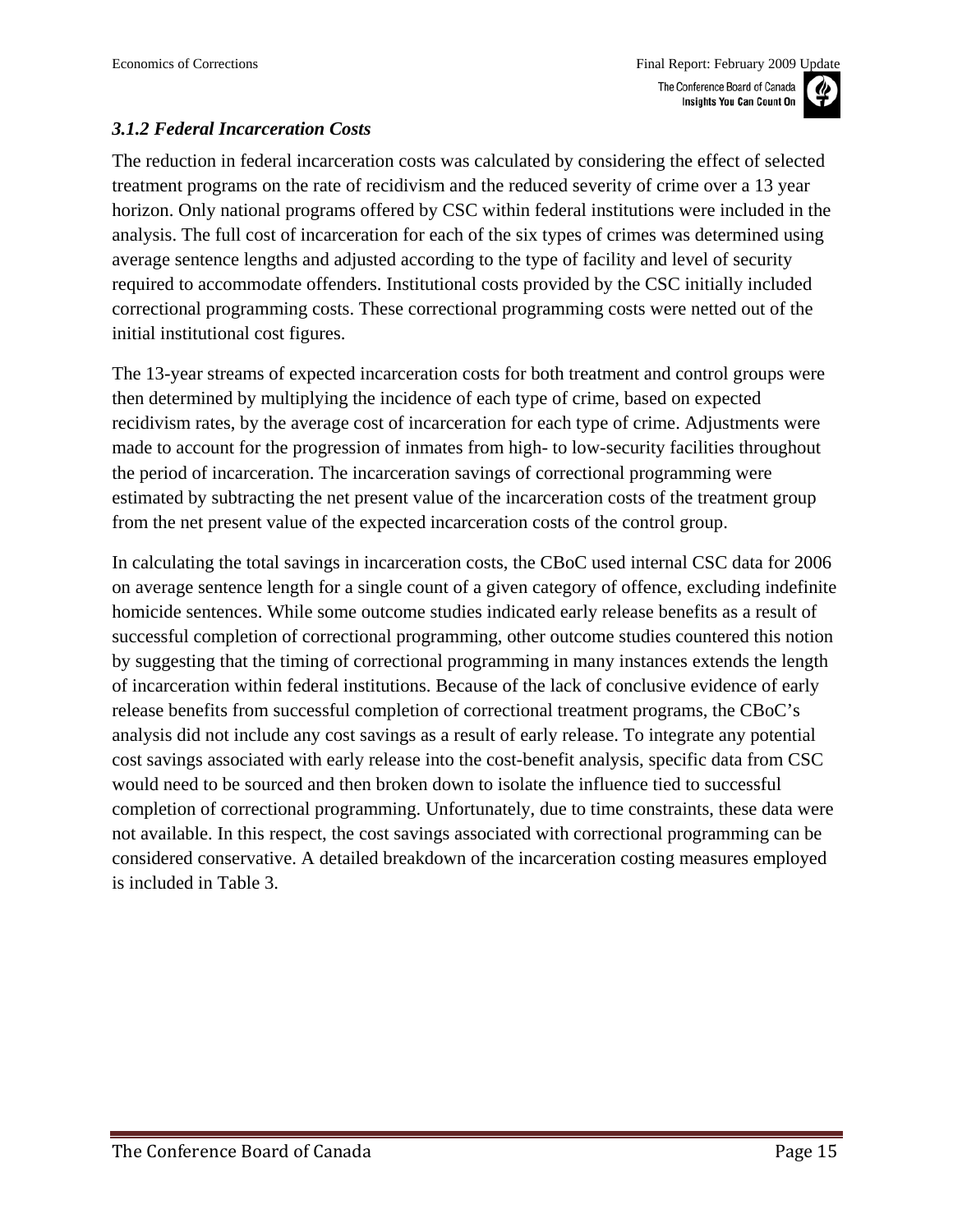### *3.1.2 Federal Incarceration Costs*

The reduction in federal incarceration costs was calculated by considering the effect of selected treatment programs on the rate of recidivism and the reduced severity of crime over a 13 year horizon. Only national programs offered by CSC within federal institutions were included in the analysis. The full cost of incarceration for each of the six types of crimes was determined using average sentence lengths and adjusted according to the type of facility and level of security required to accommodate offenders. Institutional costs provided by the CSC initially included correctional programming costs. These correctional programming costs were netted out of the initial institutional cost figures.

The 13-year streams of expected incarceration costs for both treatment and control groups were then determined by multiplying the incidence of each type of crime, based on expected recidivism rates, by the average cost of incarceration for each type of crime. Adjustments were made to account for the progression of inmates from high- to low-security facilities throughout the period of incarceration. The incarceration savings of correctional programming were estimated by subtracting the net present value of the incarceration costs of the treatment group from the net present value of the expected incarceration costs of the control group.

In calculating the total savings in incarceration costs, the CBoC used internal CSC data for 2006 on average sentence length for a single count of a given category of offence, excluding indefinite homicide sentences. While some outcome studies indicated early release benefits as a result of successful completion of correctional programming, other outcome studies countered this notion by suggesting that the timing of correctional programming in many instances extends the length of incarceration within federal institutions. Because of the lack of conclusive evidence of early release benefits from successful completion of correctional treatment programs, the CBoC's analysis did not include any cost savings as a result of early release. To integrate any potential cost savings associated with early release into the cost-benefit analysis, specific data from CSC would need to be sourced and then broken down to isolate the influence tied to successful completion of correctional programming. Unfortunately, due to time constraints, these data were not available. In this respect, the cost savings associated with correctional programming can be considered conservative. A detailed breakdown of the incarceration costing measures employed is included in Table 3.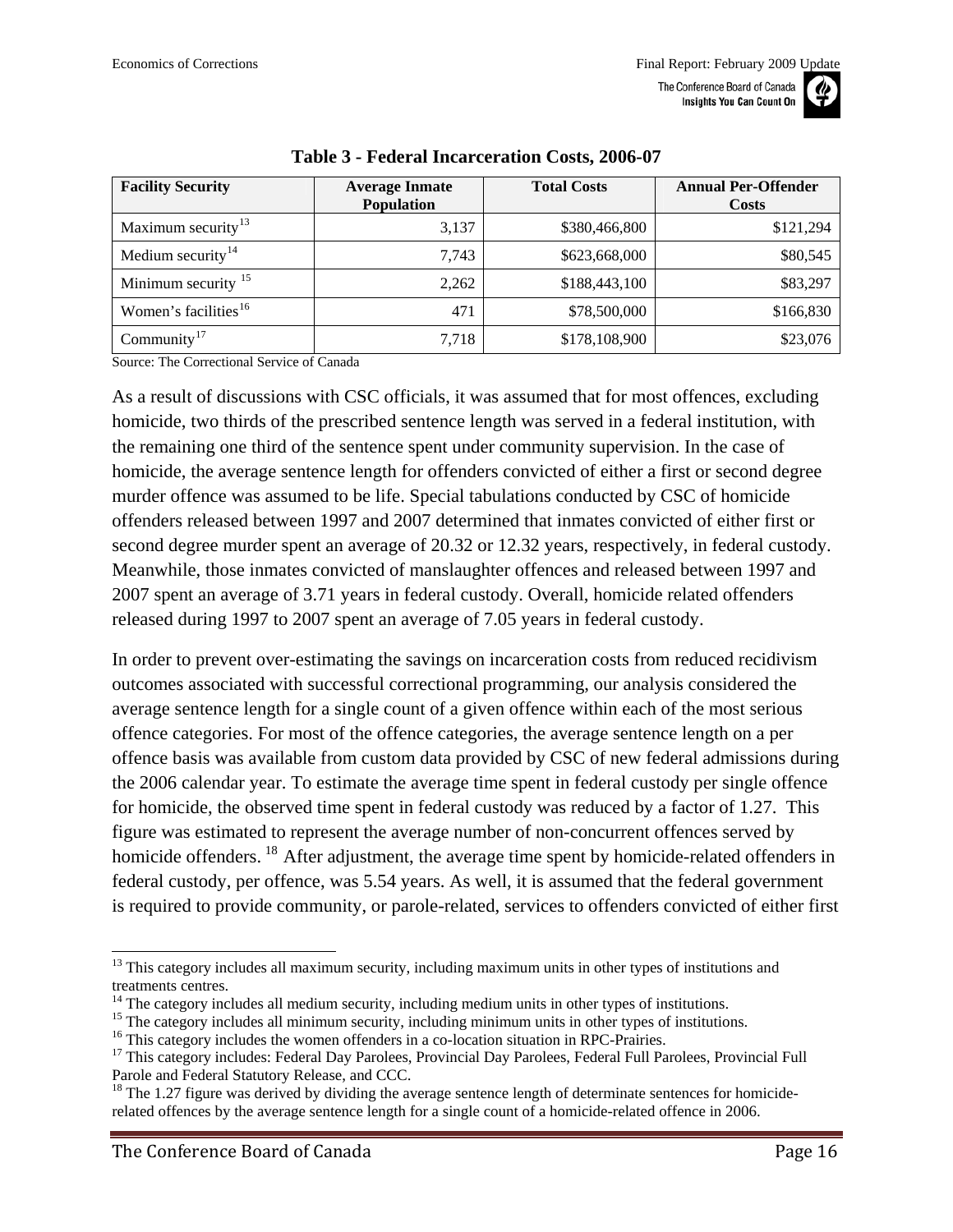**Table 3 - Federal Incarceration Costs, 2006-07**

| Facility Security | Average Inmate Population | Total Costs | Annual Per-Offender Costs |
|---|---|---|---|
| Maximum security[13] | 3,137 | $380,466,800 | $121,294 |
| Medium security[14] | 7,743 | $623,668,000 | $80,545 |
| Minimum security [15] | 2,262 | $188,443,100 | $83,297 |
| Women's facilities[16] | 471 | $78,500,000 | $166,830 |
| Community[17] | 7,718 | $178,108,900 | $23,076 |

Source: The Correctional Service of Canada

As a result of discussions with CSC officials, it was assumed that for most offences, excluding homicide, two thirds of the prescribed sentence length was served in a federal institution, with the remaining one third of the sentence spent under community supervision. In the case of homicide, the average sentence length for offenders convicted of either a first or second degree murder offence was assumed to be life. Special tabulations conducted by CSC of homicide offenders released between 1997 and 2007 determined that inmates convicted of either first or second degree murder spent an average of 20.32 or 12.32 years, respectively, in federal custody. Meanwhile, those inmates convicted of manslaughter offences and released between 1997 and 2007 spent an average of 3.71 years in federal custody. Overall, homicide related offenders released during 1997 to 2007 spent an average of 7.05 years in federal custody.

In order to prevent over-estimating the savings on incarceration costs from reduced recidivism outcomes associated with successful correctional programming, our analysis considered the average sentence length for a single count of a given offence within each of the most serious offence categories. For most of the offence categories, the average sentence length on a per offence basis was available from custom data provided by CSC of new federal admissions during the 2006 calendar year. To estimate the average time spent in federal custody per single offence for homicide, the observed time spent in federal custody was reduced by a factor of 1.27. This figure was estimated to represent the average number of non-concurrent offences served by homicide offenders. [18] After adjustment, the average time spent by homicide-related offenders in federal custody, per offence, was 5.54 years. As well, it is assumed that the federal government is required to provide community, or parole-related, services to offenders convicted of either first

[13] This category includes all maximum security, including maximum units in other types of institutions and treatments centres.

[14] The category includes all medium security, including medium units in other types of institutions.

[15] The category includes all minimum security, including minimum units in other types of institutions.

[16] This category includes the women offenders in a co-location situation in RPC-Prairies.

[17] This category includes: Federal Day Parolees, Provincial Day Parolees, Federal Full Parolees, Provincial Full Parole and Federal Statutory Release, and CCC.

[18] The 1.27 figure was derived by dividing the average sentence length of determinate sentences for homicide-related offences by the average sentence length for a single count of a homicide-related offence in 2006.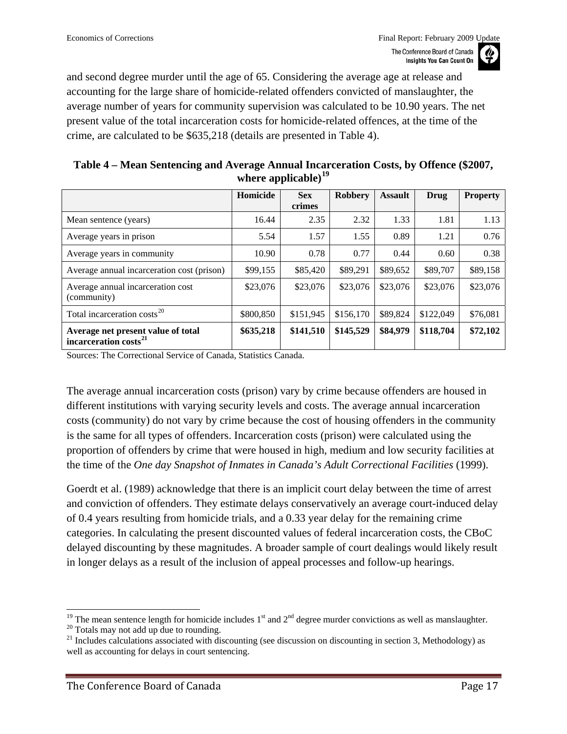and second degree murder until the age of 65. Considering the average age at release and accounting for the large share of homicide-related offenders convicted of manslaughter, the average number of years for community supervision was calculated to be 10.90 years. The net present value of the total incarceration costs for homicide-related offences, at the time of the crime, are calculated to be $635,218 (details are presented in Table 4).

**Table 4 – Mean Sentencing and Average Annual Incarceration Costs, by Offence ($2007, where applicable)[19]**

| | Homicide | Sex crimes | Robbery | Assault | Drug | Property |
|---|---|---|---|---|---|---|
| Mean sentence (years) | 16.44 | 2.35 | 2.32 | 1.33 | 1.81 | 1.13 |
| Average years in prison | 5.54 | 1.57 | 1.55 | 0.89 | 1.21 | 0.76 |
| Average years in community | 10.90 | 0.78 | 0.77 | 0.44 | 0.60 | 0.38 |
| Average annual incarceration cost (prison) | $99,155 | $85,420 | $89,291 | $89,652 | $89,707 | $89,158 |
| Average annual incarceration cost (community) | $23,076 | $23,076 | $23,076 | $23,076 | $23,076 | $23,076 |
| Total incarceration costs[20] | $800,850 | $151,945 | $156,170 | $89,824 | $122,049 | $76,081 |
| **Average net present value of total incarceration costs[21]** | **$635,218** | **$141,510** | **$145,529** | **$84,979** | **$118,704** | **$72,102** |

Sources: The Correctional Service of Canada, Statistics Canada.

The average annual incarceration costs (prison) vary by crime because offenders are housed in different institutions with varying security levels and costs. The average annual incarceration costs (community) do not vary by crime because the cost of housing offenders in the community is the same for all types of offenders. Incarceration costs (prison) were calculated using the proportion of offenders by crime that were housed in high, medium and low security facilities at the time of the *One day Snapshot of Inmates in Canada's Adult Correctional Facilities* (1999).

Goerdt et al. (1989) acknowledge that there is an implicit court delay between the time of arrest and conviction of offenders. They estimate delays conservatively an average court-induced delay of 0.4 years resulting from homicide trials, and a 0.33 year delay for the remaining crime categories. In calculating the present discounted values of federal incarceration costs, the CBoC delayed discounting by these magnitudes. A broader sample of court dealings would likely result in longer delays as a result of the inclusion of appeal processes and follow-up hearings.

---

[19] The mean sentence length for homicide includes 1st and 2nd degree murder convictions as well as manslaughter.

[20] Totals may not add up due to rounding.

[21] Includes calculations associated with discounting (see discussion on discounting in section 3, Methodology) as well as accounting for delays in court sentencing.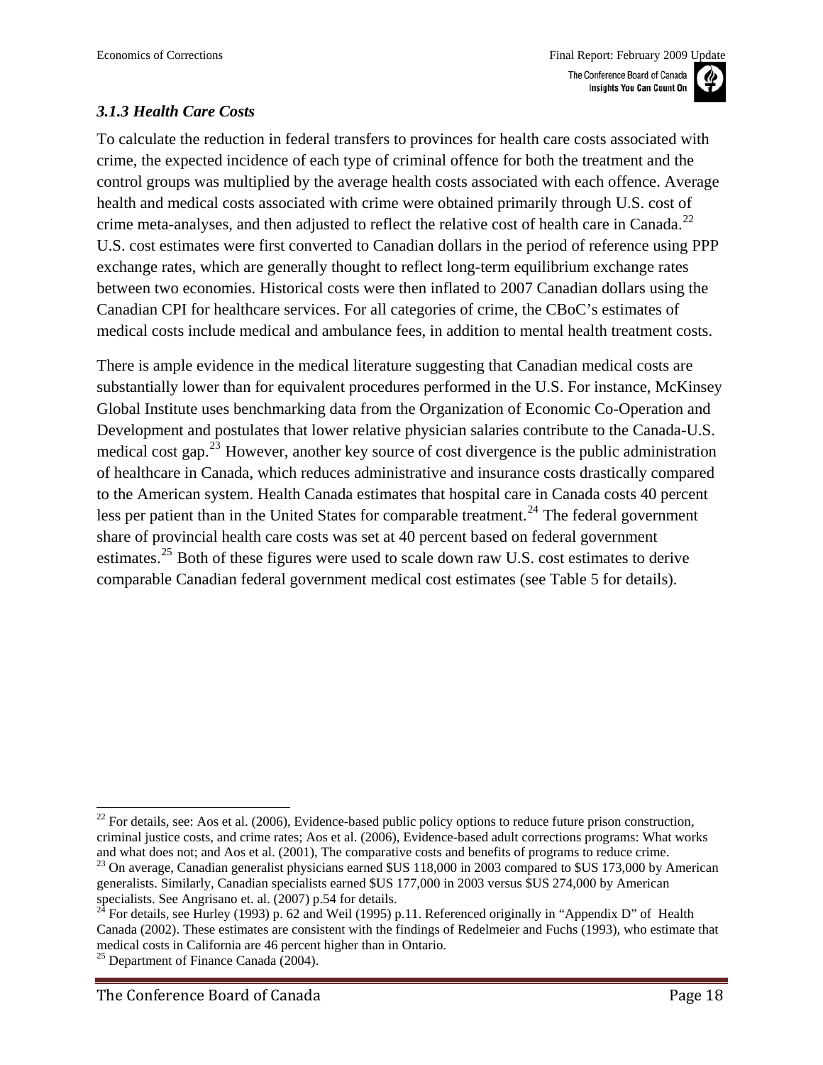### *3.1.3 Health Care Costs*

To calculate the reduction in federal transfers to provinces for health care costs associated with crime, the expected incidence of each type of criminal offence for both the treatment and the control groups was multiplied by the average health costs associated with each offence. Average health and medical costs associated with crime were obtained primarily through U.S. cost of crime meta-analyses, and then adjusted to reflect the relative cost of health care in Canada.[22] U.S. cost estimates were first converted to Canadian dollars in the period of reference using PPP exchange rates, which are generally thought to reflect long-term equilibrium exchange rates between two economies. Historical costs were then inflated to 2007 Canadian dollars using the Canadian CPI for healthcare services. For all categories of crime, the CBoC's estimates of medical costs include medical and ambulance fees, in addition to mental health treatment costs.

There is ample evidence in the medical literature suggesting that Canadian medical costs are substantially lower than for equivalent procedures performed in the U.S. For instance, McKinsey Global Institute uses benchmarking data from the Organization of Economic Co-Operation and Development and postulates that lower relative physician salaries contribute to the Canada-U.S. medical cost gap.[23] However, another key source of cost divergence is the public administration of healthcare in Canada, which reduces administrative and insurance costs drastically compared to the American system. Health Canada estimates that hospital care in Canada costs 40 percent less per patient than in the United States for comparable treatment.[24] The federal government share of provincial health care costs was set at 40 percent based on federal government estimates.[25] Both of these figures were used to scale down raw U.S. cost estimates to derive comparable Canadian federal government medical cost estimates (see Table 5 for details).

---

[22] For details, see: Aos et al. (2006), Evidence-based public policy options to reduce future prison construction, criminal justice costs, and crime rates; Aos et al. (2006), Evidence-based adult corrections programs: What works and what does not; and Aos et al. (2001), The comparative costs and benefits of programs to reduce crime.

[23] On average, Canadian generalist physicians earned $US 118,000 in 2003 compared to $US 173,000 by American generalists. Similarly, Canadian specialists earned $US 177,000 in 2003 versus $US 274,000 by American specialists. See Angrisano et. al. (2007) p.54 for details.

[24] For details, see Hurley (1993) p. 62 and Weil (1995) p.11. Referenced originally in "Appendix D" of Health Canada (2002). These estimates are consistent with the findings of Redelmeier and Fuchs (1993), who estimate that medical costs in California are 46 percent higher than in Ontario.

[25] Department of Finance Canada (2004).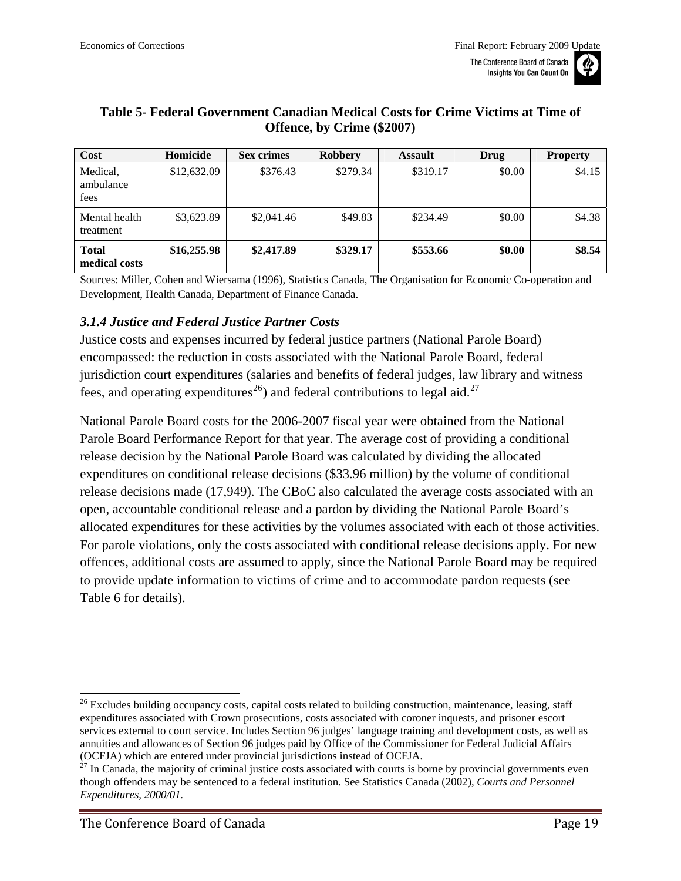**Table 5- Federal Government Canadian Medical Costs for Crime Victims at Time of Offence, by Crime ($2007)**

| Cost | Homicide | Sex crimes | Robbery | Assault | Drug | Property |
|---|---|---|---|---|---|---|
| Medical, ambulance fees | $12,632.09 | $376.43 | $279.34 | $319.17 | $0.00 | $4.15 |
| Mental health treatment | $3,623.89 | $2,041.46 | $49.83 | $234.49 | $0.00 | $4.38 |
| **Total medical costs** | **$16,255.98** | **$2,417.89** | **$329.17** | **$553.66** | **$0.00** | **$8.54** |

Sources: Miller, Cohen and Wiersama (1996), Statistics Canada, The Organisation for Economic Co-operation and Development, Health Canada, Department of Finance Canada.

### *3.1.4 Justice and Federal Justice Partner Costs*

Justice costs and expenses incurred by federal justice partners (National Parole Board) encompassed: the reduction in costs associated with the National Parole Board, federal jurisdiction court expenditures (salaries and benefits of federal judges, law library and witness fees, and operating expenditures[26]) and federal contributions to legal aid.[27]

National Parole Board costs for the 2006-2007 fiscal year were obtained from the National Parole Board Performance Report for that year. The average cost of providing a conditional release decision by the National Parole Board was calculated by dividing the allocated expenditures on conditional release decisions ($33.96 million) by the volume of conditional release decisions made (17,949). The CBoC also calculated the average costs associated with an open, accountable conditional release and a pardon by dividing the National Parole Board's allocated expenditures for these activities by the volumes associated with each of those activities. For parole violations, only the costs associated with conditional release decisions apply. For new offences, additional costs are assumed to apply, since the National Parole Board may be required to provide update information to victims of crime and to accommodate pardon requests (see Table 6 for details).

---

[26] Excludes building occupancy costs, capital costs related to building construction, maintenance, leasing, staff expenditures associated with Crown prosecutions, costs associated with coroner inquests, and prisoner escort services external to court service. Includes Section 96 judges' language training and development costs, as well as annuities and allowances of Section 96 judges paid by Office of the Commissioner for Federal Judicial Affairs (OCFJA) which are entered under provincial jurisdictions instead of OCFJA.

[27] In Canada, the majority of criminal justice costs associated with courts is borne by provincial governments even though offenders may be sentenced to a federal institution. See Statistics Canada (2002), *Courts and Personnel Expenditures, 2000/01.*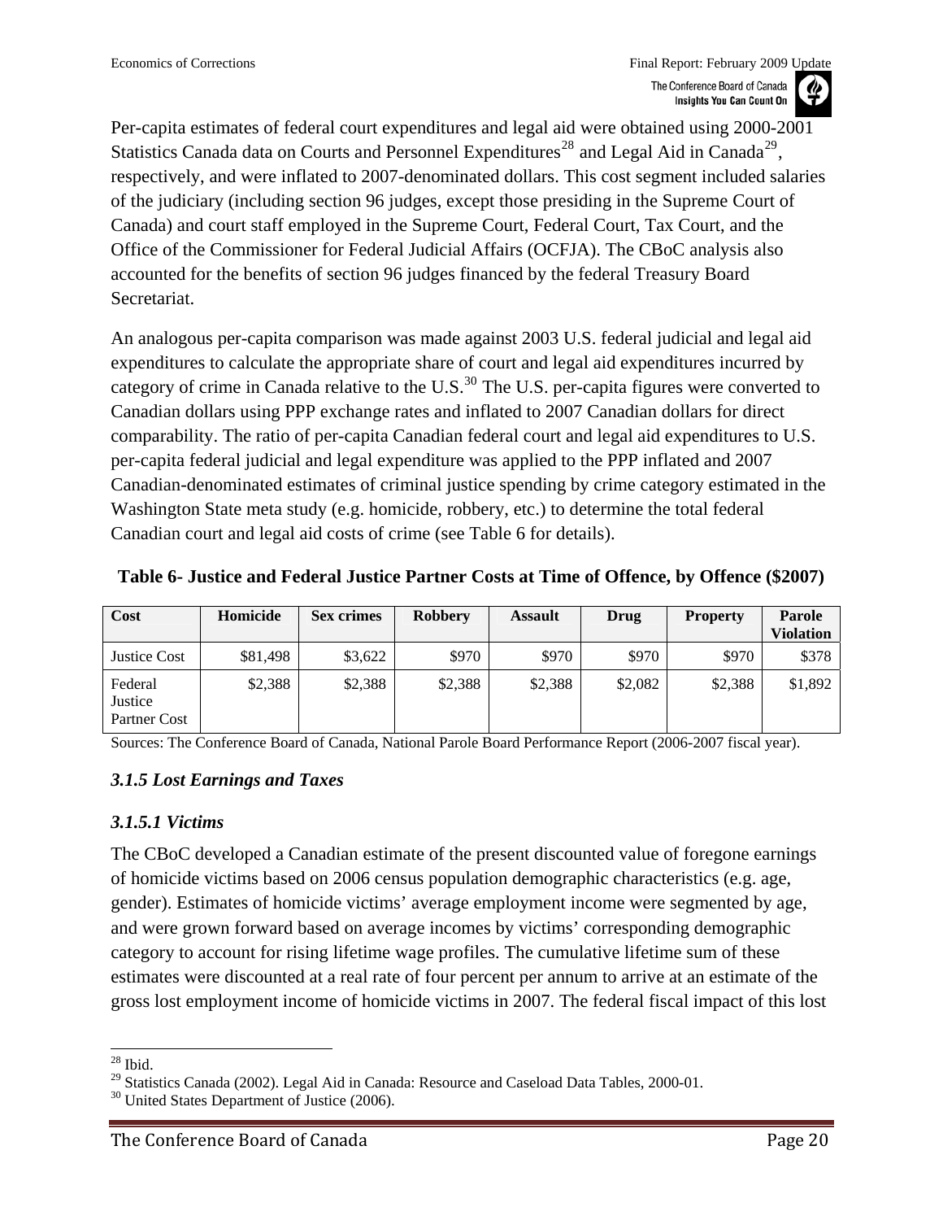Per-capita estimates of federal court expenditures and legal aid were obtained using 2000-2001 Statistics Canada data on Courts and Personnel Expenditures[28] and Legal Aid in Canada[29], respectively, and were inflated to 2007-denominated dollars. This cost segment included salaries of the judiciary (including section 96 judges, except those presiding in the Supreme Court of Canada) and court staff employed in the Supreme Court, Federal Court, Tax Court, and the Office of the Commissioner for Federal Judicial Affairs (OCFJA). The CBoC analysis also accounted for the benefits of section 96 judges financed by the federal Treasury Board Secretariat.

An analogous per-capita comparison was made against 2003 U.S. federal judicial and legal aid expenditures to calculate the appropriate share of court and legal aid expenditures incurred by category of crime in Canada relative to the U.S.[30] The U.S. per-capita figures were converted to Canadian dollars using PPP exchange rates and inflated to 2007 Canadian dollars for direct comparability. The ratio of per-capita Canadian federal court and legal aid expenditures to U.S. per-capita federal judicial and legal expenditure was applied to the PPP inflated and 2007 Canadian-denominated estimates of criminal justice spending by crime category estimated in the Washington State meta study (e.g. homicide, robbery, etc.) to determine the total federal Canadian court and legal aid costs of crime (see Table 6 for details).

**Table 6- Justice and Federal Justice Partner Costs at Time of Offence, by Offence ($2007)**

| Cost | Homicide | Sex crimes | Robbery | Assault | Drug | Property | Parole Violation |
|---|---|---|---|---|---|---|---|
| Justice Cost | $81,498 | $3,622 | $970 | $970 | $970 | $970 | $378 |
| Federal Justice Partner Cost | $2,388 | $2,388 | $2,388 | $2,388 | $2,082 | $2,388 | $1,892 |

Sources: The Conference Board of Canada, National Parole Board Performance Report (2006-2007 fiscal year).

### *3.1.5 Lost Earnings and Taxes*

#### *3.1.5.1 Victims*

The CBoC developed a Canadian estimate of the present discounted value of foregone earnings of homicide victims based on 2006 census population demographic characteristics (e.g. age, gender). Estimates of homicide victims' average employment income were segmented by age, and were grown forward based on average incomes by victims' corresponding demographic category to account for rising lifetime wage profiles. The cumulative lifetime sum of these estimates were discounted at a real rate of four percent per annum to arrive at an estimate of the gross lost employment income of homicide victims in 2007. The federal fiscal impact of this lost

[28] Ibid.

[29] Statistics Canada (2002). Legal Aid in Canada: Resource and Caseload Data Tables, 2000-01.

[30] United States Department of Justice (2006).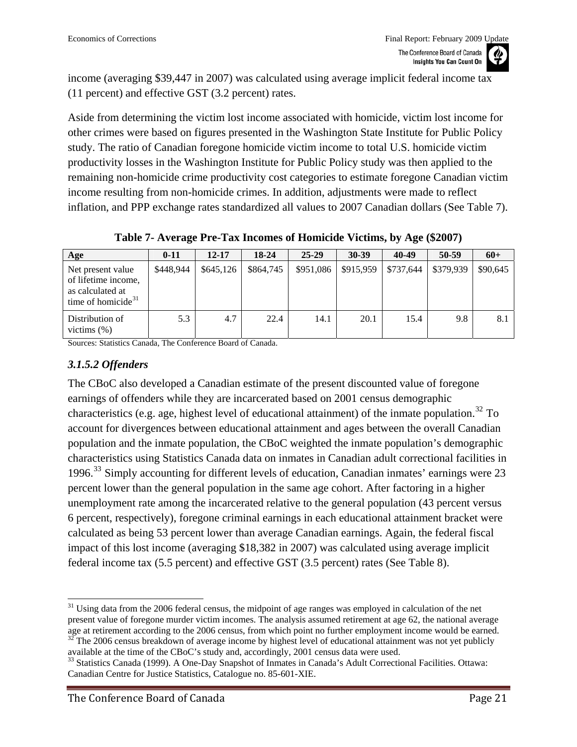income (averaging $39,447 in 2007) was calculated using average implicit federal income tax (11 percent) and effective GST (3.2 percent) rates.

Aside from determining the victim lost income associated with homicide, victim lost income for other crimes were based on figures presented in the Washington State Institute for Public Policy study. The ratio of Canadian foregone homicide victim income to total U.S. homicide victim productivity losses in the Washington Institute for Public Policy study was then applied to the remaining non-homicide crime productivity cost categories to estimate foregone Canadian victim income resulting from non-homicide crimes. In addition, adjustments were made to reflect inflation, and PPP exchange rates standardized all values to 2007 Canadian dollars (See Table 7).

**Table 7- Average Pre-Tax Incomes of Homicide Victims, by Age ($2007)**

| Age | 0-11 | 12-17 | 18-24 | 25-29 | 30-39 | 40-49 | 50-59 | 60+ |
|---|---|---|---|---|---|---|---|---|
| Net present value of lifetime income, as calculated at time of homicide[31] | $448,944 | $645,126 | $864,745 | $951,086 | $915,959 | $737,644 | $379,939 | $90,645 |
| Distribution of victims (%) | 5.3 | 4.7 | 22.4 | 14.1 | 20.1 | 15.4 | 9.8 | 8.1 |

Sources: Statistics Canada, The Conference Board of Canada.

### *3.1.5.2 Offenders*

The CBoC also developed a Canadian estimate of the present discounted value of foregone earnings of offenders while they are incarcerated based on 2001 census demographic characteristics (e.g. age, highest level of educational attainment) of the inmate population.[32] To account for divergences between educational attainment and ages between the overall Canadian population and the inmate population, the CBoC weighted the inmate population's demographic characteristics using Statistics Canada data on inmates in Canadian adult correctional facilities in 1996.[33] Simply accounting for different levels of education, Canadian inmates' earnings were 23 percent lower than the general population in the same age cohort. After factoring in a higher unemployment rate among the incarcerated relative to the general population (43 percent versus 6 percent, respectively), foregone criminal earnings in each educational attainment bracket were calculated as being 53 percent lower than average Canadian earnings. Again, the federal fiscal impact of this lost income (averaging $18,382 in 2007) was calculated using average implicit federal income tax (5.5 percent) and effective GST (3.5 percent) rates (See Table 8).

---

[31] Using data from the 2006 federal census, the midpoint of age ranges was employed in calculation of the net present value of foregone murder victim incomes. The analysis assumed retirement at age 62, the national average age at retirement according to the 2006 census, from which point no further employment income would be earned.

[32] The 2006 census breakdown of average income by highest level of educational attainment was not yet publicly available at the time of the CBoC's study and, accordingly, 2001 census data were used.

[33] Statistics Canada (1999). A One-Day Snapshot of Inmates in Canada's Adult Correctional Facilities. Ottawa: Canadian Centre for Justice Statistics, Catalogue no. 85-601-XIE.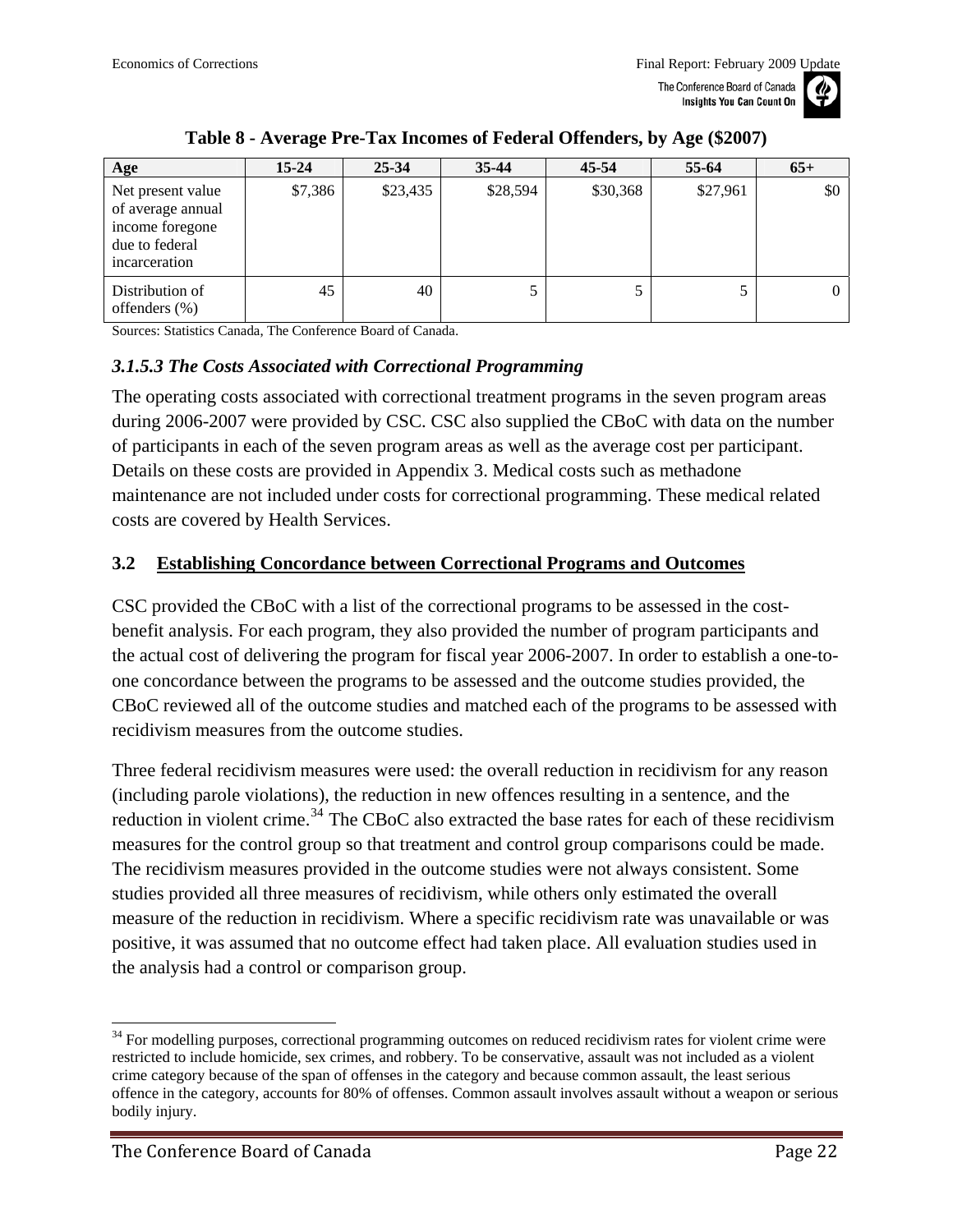**Table 8 - Average Pre-Tax Incomes of Federal Offenders, by Age ($2007)**

| Age | 15-24 | 25-34 | 35-44 | 45-54 | 55-64 | 65+ |
|---|---|---|---|---|---|---|
| Net present value of average annual income foregone due to federal incarceration | $7,386 | $23,435 | $28,594 | $30,368 | $27,961 | $0 |
| Distribution of offenders (%) | 45 | 40 | 5 | 5 | 5 | 0 |

Sources: Statistics Canada, The Conference Board of Canada.

### *3.1.5.3 The Costs Associated with Correctional Programming*

The operating costs associated with correctional treatment programs in the seven program areas during 2006-2007 were provided by CSC. CSC also supplied the CBoC with data on the number of participants in each of the seven program areas as well as the average cost per participant. Details on these costs are provided in Appendix 3. Medical costs such as methadone maintenance are not included under costs for correctional programming. These medical related costs are covered by Health Services.

## 3.2 Establishing Concordance between Correctional Programs and Outcomes

CSC provided the CBoC with a list of the correctional programs to be assessed in the cost-benefit analysis. For each program, they also provided the number of program participants and the actual cost of delivering the program for fiscal year 2006-2007. In order to establish a one-to-one concordance between the programs to be assessed and the outcome studies provided, the CBoC reviewed all of the outcome studies and matched each of the programs to be assessed with recidivism measures from the outcome studies.

Three federal recidivism measures were used: the overall reduction in recidivism for any reason (including parole violations), the reduction in new offences resulting in a sentence, and the reduction in violent crime.[34] The CBoC also extracted the base rates for each of these recidivism measures for the control group so that treatment and control group comparisons could be made. The recidivism measures provided in the outcome studies were not always consistent. Some studies provided all three measures of recidivism, while others only estimated the overall measure of the reduction in recidivism. Where a specific recidivism rate was unavailable or was positive, it was assumed that no outcome effect had taken place. All evaluation studies used in the analysis had a control or comparison group.

[34] For modelling purposes, correctional programming outcomes on reduced recidivism rates for violent crime were restricted to include homicide, sex crimes, and robbery. To be conservative, assault was not included as a violent crime category because of the span of offenses in the category and because common assault, the least serious offence in the category, accounts for 80% of offenses. Common assault involves assault without a weapon or serious bodily injury.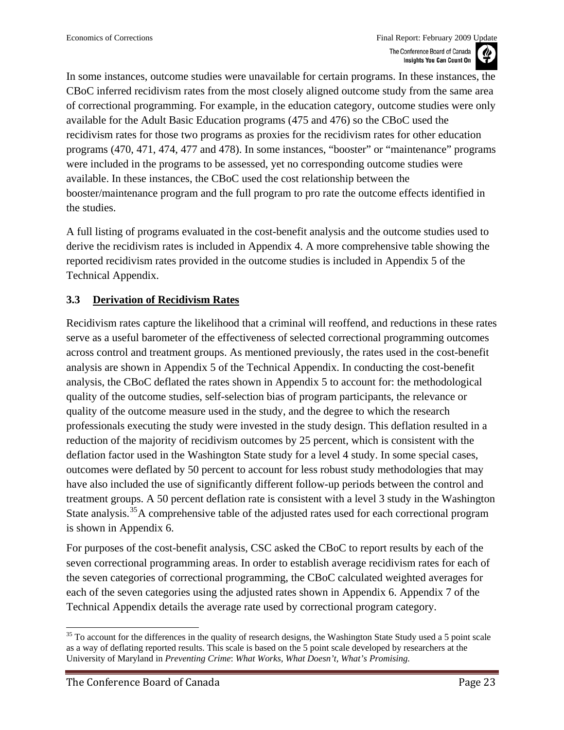In some instances, outcome studies were unavailable for certain programs. In these instances, the CBoC inferred recidivism rates from the most closely aligned outcome study from the same area of correctional programming. For example, in the education category, outcome studies were only available for the Adult Basic Education programs (475 and 476) so the CBoC used the recidivism rates for those two programs as proxies for the recidivism rates for other education programs (470, 471, 474, 477 and 478). In some instances, "booster" or "maintenance" programs were included in the programs to be assessed, yet no corresponding outcome studies were available. In these instances, the CBoC used the cost relationship between the booster/maintenance program and the full program to pro rate the outcome effects identified in the studies.

A full listing of programs evaluated in the cost-benefit analysis and the outcome studies used to derive the recidivism rates is included in Appendix 4. A more comprehensive table showing the reported recidivism rates provided in the outcome studies is included in Appendix 5 of the Technical Appendix.

### 3.3 Derivation of Recidivism Rates

Recidivism rates capture the likelihood that a criminal will reoffend, and reductions in these rates serve as a useful barometer of the effectiveness of selected correctional programming outcomes across control and treatment groups. As mentioned previously, the rates used in the cost-benefit analysis are shown in Appendix 5 of the Technical Appendix. In conducting the cost-benefit analysis, the CBoC deflated the rates shown in Appendix 5 to account for: the methodological quality of the outcome studies, self-selection bias of program participants, the relevance or quality of the outcome measure used in the study, and the degree to which the research professionals executing the study were invested in the study design. This deflation resulted in a reduction of the majority of recidivism outcomes by 25 percent, which is consistent with the deflation factor used in the Washington State study for a level 4 study. In some special cases, outcomes were deflated by 50 percent to account for less robust study methodologies that may have also included the use of significantly different follow-up periods between the control and treatment groups. A 50 percent deflation rate is consistent with a level 3 study in the Washington State analysis.[35] A comprehensive table of the adjusted rates used for each correctional program is shown in Appendix 6.

For purposes of the cost-benefit analysis, CSC asked the CBoC to report results by each of the seven correctional programming areas. In order to establish average recidivism rates for each of the seven categories of correctional programming, the CBoC calculated weighted averages for each of the seven categories using the adjusted rates shown in Appendix 6. Appendix 7 of the Technical Appendix details the average rate used by correctional program category.

---

[35] To account for the differences in the quality of research designs, the Washington State Study used a 5 point scale as a way of deflating reported results. This scale is based on the 5 point scale developed by researchers at the University of Maryland in *Preventing Crime*: *What Works, What Doesn't, What's Promising.*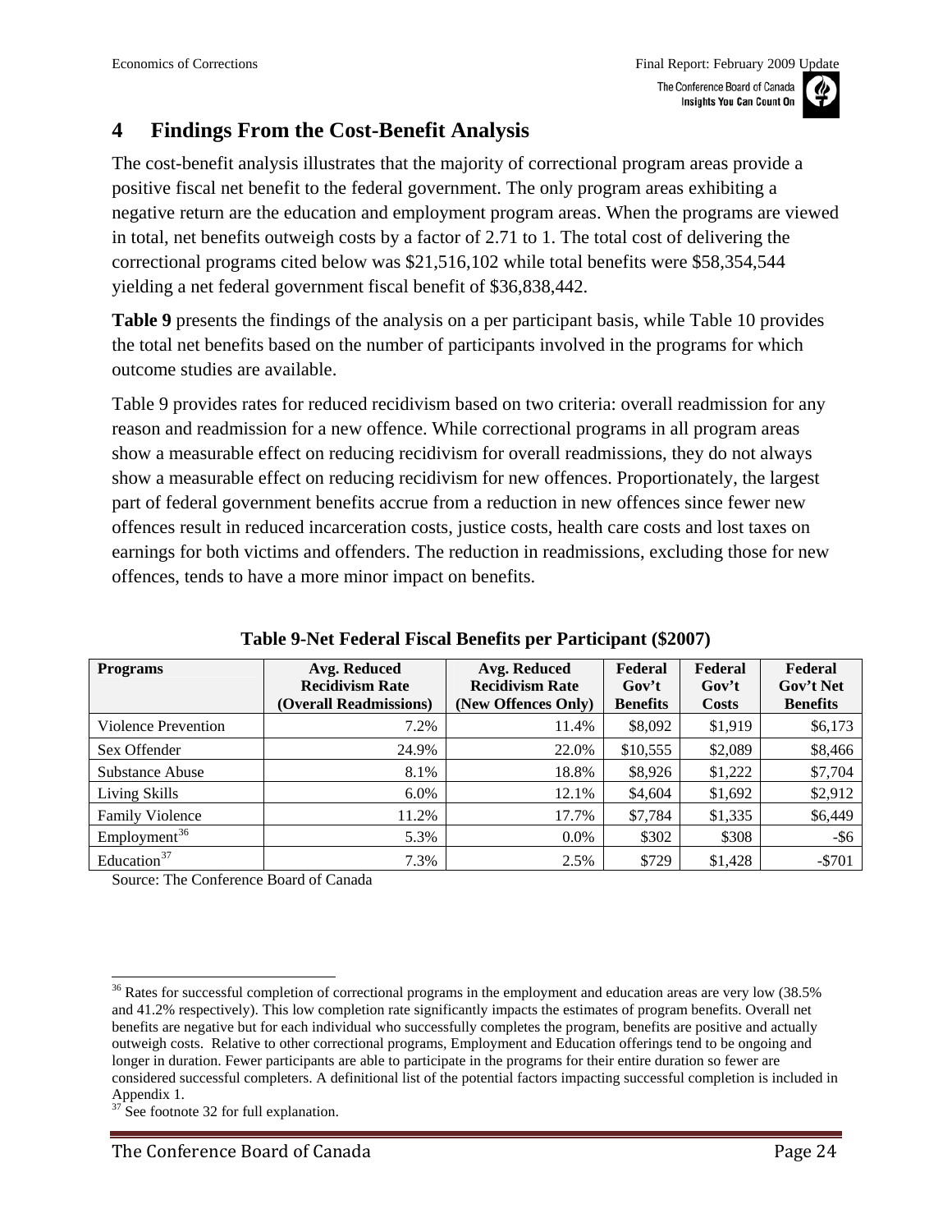## 4 Findings From the Cost-Benefit Analysis

The cost-benefit analysis illustrates that the majority of correctional program areas provide a positive fiscal net benefit to the federal government. The only program areas exhibiting a negative return are the education and employment program areas. When the programs are viewed in total, net benefits outweigh costs by a factor of 2.71 to 1. The total cost of delivering the correctional programs cited below was $21,516,102 while total benefits were $58,354,544 yielding a net federal government fiscal benefit of $36,838,442.

**Table 9** presents the findings of the analysis on a per participant basis, while Table 10 provides the total net benefits based on the number of participants involved in the programs for which outcome studies are available.

Table 9 provides rates for reduced recidivism based on two criteria: overall readmission for any reason and readmission for a new offence. While correctional programs in all program areas show a measurable effect on reducing recidivism for overall readmissions, they do not always show a measurable effect on reducing recidivism for new offences. Proportionately, the largest part of federal government benefits accrue from a reduction in new offences since fewer new offences result in reduced incarceration costs, justice costs, health care costs and lost taxes on earnings for both victims and offenders. The reduction in readmissions, excluding those for new offences, tends to have a more minor impact on benefits.

**Table 9-Net Federal Fiscal Benefits per Participant ($2007)**

| Programs | Avg. Reduced Recidivism Rate (Overall Readmissions) | Avg. Reduced Recidivism Rate (New Offences Only) | Federal Gov't Benefits | Federal Gov't Costs | Federal Gov't Net Benefits |
|---|---|---|---|---|---|
| Violence Prevention | 7.2% | 11.4% | $8,092 | $1,919 | $6,173 |
| Sex Offender | 24.9% | 22.0% | $10,555 | $2,089 | $8,466 |
| Substance Abuse | 8.1% | 18.8% | $8,926 | $1,222 | $7,704 |
| Living Skills | 6.0% | 12.1% | $4,604 | $1,692 | $2,912 |
| Family Violence | 11.2% | 17.7% | $7,784 | $1,335 | $6,449 |
| Employment[36] | 5.3% | 0.0% | $302 | $308 | -$6 |
| Education[37] | 7.3% | 2.5% | $729 | $1,428 | -$701 |

Source: The Conference Board of Canada

[36] Rates for successful completion of correctional programs in the employment and education areas are very low (38.5% and 41.2% respectively). This low completion rate significantly impacts the estimates of program benefits. Overall net benefits are negative but for each individual who successfully completes the program, benefits are positive and actually outweigh costs. Relative to other correctional programs, Employment and Education offerings tend to be ongoing and longer in duration. Fewer participants are able to participate in the programs for their entire duration so fewer are considered successful completers. A definitional list of the potential factors impacting successful completion is included in Appendix 1.

[37] See footnote 32 for full explanation.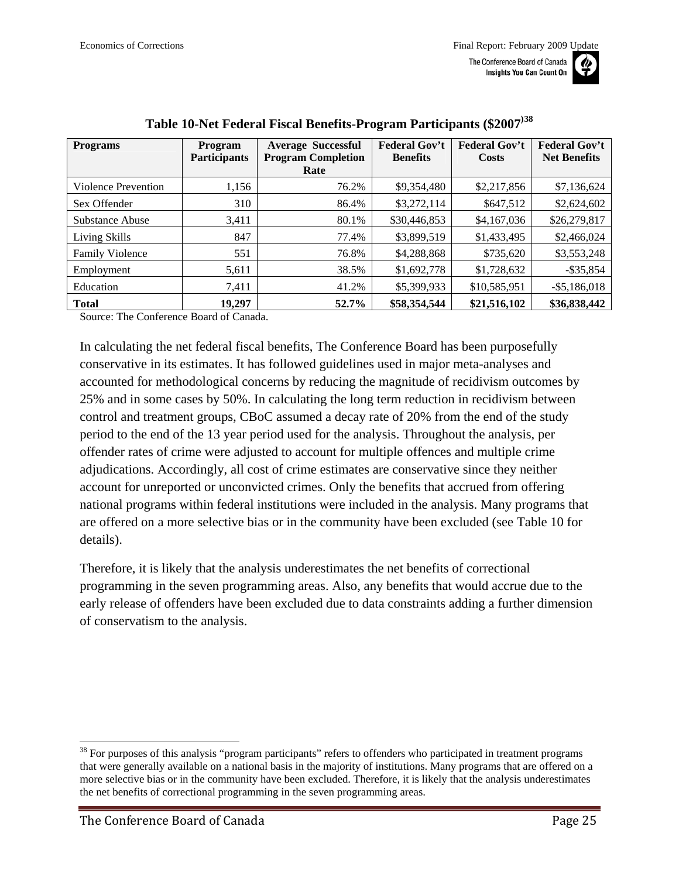**Table 10-Net Federal Fiscal Benefits-Program Participants ($2007)**[38]

| Programs | Program Participants | Average Successful Program Completion Rate | Federal Gov't Benefits | Federal Gov't Costs | Federal Gov't Net Benefits |
|---|---|---|---|---|---|
| Violence Prevention | 1,156 | 76.2% | $9,354,480 | $2,217,856 | $7,136,624 |
| Sex Offender | 310 | 86.4% | $3,272,114 | $647,512 | $2,624,602 |
| Substance Abuse | 3,411 | 80.1% | $30,446,853 | $4,167,036 | $26,279,817 |
| Living Skills | 847 | 77.4% | $3,899,519 | $1,433,495 | $2,466,024 |
| Family Violence | 551 | 76.8% | $4,288,868 | $735,620 | $3,553,248 |
| Employment | 5,611 | 38.5% | $1,692,778 | $1,728,632 | -$35,854 |
| Education | 7,411 | 41.2% | $5,399,933 | $10,585,951 | -$5,186,018 |
| **Total** | **19,297** | **52.7%** | **$58,354,544** | **$21,516,102** | **$36,838,442** |

Source: The Conference Board of Canada.

In calculating the net federal fiscal benefits, The Conference Board has been purposefully conservative in its estimates. It has followed guidelines used in major meta-analyses and accounted for methodological concerns by reducing the magnitude of recidivism outcomes by 25% and in some cases by 50%. In calculating the long term reduction in recidivism between control and treatment groups, CBoC assumed a decay rate of 20% from the end of the study period to the end of the 13 year period used for the analysis. Throughout the analysis, per offender rates of crime were adjusted to account for multiple offences and multiple crime adjudications. Accordingly, all cost of crime estimates are conservative since they neither account for unreported or unconvicted crimes. Only the benefits that accrued from offering national programs within federal institutions were included in the analysis. Many programs that are offered on a more selective bias or in the community have been excluded (see Table 10 for details).

Therefore, it is likely that the analysis underestimates the net benefits of correctional programming in the seven programming areas. Also, any benefits that would accrue due to the early release of offenders have been excluded due to data constraints adding a further dimension of conservatism to the analysis.

[38] For purposes of this analysis "program participants" refers to offenders who participated in treatment programs that were generally available on a national basis in the majority of institutions. Many programs that are offered on a more selective bias or in the community have been excluded. Therefore, it is likely that the analysis underestimates the net benefits of correctional programming in the seven programming areas.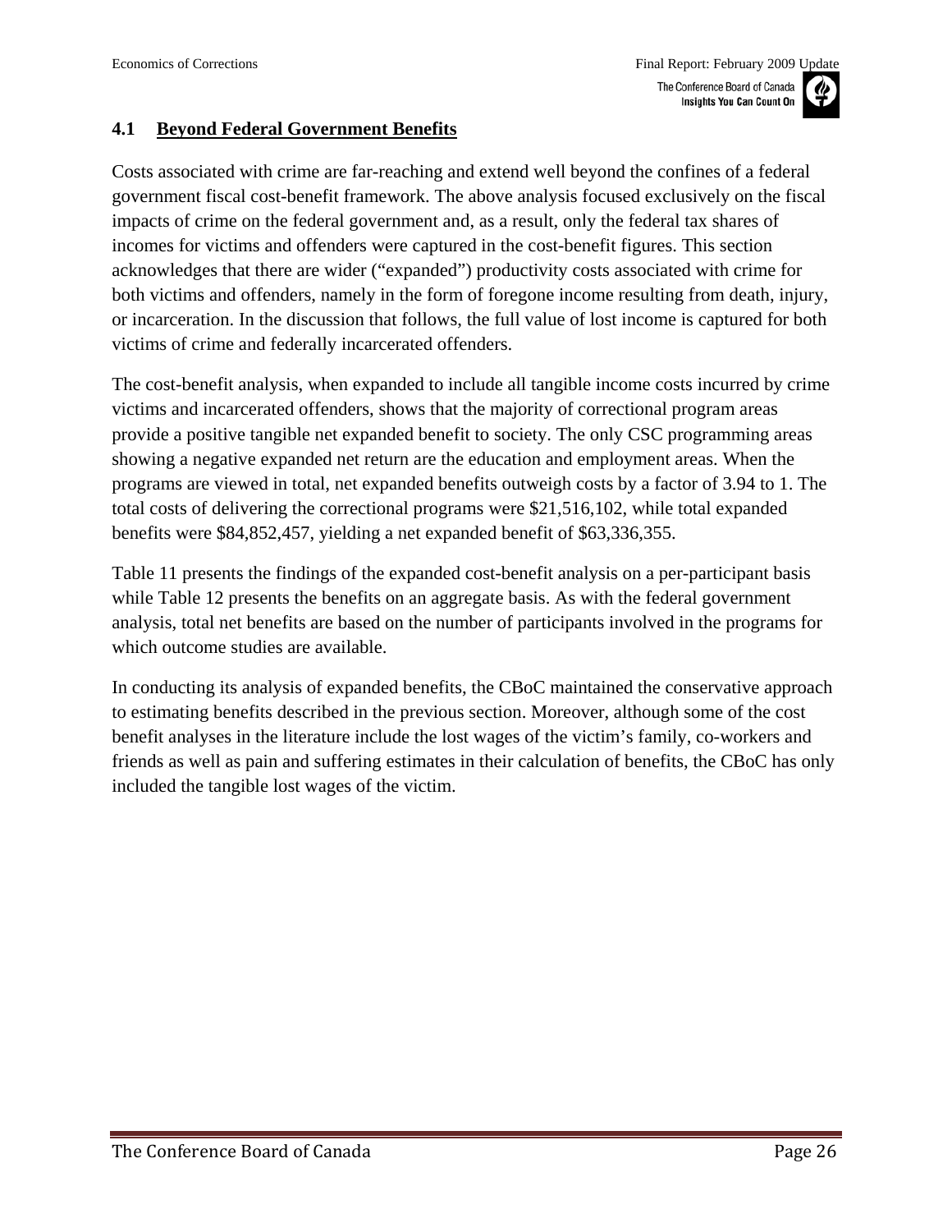## 4.1 Beyond Federal Government Benefits

Costs associated with crime are far-reaching and extend well beyond the confines of a federal government fiscal cost-benefit framework. The above analysis focused exclusively on the fiscal impacts of crime on the federal government and, as a result, only the federal tax shares of incomes for victims and offenders were captured in the cost-benefit figures. This section acknowledges that there are wider ("expanded") productivity costs associated with crime for both victims and offenders, namely in the form of foregone income resulting from death, injury, or incarceration. In the discussion that follows, the full value of lost income is captured for both victims of crime and federally incarcerated offenders.

The cost-benefit analysis, when expanded to include all tangible income costs incurred by crime victims and incarcerated offenders, shows that the majority of correctional program areas provide a positive tangible net expanded benefit to society. The only CSC programming areas showing a negative expanded net return are the education and employment areas. When the programs are viewed in total, net expanded benefits outweigh costs by a factor of 3.94 to 1. The total costs of delivering the correctional programs were $21,516,102, while total expanded benefits were $84,852,457, yielding a net expanded benefit of $63,336,355.

Table 11 presents the findings of the expanded cost-benefit analysis on a per-participant basis while Table 12 presents the benefits on an aggregate basis. As with the federal government analysis, total net benefits are based on the number of participants involved in the programs for which outcome studies are available.

In conducting its analysis of expanded benefits, the CBoC maintained the conservative approach to estimating benefits described in the previous section. Moreover, although some of the cost benefit analyses in the literature include the lost wages of the victim's family, co-workers and friends as well as pain and suffering estimates in their calculation of benefits, the CBoC has only included the tangible lost wages of the victim.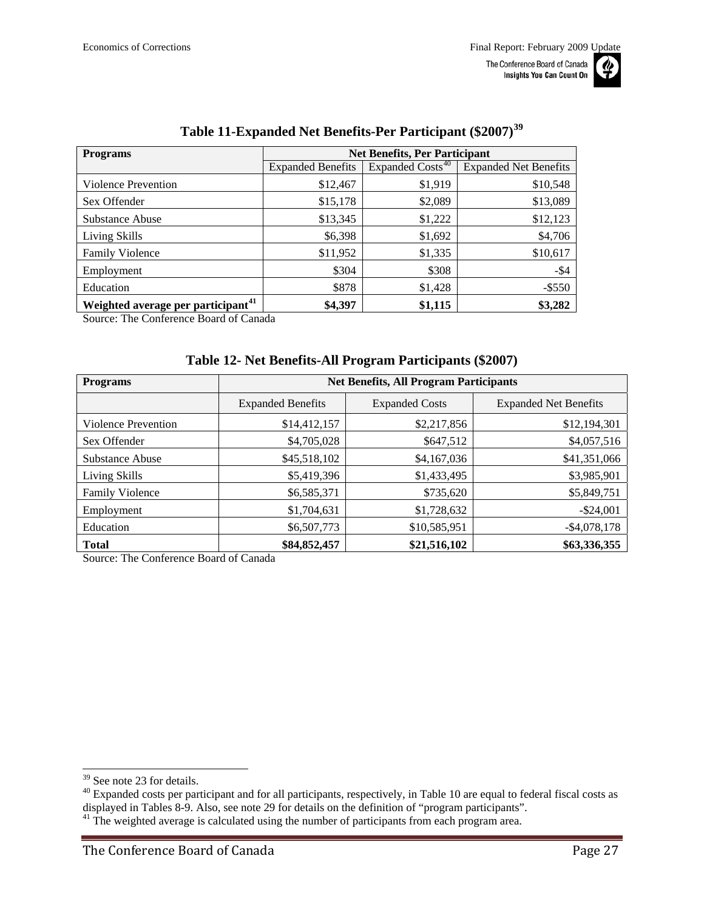### Table 11-Expanded Net Benefits-Per Participant ($2007)[39]

| Programs | Net Benefits, Per Participant | | |
|---|---|---|---|
| | Expanded Benefits | Expanded Costs[40] | Expanded Net Benefits |
| Violence Prevention | $12,467 | $1,919 | $10,548 |
| Sex Offender | $15,178 | $2,089 | $13,089 |
| Substance Abuse | $13,345 | $1,222 | $12,123 |
| Living Skills | $6,398 | $1,692 | $4,706 |
| Family Violence | $11,952 | $1,335 | $10,617 |
| Employment | $304 | $308 | -$4 |
| Education | $878 | $1,428 | -$550 |
| **Weighted average per participant[41]** | **$4,397** | **$1,115** | **$3,282** |

Source: The Conference Board of Canada

### Table 12- Net Benefits-All Program Participants ($2007)

| Programs | Net Benefits, All Program Participants | | |
|---|---|---|---|
| | Expanded Benefits | Expanded Costs | Expanded Net Benefits |
| Violence Prevention | $14,412,157 | $2,217,856 | $12,194,301 |
| Sex Offender | $4,705,028 | $647,512 | $4,057,516 |
| Substance Abuse | $45,518,102 | $4,167,036 | $41,351,066 |
| Living Skills | $5,419,396 | $1,433,495 | $3,985,901 |
| Family Violence | $6,585,371 | $735,620 | $5,849,751 |
| Employment | $1,704,631 | $1,728,632 | -$24,001 |
| Education | $6,507,773 | $10,585,951 | -$4,078,178 |
| **Total** | **$84,852,457** | **$21,516,102** | **$63,336,355** |

Source: The Conference Board of Canada

[39] See note 23 for details.

[40] Expanded costs per participant and for all participants, respectively, in Table 10 are equal to federal fiscal costs as displayed in Tables 8-9. Also, see note 29 for details on the definition of "program participants".

[41] The weighted average is calculated using the number of participants from each program area.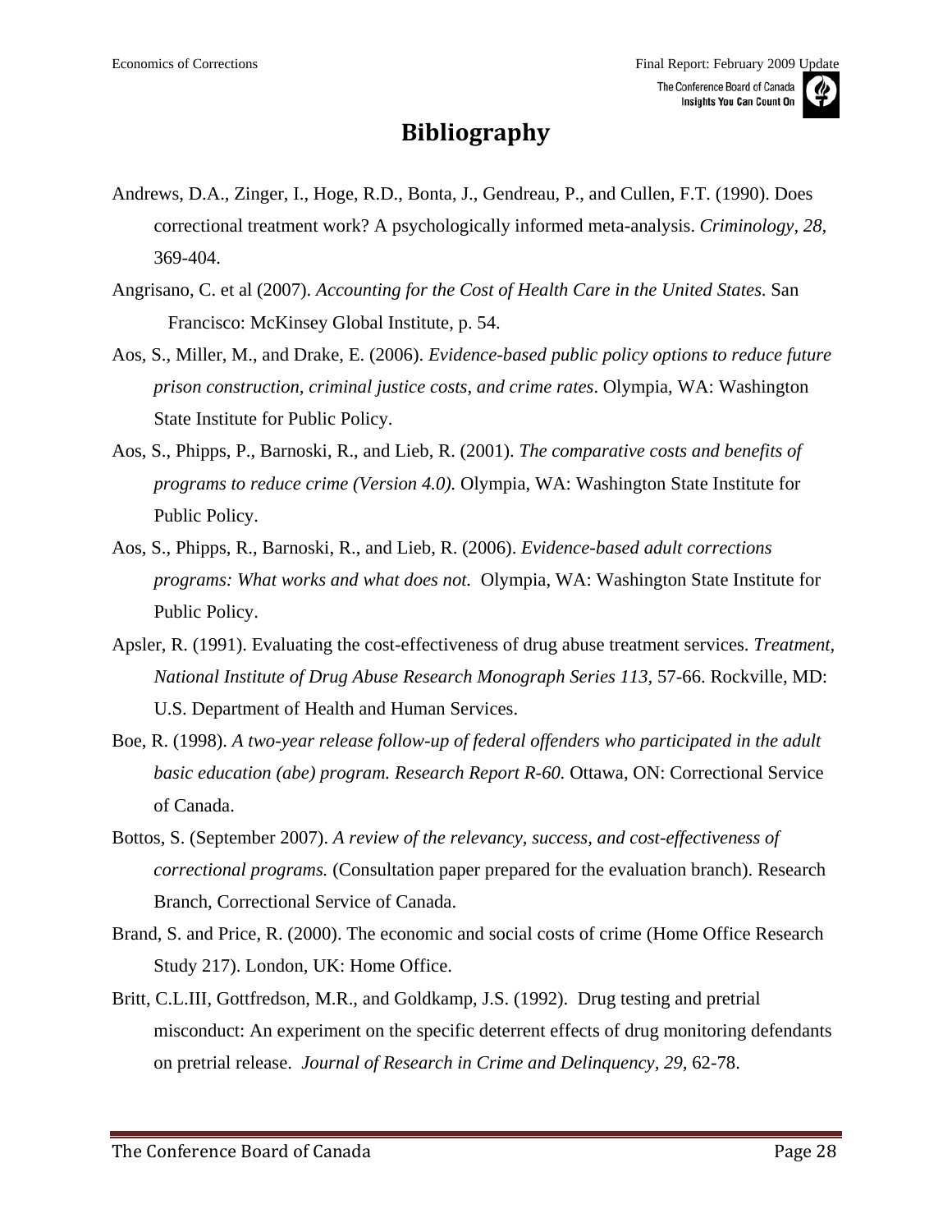# Bibliography

Andrews, D.A., Zinger, I., Hoge, R.D., Bonta, J., Gendreau, P., and Cullen, F.T. (1990). Does correctional treatment work? A psychologically informed meta-analysis. *Criminology, 28,* 369-404.

Angrisano, C. et al (2007). *Accounting for the Cost of Health Care in the United States.* San Francisco: McKinsey Global Institute, p. 54.

Aos, S., Miller, M., and Drake, E. (2006). *Evidence-based public policy options to reduce future prison construction, criminal justice costs, and crime rates*. Olympia, WA: Washington State Institute for Public Policy.

Aos, S., Phipps, P., Barnoski, R., and Lieb, R. (2001). *The comparative costs and benefits of programs to reduce crime (Version 4.0).* Olympia, WA: Washington State Institute for Public Policy.

Aos, S., Phipps, R., Barnoski, R., and Lieb, R. (2006). *Evidence-based adult corrections programs: What works and what does not.* Olympia, WA: Washington State Institute for Public Policy.

Apsler, R. (1991). Evaluating the cost-effectiveness of drug abuse treatment services. *Treatment, National Institute of Drug Abuse Research Monograph Series 113,* 57-66. Rockville, MD: U.S. Department of Health and Human Services.

Boe, R. (1998). *A two-year release follow-up of federal offenders who participated in the adult basic education (abe) program. Research Report R-60.* Ottawa, ON: Correctional Service of Canada.

Bottos, S. (September 2007). *A review of the relevancy, success, and cost-effectiveness of correctional programs.* (Consultation paper prepared for the evaluation branch). Research Branch, Correctional Service of Canada.

Brand, S. and Price, R. (2000). The economic and social costs of crime (Home Office Research Study 217). London, UK: Home Office.

Britt, C.L.III, Gottfredson, M.R., and Goldkamp, J.S. (1992). Drug testing and pretrial misconduct: An experiment on the specific deterrent effects of drug monitoring defendants on pretrial release. *Journal of Research in Crime and Delinquency, 29,* 62-78.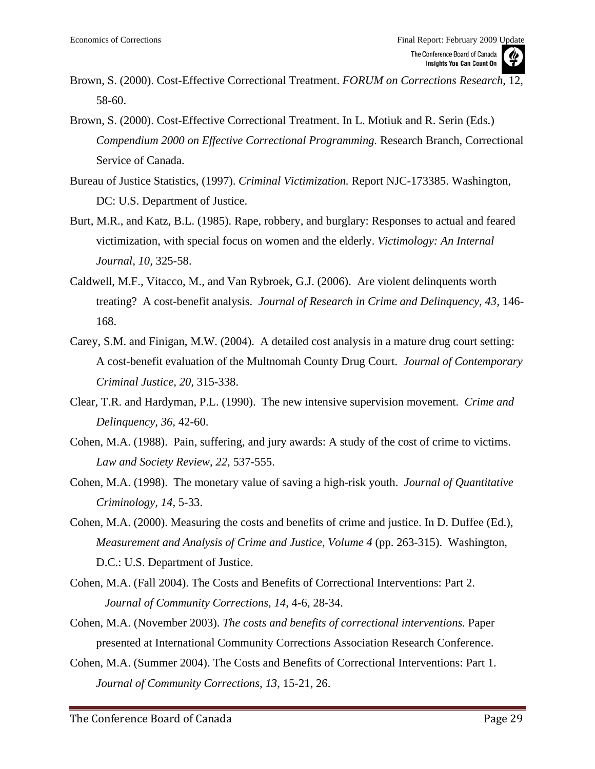Brown, S. (2000). Cost-Effective Correctional Treatment. *FORUM on Corrections Research*, 12, 58-60.

Brown, S. (2000). Cost-Effective Correctional Treatment. In L. Motiuk and R. Serin (Eds.) *Compendium 2000 on Effective Correctional Programming.* Research Branch, Correctional Service of Canada.

Bureau of Justice Statistics, (1997). *Criminal Victimization.* Report NJC-173385. Washington, DC: U.S. Department of Justice.

Burt, M.R., and Katz, B.L. (1985). Rape, robbery, and burglary: Responses to actual and feared victimization, with special focus on women and the elderly. *Victimology: An Internal Journal, 10,* 325-58.

Caldwell, M.F., Vitacco, M., and Van Rybroek, G.J. (2006). Are violent delinquents worth treating? A cost-benefit analysis. *Journal of Research in Crime and Delinquency, 43,* 146-168.

Carey, S.M. and Finigan, M.W. (2004). A detailed cost analysis in a mature drug court setting: A cost-benefit evaluation of the Multnomah County Drug Court. *Journal of Contemporary Criminal Justice, 20,* 315-338.

Clear, T.R. and Hardyman, P.L. (1990). The new intensive supervision movement. *Crime and Delinquency, 36,* 42-60.

Cohen, M.A. (1988). Pain, suffering, and jury awards: A study of the cost of crime to victims. *Law and Society Review, 22,* 537-555.

Cohen, M.A. (1998). The monetary value of saving a high-risk youth. *Journal of Quantitative Criminology, 14,* 5-33.

Cohen, M.A. (2000). Measuring the costs and benefits of crime and justice. In D. Duffee (Ed.), *Measurement and Analysis of Crime and Justice, Volume 4* (pp. 263-315). Washington, D.C.: U.S. Department of Justice.

Cohen, M.A. (Fall 2004). The Costs and Benefits of Correctional Interventions: Part 2. *Journal of Community Corrections, 14,* 4-6, 28-34.

Cohen, M.A. (November 2003). *The costs and benefits of correctional interventions.* Paper presented at International Community Corrections Association Research Conference.

Cohen, M.A. (Summer 2004). The Costs and Benefits of Correctional Interventions: Part 1. *Journal of Community Corrections, 13,* 15-21, 26.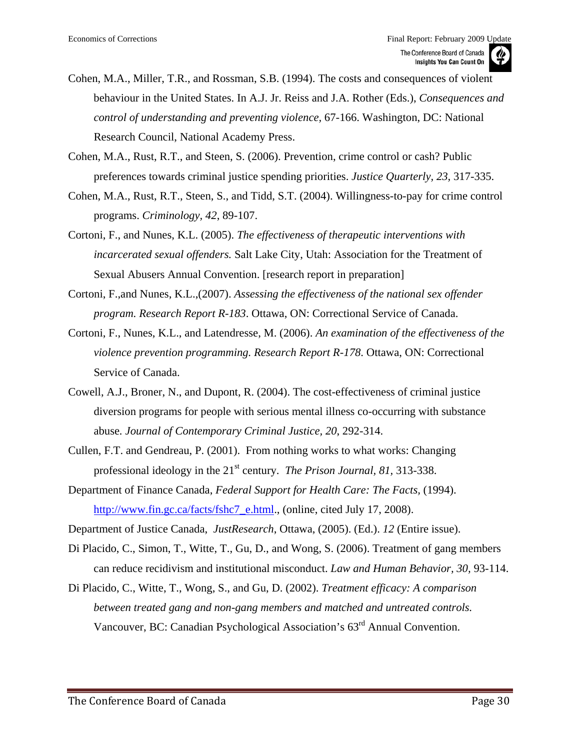Cohen, M.A., Miller, T.R., and Rossman, S.B. (1994). The costs and consequences of violent behaviour in the United States. In A.J. Jr. Reiss and J.A. Rother (Eds.), *Consequences and control of understanding and preventing violence,* 67-166. Washington, DC: National Research Council, National Academy Press.

Cohen, M.A., Rust, R.T., and Steen, S. (2006). Prevention, crime control or cash? Public preferences towards criminal justice spending priorities. *Justice Quarterly, 23*, 317-335.

Cohen, M.A., Rust, R.T., Steen, S., and Tidd, S.T. (2004). Willingness-to-pay for crime control programs. *Criminology, 42*, 89-107.

Cortoni, F., and Nunes, K.L. (2005). *The effectiveness of therapeutic interventions with incarcerated sexual offenders.* Salt Lake City, Utah: Association for the Treatment of Sexual Abusers Annual Convention. [research report in preparation]

Cortoni, F.,and Nunes, K.L.,(2007). *Assessing the effectiveness of the national sex offender program. Research Report R-183*. Ottawa, ON: Correctional Service of Canada.

Cortoni, F., Nunes, K.L., and Latendresse, M. (2006). *An examination of the effectiveness of the violence prevention programming. Research Report R-178*. Ottawa, ON: Correctional Service of Canada.

Cowell, A.J., Broner, N., and Dupont, R. (2004). The cost-effectiveness of criminal justice diversion programs for people with serious mental illness co-occurring with substance abuse. *Journal of Contemporary Criminal Justice, 20,* 292-314.

Cullen, F.T. and Gendreau, P. (2001). From nothing works to what works: Changing professional ideology in the 21st century. *The Prison Journal, 81,* 313-338.

Department of Finance Canada, *Federal Support for Health Care: The Facts,* (1994). http://www.fin.gc.ca/facts/fshc7_e.html., (online, cited July 17, 2008).

Department of Justice Canada, *JustResearch*, Ottawa, (2005). (Ed.). *12* (Entire issue).

Di Placido, C., Simon, T., Witte, T., Gu, D., and Wong, S. (2006). Treatment of gang members can reduce recidivism and institutional misconduct. *Law and Human Behavior, 30,* 93-114.

Di Placido, C., Witte, T., Wong, S., and Gu, D. (2002). *Treatment efficacy: A comparison between treated gang and non-gang members and matched and untreated controls.* Vancouver, BC: Canadian Psychological Association's 63rd Annual Convention.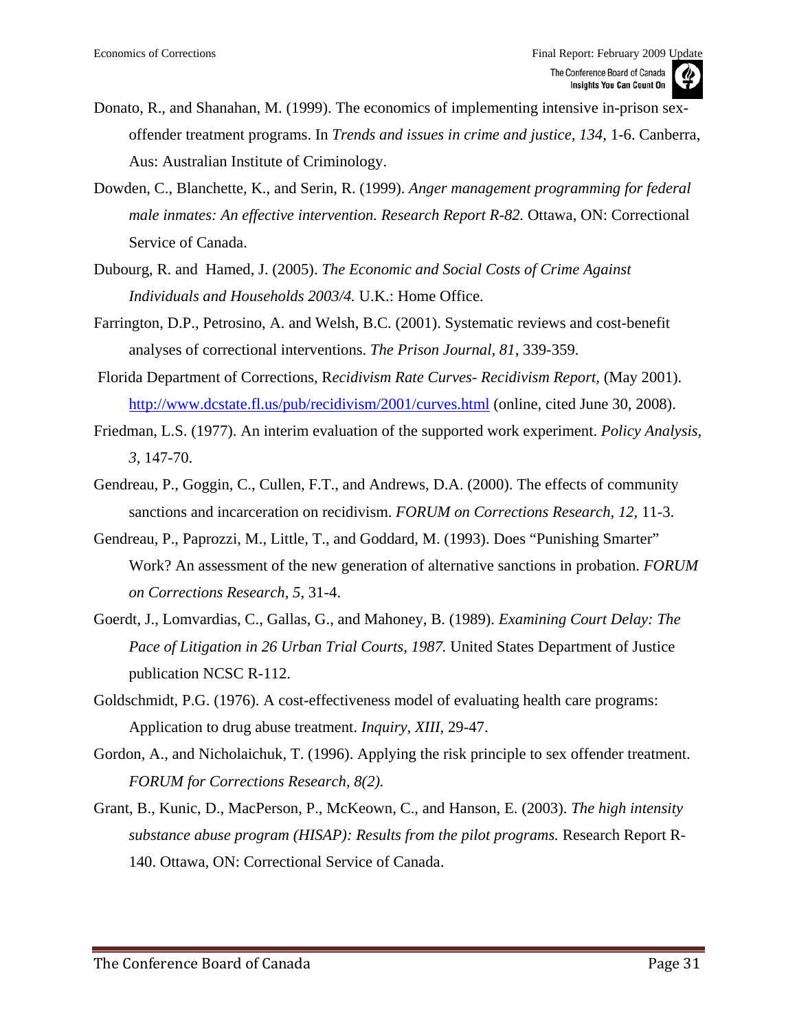Donato, R., and Shanahan, M. (1999). The economics of implementing intensive in-prison sex-offender treatment programs. In *Trends and issues in crime and justice, 134,* 1-6. Canberra, Aus: Australian Institute of Criminology.

Dowden, C., Blanchette, K., and Serin, R. (1999). *Anger management programming for federal male inmates: An effective intervention. Research Report R-82.* Ottawa, ON: Correctional Service of Canada.

Dubourg, R. and Hamed, J. (2005). *The Economic and Social Costs of Crime Against Individuals and Households 2003/4.* U.K.: Home Office.

Farrington, D.P., Petrosino, A. and Welsh, B.C. (2001). Systematic reviews and cost-benefit analyses of correctional interventions. *The Prison Journal, 81*, 339-359.

Florida Department of Corrections, R*ecidivism Rate Curves- Recidivism Report*, (May 2001). [http://www.dcstate.fl.us/pub/recidivism/2001/curves.html](http://www.dcstate.fl.us/pub/recidivism/2001/curves.html) (online, cited June 30, 2008).

Friedman, L.S. (1977). An interim evaluation of the supported work experiment. *Policy Analysis, 3,* 147-70.

Gendreau, P., Goggin, C., Cullen, F.T., and Andrews, D.A. (2000). The effects of community sanctions and incarceration on recidivism. *FORUM on Corrections Research, 12,* 11-3.

Gendreau, P., Paprozzi, M., Little, T., and Goddard, M. (1993). Does "Punishing Smarter" Work? An assessment of the new generation of alternative sanctions in probation. *FORUM on Corrections Research, 5,* 31-4.

Goerdt, J., Lomvardias, C., Gallas, G., and Mahoney, B. (1989). *Examining Court Delay: The Pace of Litigation in 26 Urban Trial Courts, 1987.* United States Department of Justice publication NCSC R-112.

Goldschmidt, P.G. (1976). A cost-effectiveness model of evaluating health care programs: Application to drug abuse treatment. *Inquiry, XIII,* 29-47.

Gordon, A., and Nicholaichuk, T. (1996). Applying the risk principle to sex offender treatment. *FORUM for Corrections Research, 8(2).*

Grant, B., Kunic, D., MacPerson, P., McKeown, C., and Hanson, E. (2003). *The high intensity substance abuse program (HISAP): Results from the pilot programs.* Research Report R-140. Ottawa, ON: Correctional Service of Canada.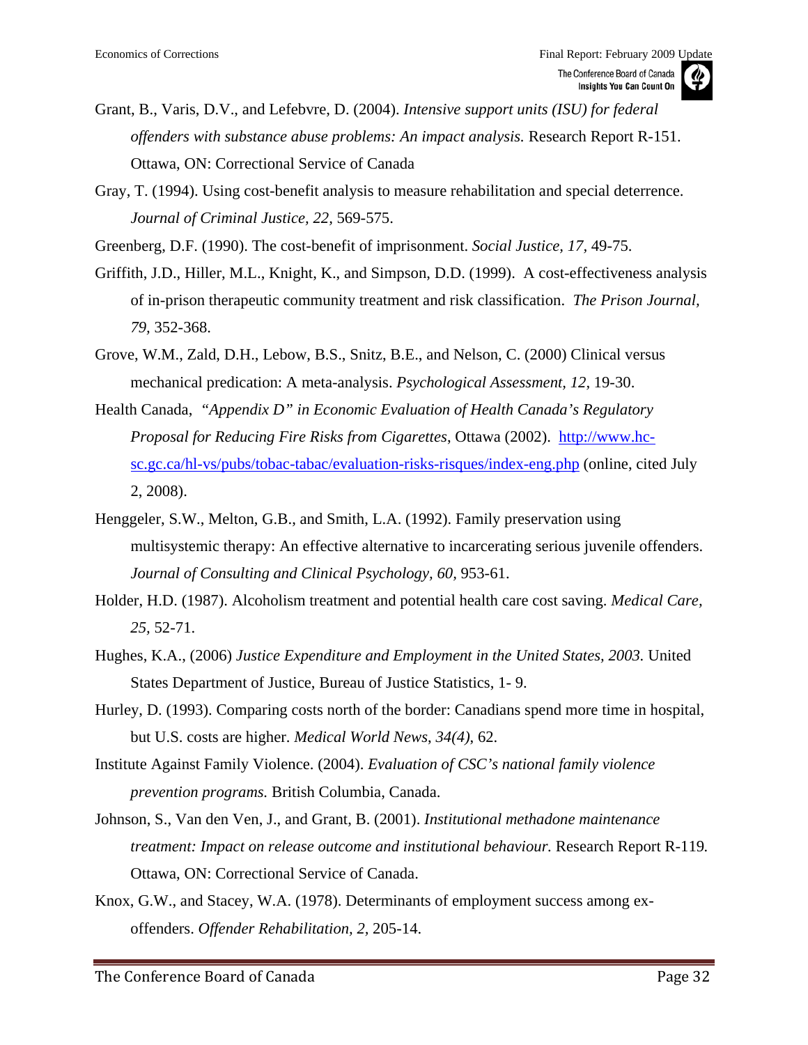Grant, B., Varis, D.V., and Lefebvre, D. (2004). *Intensive support units (ISU) for federal offenders with substance abuse problems: An impact analysis.* Research Report R-151. Ottawa, ON: Correctional Service of Canada

Gray, T. (1994). Using cost-benefit analysis to measure rehabilitation and special deterrence. *Journal of Criminal Justice, 22,* 569-575.

Greenberg, D.F. (1990). The cost-benefit of imprisonment. *Social Justice, 17,* 49-75.

Griffith, J.D., Hiller, M.L., Knight, K., and Simpson, D.D. (1999). A cost-effectiveness analysis of in-prison therapeutic community treatment and risk classification. *The Prison Journal, 79,* 352-368.

Grove, W.M., Zald, D.H., Lebow, B.S., Snitz, B.E., and Nelson, C. (2000) Clinical versus mechanical predication: A meta-analysis. *Psychological Assessment, 12,* 19-30.

Health Canada, *"Appendix D" in Economic Evaluation of Health Canada's Regulatory Proposal for Reducing Fire Risks from Cigarettes*, Ottawa (2002). http://www.hc-sc.gc.ca/hl-vs/pubs/tobac-tabac/evaluation-risks-risques/index-eng.php (online, cited July 2, 2008).

Henggeler, S.W., Melton, G.B., and Smith, L.A. (1992). Family preservation using multisystemic therapy: An effective alternative to incarcerating serious juvenile offenders. *Journal of Consulting and Clinical Psychology, 60,* 953-61.

Holder, H.D. (1987). Alcoholism treatment and potential health care cost saving. *Medical Care, 25,* 52-71.

Hughes, K.A., (2006) *Justice Expenditure and Employment in the United States, 2003.* United States Department of Justice, Bureau of Justice Statistics, 1- 9.

Hurley, D. (1993). Comparing costs north of the border: Canadians spend more time in hospital, but U.S. costs are higher. *Medical World News, 34(4)*, 62.

Institute Against Family Violence. (2004). *Evaluation of CSC's national family violence prevention programs.* British Columbia, Canada.

Johnson, S., Van den Ven, J., and Grant, B. (2001). *Institutional methadone maintenance treatment: Impact on release outcome and institutional behaviour.* Research Report R-119. Ottawa, ON: Correctional Service of Canada.

Knox, G.W., and Stacey, W.A. (1978). Determinants of employment success among ex-offenders. *Offender Rehabilitation, 2,* 205-14.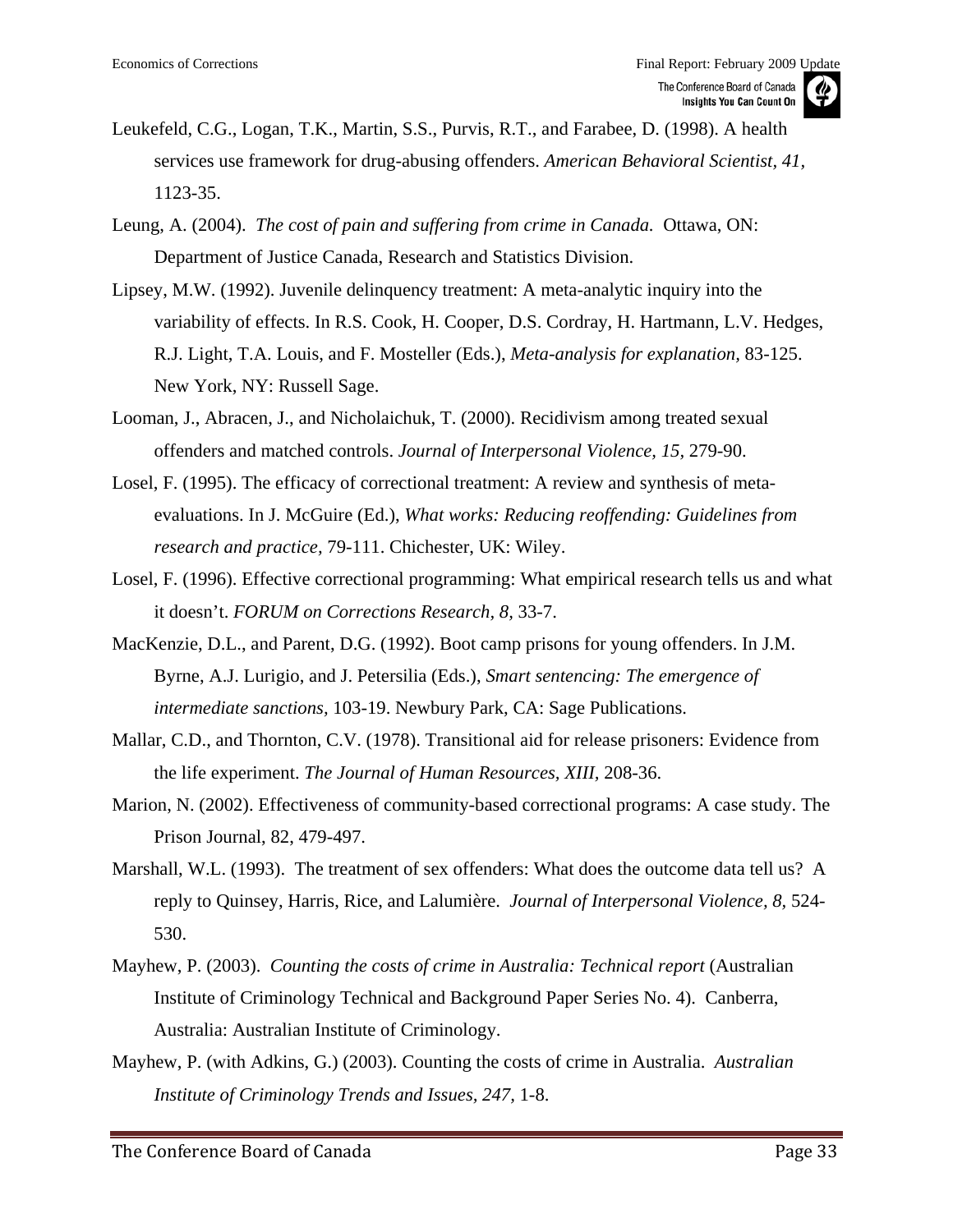Leukefeld, C.G., Logan, T.K., Martin, S.S., Purvis, R.T., and Farabee, D. (1998). A health services use framework for drug-abusing offenders. *American Behavioral Scientist, 41,* 1123-35.

Leung, A. (2004). *The cost of pain and suffering from crime in Canada.* Ottawa, ON: Department of Justice Canada, Research and Statistics Division.

Lipsey, M.W. (1992). Juvenile delinquency treatment: A meta-analytic inquiry into the variability of effects. In R.S. Cook, H. Cooper, D.S. Cordray, H. Hartmann, L.V. Hedges, R.J. Light, T.A. Louis, and F. Mosteller (Eds.), *Meta-analysis for explanation,* 83-125. New York, NY: Russell Sage.

Looman, J., Abracen, J., and Nicholaichuk, T. (2000). Recidivism among treated sexual offenders and matched controls. *Journal of Interpersonal Violence, 15,* 279-90.

Losel, F. (1995). The efficacy of correctional treatment: A review and synthesis of meta-evaluations. In J. McGuire (Ed.), *What works: Reducing reoffending: Guidelines from research and practice,* 79-111. Chichester, UK: Wiley.

Losel, F. (1996). Effective correctional programming: What empirical research tells us and what it doesn't. *FORUM on Corrections Research, 8,* 33-7.

MacKenzie, D.L., and Parent, D.G. (1992). Boot camp prisons for young offenders. In J.M. Byrne, A.J. Lurigio, and J. Petersilia (Eds.), *Smart sentencing: The emergence of intermediate sanctions,* 103-19. Newbury Park, CA: Sage Publications.

Mallar, C.D., and Thornton, C.V. (1978). Transitional aid for release prisoners: Evidence from the life experiment. *The Journal of Human Resources, XIII,* 208-36.

Marion, N. (2002). Effectiveness of community-based correctional programs: A case study. The Prison Journal, 82, 479-497.

Marshall, W.L. (1993). The treatment of sex offenders: What does the outcome data tell us? A reply to Quinsey, Harris, Rice, and Lalumière. *Journal of Interpersonal Violence, 8,* 524-530.

Mayhew, P. (2003). *Counting the costs of crime in Australia: Technical report* (Australian Institute of Criminology Technical and Background Paper Series No. 4). Canberra, Australia: Australian Institute of Criminology.

Mayhew, P. (with Adkins, G.) (2003). Counting the costs of crime in Australia. *Australian Institute of Criminology Trends and Issues, 247,* 1-8.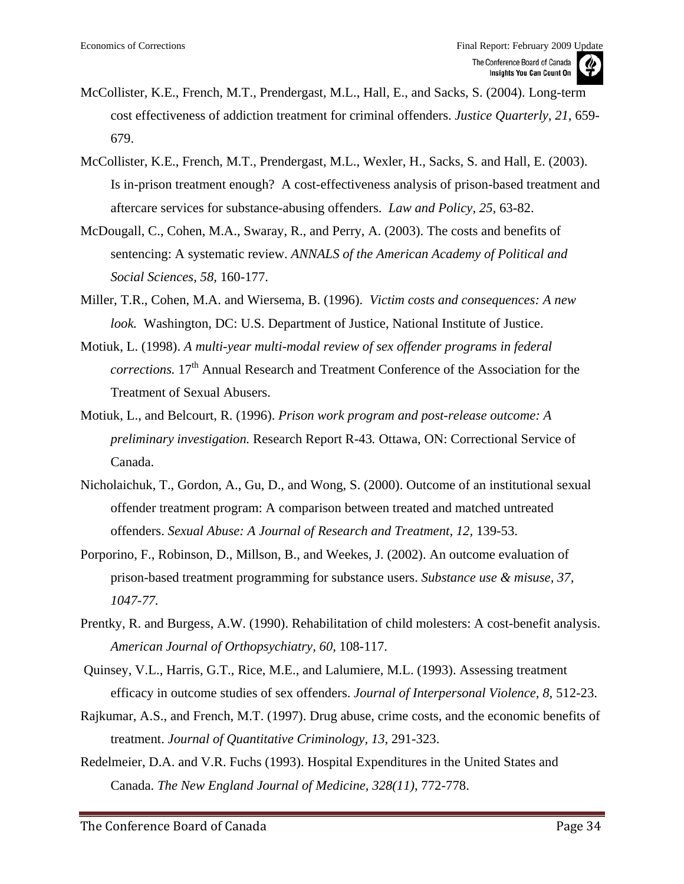McCollister, K.E., French, M.T., Prendergast, M.L., Hall, E., and Sacks, S. (2004). Long-term cost effectiveness of addiction treatment for criminal offenders. *Justice Quarterly, 21*, 659-679.

McCollister, K.E., French, M.T., Prendergast, M.L., Wexler, H., Sacks, S. and Hall, E. (2003). Is in-prison treatment enough? A cost-effectiveness analysis of prison-based treatment and aftercare services for substance-abusing offenders. *Law and Policy, 25*, 63-82.

McDougall, C., Cohen, M.A., Swaray, R., and Perry, A. (2003). The costs and benefits of sentencing: A systematic review. *ANNALS of the American Academy of Political and Social Sciences, 58*, 160-177.

Miller, T.R., Cohen, M.A. and Wiersema, B. (1996). *Victim costs and consequences: A new look.* Washington, DC: U.S. Department of Justice, National Institute of Justice.

Motiuk, L. (1998). *A multi-year multi-modal review of sex offender programs in federal corrections.* 17th Annual Research and Treatment Conference of the Association for the Treatment of Sexual Abusers.

Motiuk, L., and Belcourt, R. (1996). *Prison work program and post-release outcome: A preliminary investigation.* Research Report R-43*.* Ottawa, ON: Correctional Service of Canada.

Nicholaichuk, T., Gordon, A., Gu, D., and Wong, S. (2000). Outcome of an institutional sexual offender treatment program: A comparison between treated and matched untreated offenders. *Sexual Abuse: A Journal of Research and Treatment, 12*, 139-53.

Porporino, F., Robinson, D., Millson, B., and Weekes, J. (2002). An outcome evaluation of prison-based treatment programming for substance users. *Substance use & misuse, 37, 1047-77.*

Prentky, R. and Burgess, A.W. (1990). Rehabilitation of child molesters: A cost-benefit analysis. *American Journal of Orthopsychiatry, 60*, 108-117.

Quinsey, V.L., Harris, G.T., Rice, M.E., and Lalumiere, M.L. (1993). Assessing treatment efficacy in outcome studies of sex offenders. *Journal of Interpersonal Violence, 8*, 512-23.

Rajkumar, A.S., and French, M.T. (1997). Drug abuse, crime costs, and the economic benefits of treatment. *Journal of Quantitative Criminology, 13*, 291-323.

Redelmeier, D.A. and V.R. Fuchs (1993). Hospital Expenditures in the United States and Canada. *The New England Journal of Medicine, 328(11)*, 772-778.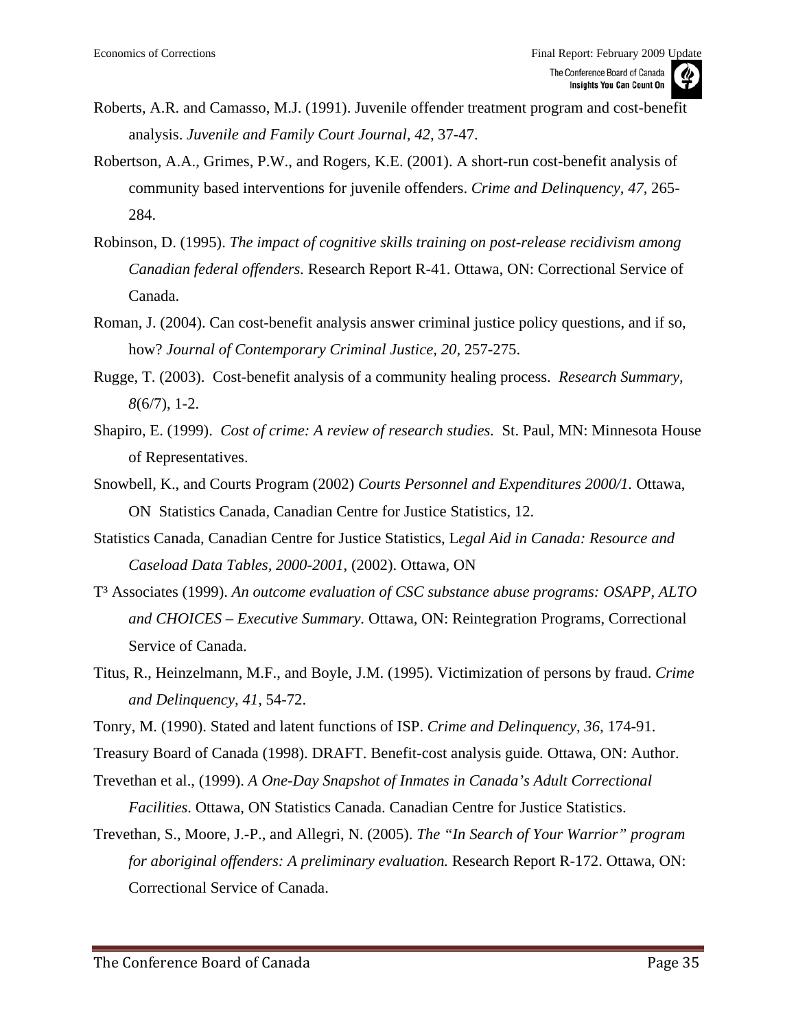Roberts, A.R. and Camasso, M.J. (1991). Juvenile offender treatment program and cost-benefit analysis. *Juvenile and Family Court Journal, 42*, 37-47.

Robertson, A.A., Grimes, P.W., and Rogers, K.E. (2001). A short-run cost-benefit analysis of community based interventions for juvenile offenders. *Crime and Delinquency*, *47*, 265-284.

Robinson, D. (1995). *The impact of cognitive skills training on post-release recidivism among Canadian federal offenders.* Research Report R-41. Ottawa, ON: Correctional Service of Canada.

Roman, J. (2004). Can cost-benefit analysis answer criminal justice policy questions, and if so, how? *Journal of Contemporary Criminal Justice, 20*, 257-275.

Rugge, T. (2003). Cost-benefit analysis of a community healing process. *Research Summary, 8*(6/7), 1-2.

Shapiro, E. (1999). *Cost of crime: A review of research studies*. St. Paul, MN: Minnesota House of Representatives.

Snowbell, K., and Courts Program (2002) *Courts Personnel and Expenditures 2000/1*. Ottawa, ON Statistics Canada, Canadian Centre for Justice Statistics, 12.

Statistics Canada, Canadian Centre for Justice Statistics, L*egal Aid in Canada: Resource and Caseload Data Tables, 2000-2001*, (2002). Ottawa, ON

T³ Associates (1999). *An outcome evaluation of CSC substance abuse programs: OSAPP, ALTO and CHOICES – Executive Summary*. Ottawa, ON: Reintegration Programs, Correctional Service of Canada.

Titus, R., Heinzelmann, M.F., and Boyle, J.M. (1995). Victimization of persons by fraud. *Crime and Delinquency, 41*, 54-72.

Tonry, M. (1990). Stated and latent functions of ISP. *Crime and Delinquency, 36,* 174-91.

Treasury Board of Canada (1998). DRAFT. Benefit-cost analysis guide*.* Ottawa, ON: Author.

Trevethan et al., (1999). *A One-Day Snapshot of Inmates in Canada's Adult Correctional Facilities*. Ottawa, ON Statistics Canada. Canadian Centre for Justice Statistics.

Trevethan, S., Moore, J.-P., and Allegri, N. (2005). *The "In Search of Your Warrior" program for aboriginal offenders: A preliminary evaluation.* Research Report R-172. Ottawa, ON: Correctional Service of Canada.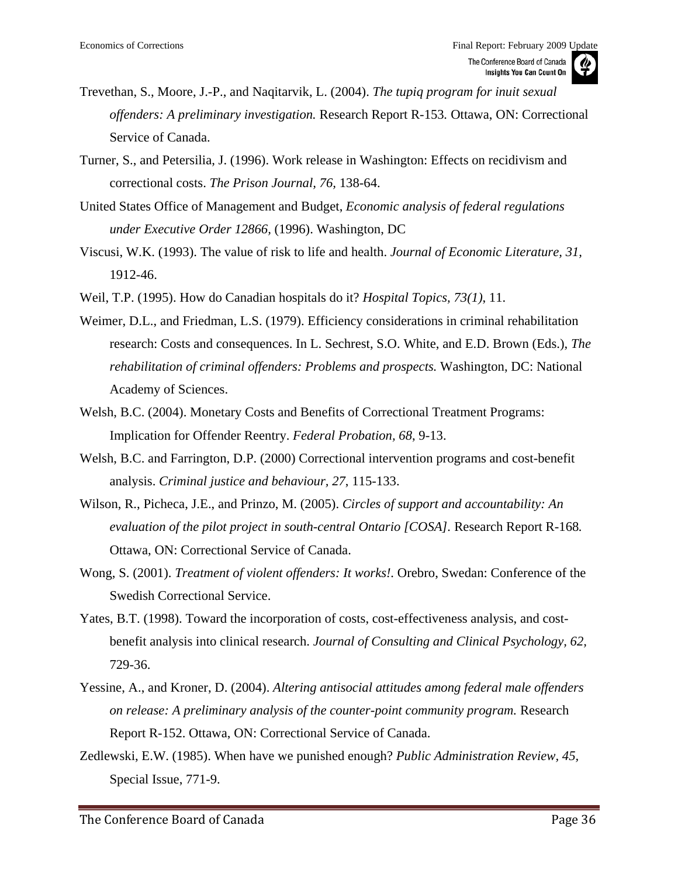Trevethan, S., Moore, J.-P., and Naqitarvik, L. (2004). *The tupiq program for inuit sexual offenders: A preliminary investigation.* Research Report R-153. Ottawa, ON: Correctional Service of Canada.

Turner, S., and Petersilia, J. (1996). Work release in Washington: Effects on recidivism and correctional costs. *The Prison Journal, 76*, 138-64.

United States Office of Management and Budget, *Economic analysis of federal regulations under Executive Order 12866,* (1996). Washington, DC

Viscusi, W.K. (1993). The value of risk to life and health. *Journal of Economic Literature, 31*, 1912-46.

Weil, T.P. (1995). How do Canadian hospitals do it? *Hospital Topics, 73(1)*, 11.

Weimer, D.L., and Friedman, L.S. (1979). Efficiency considerations in criminal rehabilitation research: Costs and consequences. In L. Sechrest, S.O. White, and E.D. Brown (Eds.), *The rehabilitation of criminal offenders: Problems and prospects.* Washington, DC: National Academy of Sciences.

Welsh, B.C. (2004). Monetary Costs and Benefits of Correctional Treatment Programs: Implication for Offender Reentry. *Federal Probation, 68*, 9-13.

Welsh, B.C. and Farrington, D.P. (2000) Correctional intervention programs and cost-benefit analysis. *Criminal justice and behaviour, 27*, 115-133.

Wilson, R., Picheca, J.E., and Prinzo, M. (2005). *Circles of support and accountability: An evaluation of the pilot project in south-central Ontario [COSA]*. Research Report R-168. Ottawa, ON: Correctional Service of Canada.

Wong, S. (2001). *Treatment of violent offenders: It works!*. Orebro, Swedan: Conference of the Swedish Correctional Service.

Yates, B.T. (1998). Toward the incorporation of costs, cost-effectiveness analysis, and cost-benefit analysis into clinical research. *Journal of Consulting and Clinical Psychology, 62*, 729-36.

Yessine, A., and Kroner, D. (2004). *Altering antisocial attitudes among federal male offenders on release: A preliminary analysis of the counter-point community program.* Research Report R-152. Ottawa, ON: Correctional Service of Canada.

Zedlewski, E.W. (1985). When have we punished enough? *Public Administration Review, 45*, Special Issue, 771-9.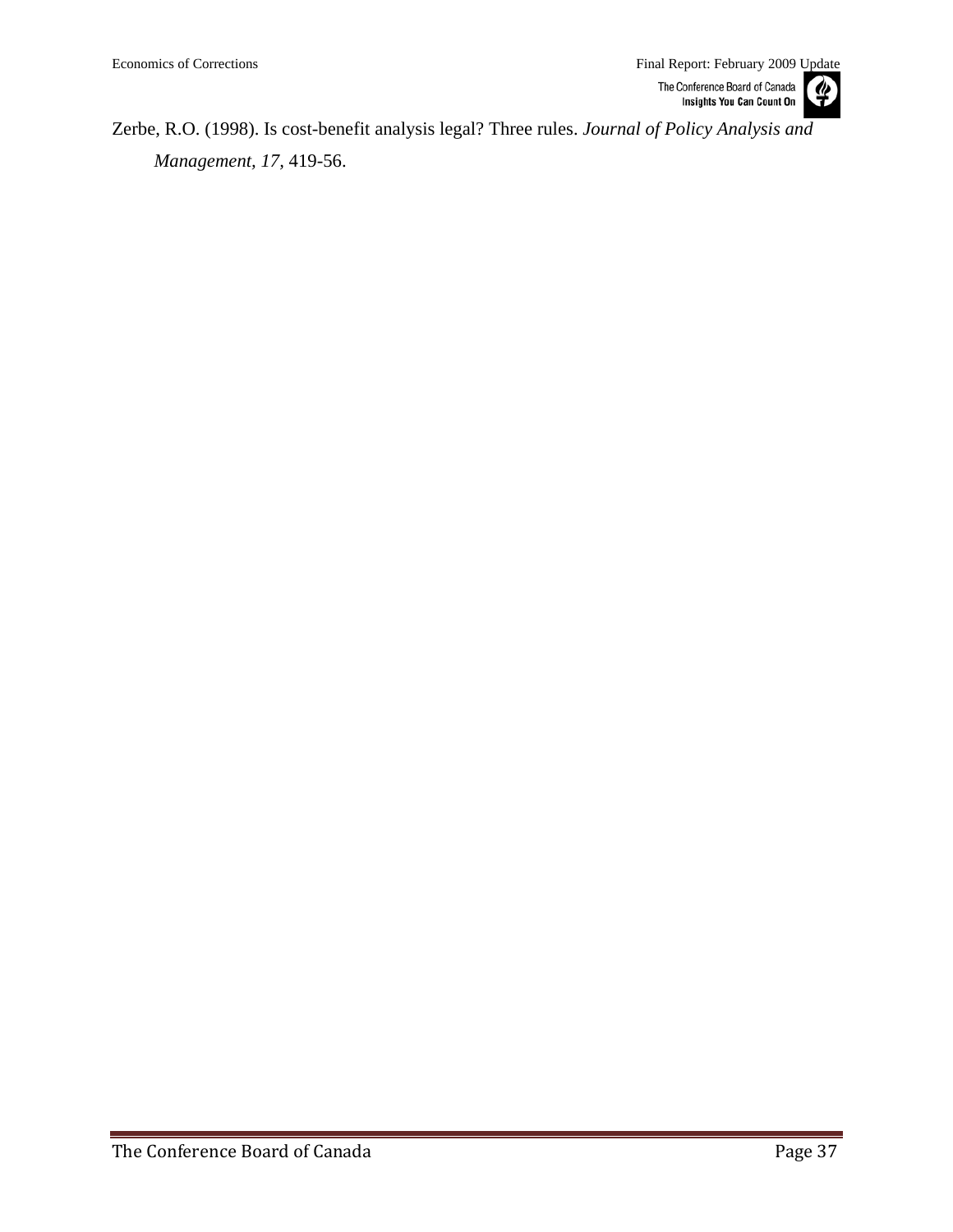Zerbe, R.O. (1998). Is cost-benefit analysis legal? Three rules. *Journal of Policy Analysis and Management, 17,* 419-56.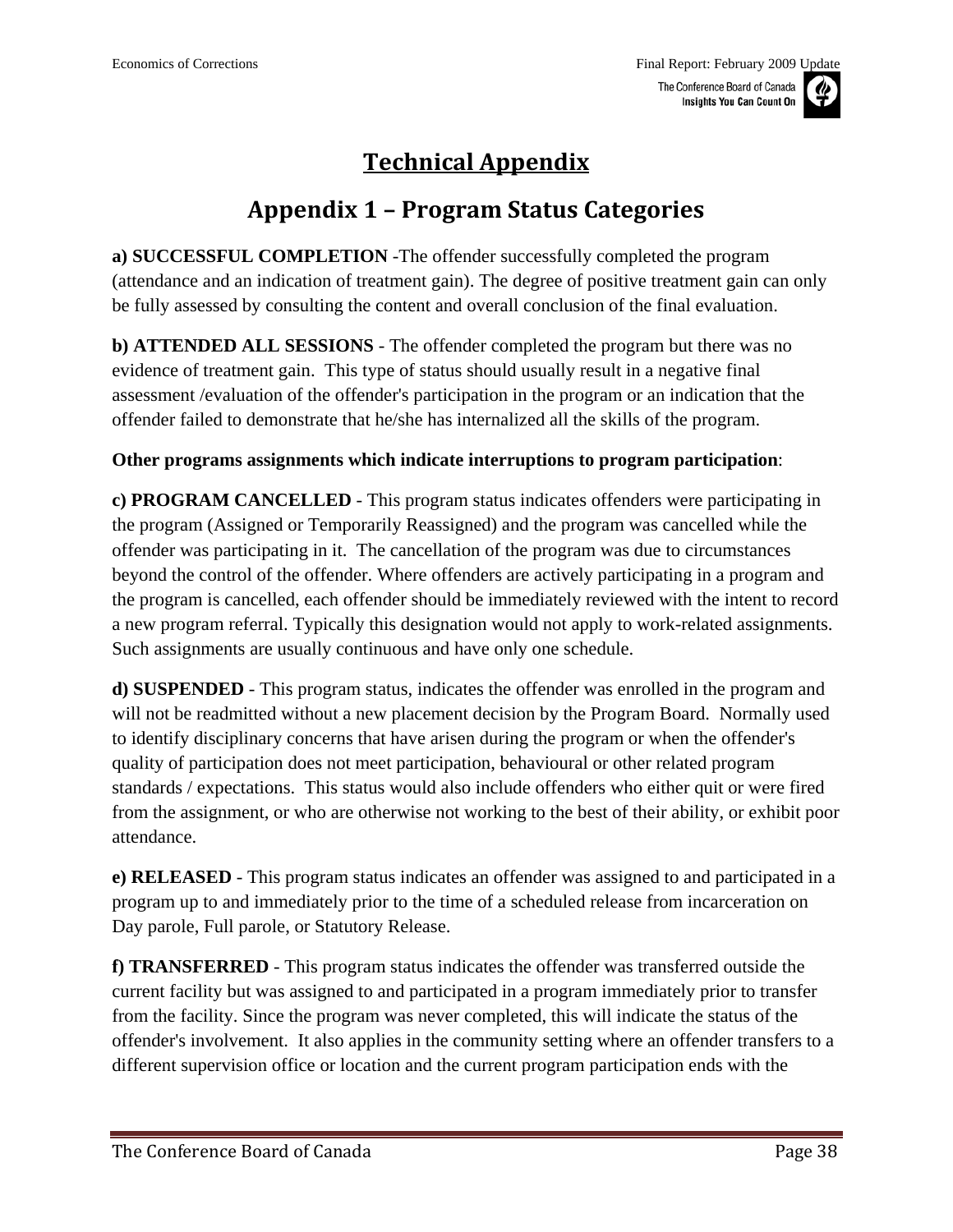# Technical Appendix

## Appendix 1 – Program Status Categories

**a) SUCCESSFUL COMPLETION** -The offender successfully completed the program (attendance and an indication of treatment gain). The degree of positive treatment gain can only be fully assessed by consulting the content and overall conclusion of the final evaluation.

**b) ATTENDED ALL SESSIONS** - The offender completed the program but there was no evidence of treatment gain. This type of status should usually result in a negative final assessment /evaluation of the offender's participation in the program or an indication that the offender failed to demonstrate that he/she has internalized all the skills of the program.

**Other programs assignments which indicate interruptions to program participation**:

**c) PROGRAM CANCELLED** - This program status indicates offenders were participating in the program (Assigned or Temporarily Reassigned) and the program was cancelled while the offender was participating in it. The cancellation of the program was due to circumstances beyond the control of the offender. Where offenders are actively participating in a program and the program is cancelled, each offender should be immediately reviewed with the intent to record a new program referral. Typically this designation would not apply to work-related assignments. Such assignments are usually continuous and have only one schedule.

**d) SUSPENDED** - This program status, indicates the offender was enrolled in the program and will not be readmitted without a new placement decision by the Program Board. Normally used to identify disciplinary concerns that have arisen during the program or when the offender's quality of participation does not meet participation, behavioural or other related program standards / expectations. This status would also include offenders who either quit or were fired from the assignment, or who are otherwise not working to the best of their ability, or exhibit poor attendance.

**e) RELEASED** - This program status indicates an offender was assigned to and participated in a program up to and immediately prior to the time of a scheduled release from incarceration on Day parole, Full parole, or Statutory Release.

**f) TRANSFERRED** - This program status indicates the offender was transferred outside the current facility but was assigned to and participated in a program immediately prior to transfer from the facility. Since the program was never completed, this will indicate the status of the offender's involvement. It also applies in the community setting where an offender transfers to a different supervision office or location and the current program participation ends with the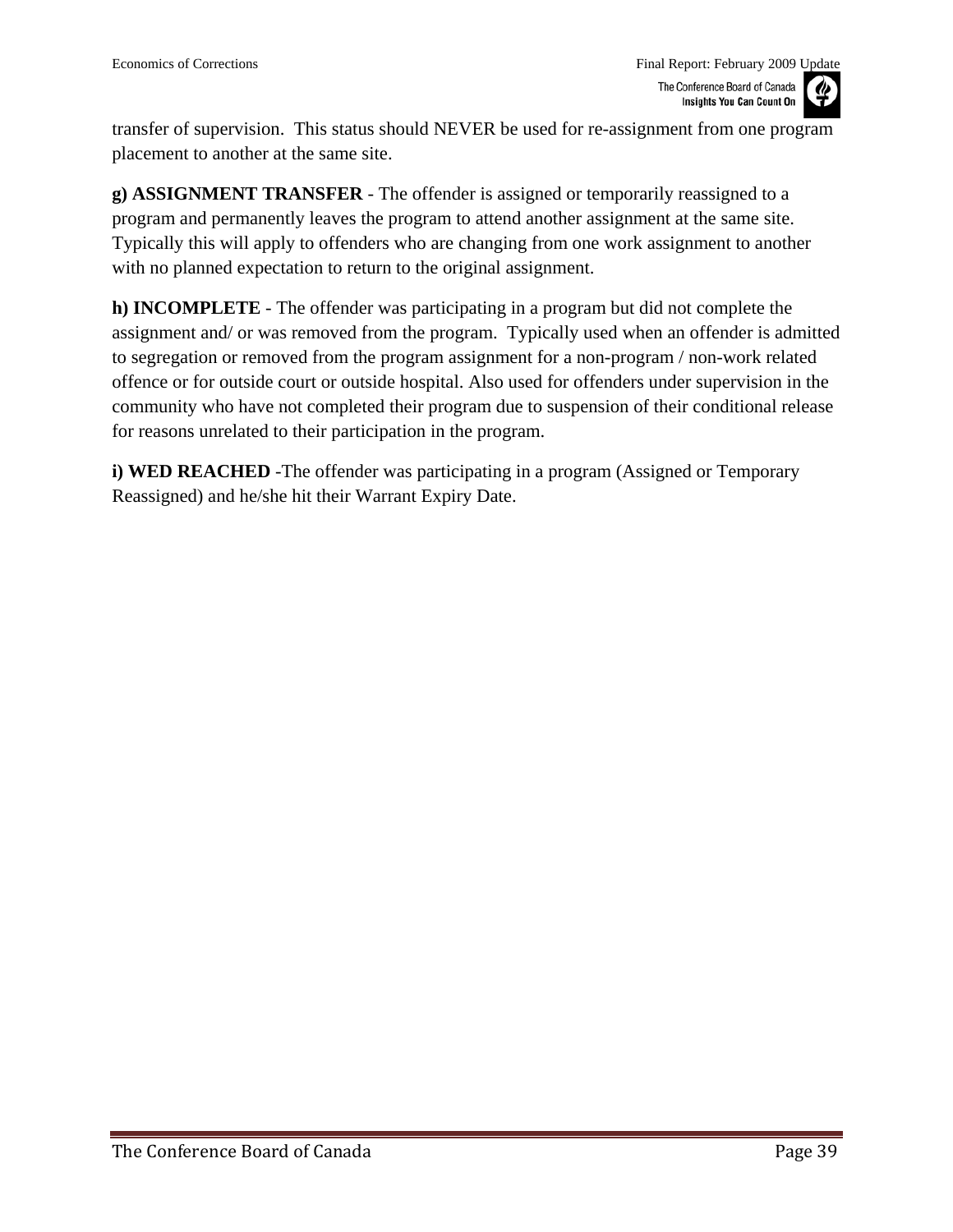transfer of supervision. This status should NEVER be used for re-assignment from one program placement to another at the same site.

**g) ASSIGNMENT TRANSFER** - The offender is assigned or temporarily reassigned to a program and permanently leaves the program to attend another assignment at the same site. Typically this will apply to offenders who are changing from one work assignment to another with no planned expectation to return to the original assignment.

**h) INCOMPLETE** - The offender was participating in a program but did not complete the assignment and/ or was removed from the program. Typically used when an offender is admitted to segregation or removed from the program assignment for a non-program / non-work related offence or for outside court or outside hospital. Also used for offenders under supervision in the community who have not completed their program due to suspension of their conditional release for reasons unrelated to their participation in the program.

**i) WED REACHED** -The offender was participating in a program (Assigned or Temporary Reassigned) and he/she hit their Warrant Expiry Date.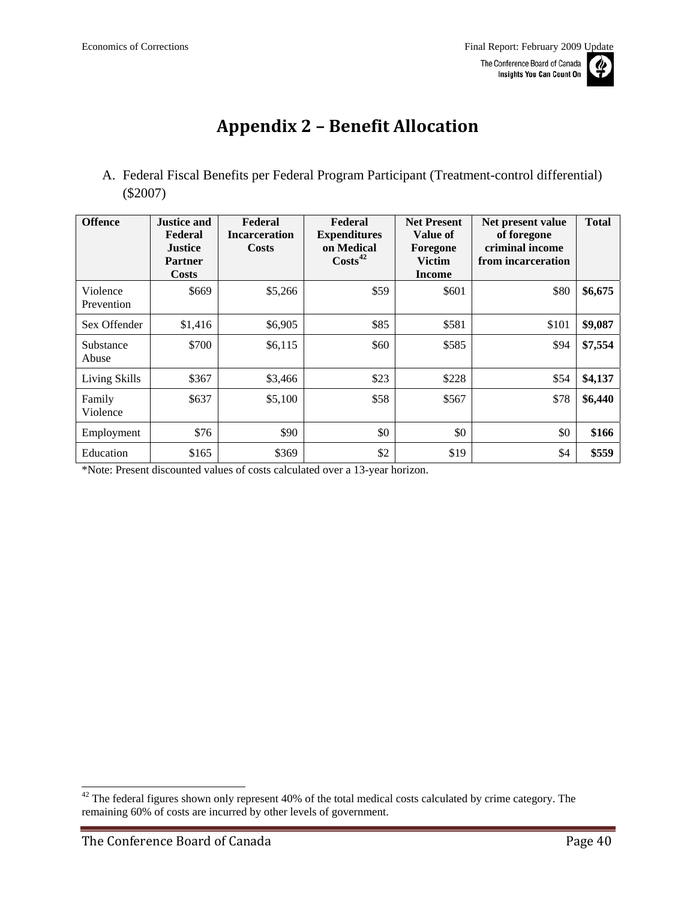# Appendix 2 – Benefit Allocation

A. Federal Fiscal Benefits per Federal Program Participant (Treatment-control differential) ($2007)

| Offence | Justice and Federal Justice Partner Costs | Federal Incarceration Costs | Federal Expenditures on Medical Costs[42] | Net Present Value of Foregone Victim Income | Net present value of foregone criminal income from incarceration | Total |
|---|---|---|---|---|---|---|
| Violence Prevention | $669 | $5,266 | $59 | $601 | $80 | **$6,675** |
| Sex Offender | $1,416 | $6,905 | $85 | $581 | $101 | **$9,087** |
| Substance Abuse | $700 | $6,115 | $60 | $585 | $94 | **$7,554** |
| Living Skills | $367 | $3,466 | $23 | $228 | $54 | **$4,137** |
| Family Violence | $637 | $5,100 | $58 | $567 | $78 | **$6,440** |
| Employment | $76 | $90 | $0 | $0 | $0 | **$166** |
| Education | $165 | $369 | $2 | $19 | $4 | **$559** |

*Note: Present discounted values of costs calculated over a 13-year horizon.

[42] The federal figures shown only represent 40% of the total medical costs calculated by crime category. The remaining 60% of costs are incurred by other levels of government.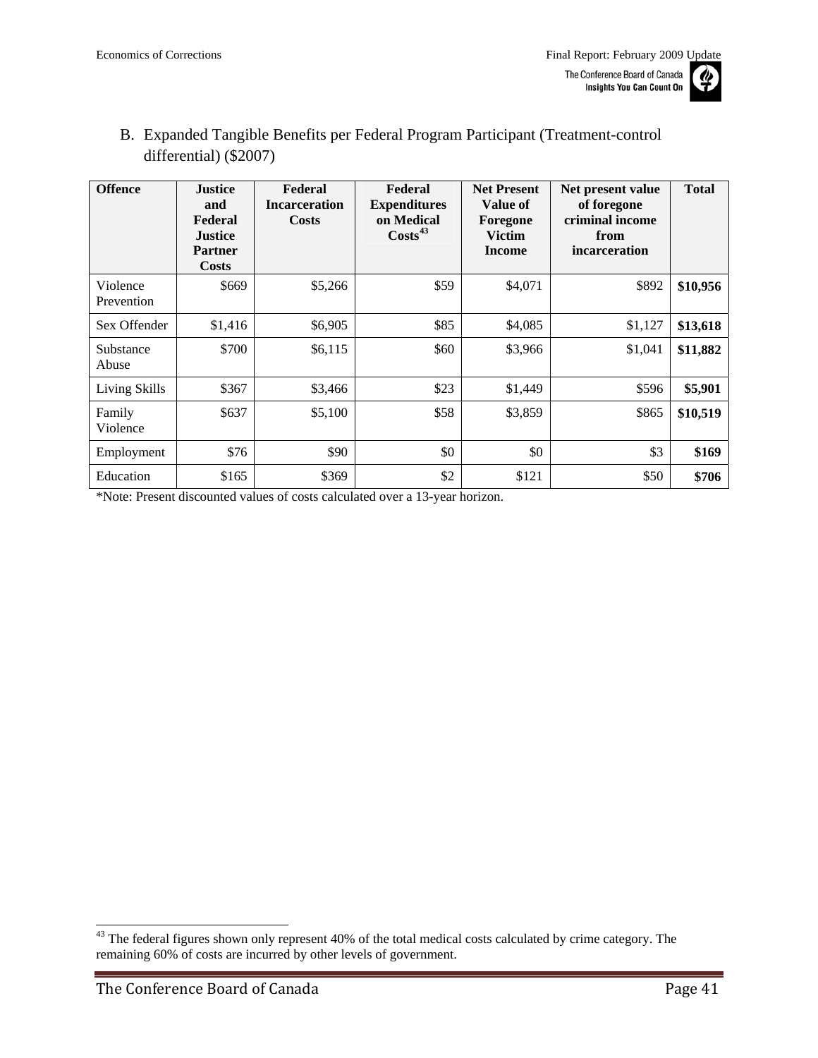B. Expanded Tangible Benefits per Federal Program Participant (Treatment-control differential) ($2007)

| Offence | Justice and Federal Justice Partner Costs | Federal Incarceration Costs | Federal Expenditures on Medical Costs[43] | Net Present Value of Foregone Victim Income | Net present value of foregone criminal income from incarceration | Total |
|---|---|---|---|---|---|---|
| Violence Prevention | $669 | $5,266 | $59 | $4,071 | $892 | **$10,956** |
| Sex Offender | $1,416 | $6,905 | $85 | $4,085 | $1,127 | **$13,618** |
| Substance Abuse | $700 | $6,115 | $60 | $3,966 | $1,041 | **$11,882** |
| Living Skills | $367 | $3,466 | $23 | $1,449 | $596 | **$5,901** |
| Family Violence | $637 | $5,100 | $58 | $3,859 | $865 | **$10,519** |
| Employment | $76 | $90 | $0 | $0 | $3 | **$169** |
| Education | $165 | $369 | $2 | $121 | $50 | **$706** |

*Note: Present discounted values of costs calculated over a 13-year horizon.

[43] The federal figures shown only represent 40% of the total medical costs calculated by crime category. The remaining 60% of costs are incurred by other levels of government.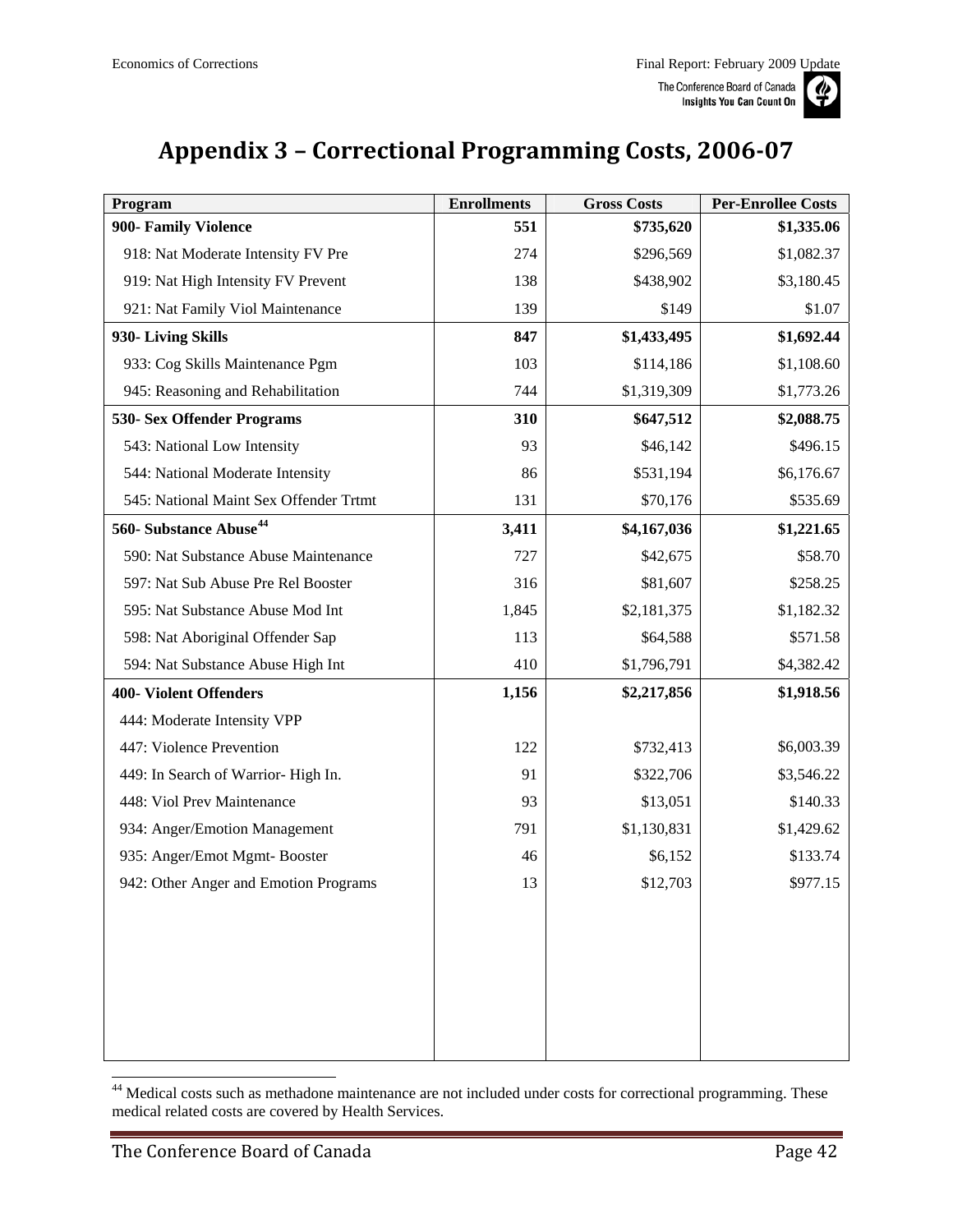# Appendix 3 – Correctional Programming Costs, 2006-07

| Program | Enrollments | Gross Costs | Per-Enrollee Costs |
|---|---|---|---|
| **900- Family Violence** | **551** | **$735,620** | **$1,335.06** |
| 918: Nat Moderate Intensity FV Pre | 274 | $296,569 | $1,082.37 |
| 919: Nat High Intensity FV Prevent | 138 | $438,902 | $3,180.45 |
| 921: Nat Family Viol Maintenance | 139 | $149 | $1.07 |
| **930- Living Skills** | **847** | **$1,433,495** | **$1,692.44** |
| 933: Cog Skills Maintenance Pgm | 103 | $114,186 | $1,108.60 |
| 945: Reasoning and Rehabilitation | 744 | $1,319,309 | $1,773.26 |
| **530- Sex Offender Programs** | **310** | **$647,512** | **$2,088.75** |
| 543: National Low Intensity | 93 | $46,142 | $496.15 |
| 544: National Moderate Intensity | 86 | $531,194 | $6,176.67 |
| 545: National Maint Sex Offender Trtmt | 131 | $70,176 | $535.69 |
| **560- Substance Abuse[44]** | **3,411** | **$4,167,036** | **$1,221.65** |
| 590: Nat Substance Abuse Maintenance | 727 | $42,675 | $58.70 |
| 597: Nat Sub Abuse Pre Rel Booster | 316 | $81,607 | $258.25 |
| 595: Nat Substance Abuse Mod Int | 1,845 | $2,181,375 | $1,182.32 |
| 598: Nat Aboriginal Offender Sap | 113 | $64,588 | $571.58 |
| 594: Nat Substance Abuse High Int | 410 | $1,796,791 | $4,382.42 |
| **400- Violent Offenders** | **1,156** | **$2,217,856** | **$1,918.56** |
| 444: Moderate Intensity VPP | | | |
| 447: Violence Prevention | 122 | $732,413 | $6,003.39 |
| 449: In Search of Warrior- High In. | 91 | $322,706 | $3,546.22 |
| 448: Viol Prev Maintenance | 93 | $13,051 | $140.33 |
| 934: Anger/Emotion Management | 791 | $1,130,831 | $1,429.62 |
| 935: Anger/Emot Mgmt- Booster | 46 | $6,152 | $133.74 |
| 942: Other Anger and Emotion Programs | 13 | $12,703 | $977.15 |

[44] Medical costs such as methadone maintenance are not included under costs for correctional programming. These medical related costs are covered by Health Services.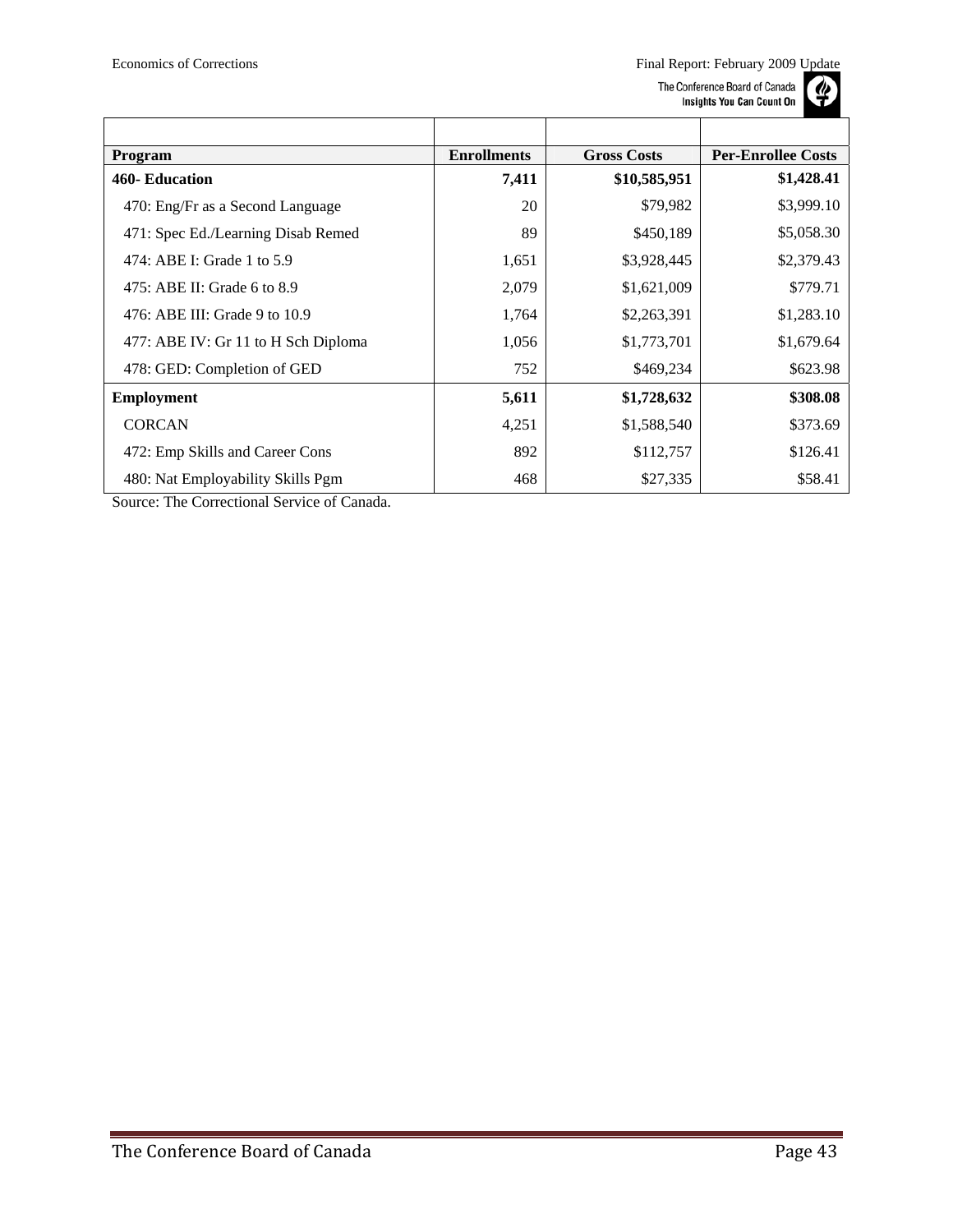| Program | Enrollments | Gross Costs | Per-Enrollee Costs |
|---|---|---|---|
| **460- Education** | **7,411** | **$10,585,951** | **$1,428.41** |
| 470: Eng/Fr as a Second Language | 20 | $79,982 | $3,999.10 |
| 471: Spec Ed./Learning Disab Remed | 89 | $450,189 | $5,058.30 |
| 474: ABE I: Grade 1 to 5.9 | 1,651 | $3,928,445 | $2,379.43 |
| 475: ABE II: Grade 6 to 8.9 | 2,079 | $1,621,009 | $779.71 |
| 476: ABE III: Grade 9 to 10.9 | 1,764 | $2,263,391 | $1,283.10 |
| 477: ABE IV: Gr 11 to H Sch Diploma | 1,056 | $1,773,701 | $1,679.64 |
| 478: GED: Completion of GED | 752 | $469,234 | $623.98 |
| **Employment** | **5,611** | **$1,728,632** | **$308.08** |
| CORCAN | 4,251 | $1,588,540 | $373.69 |
| 472: Emp Skills and Career Cons | 892 | $112,757 | $126.41 |
| 480: Nat Employability Skills Pgm | 468 | $27,335 | $58.41 |

Source: The Correctional Service of Canada.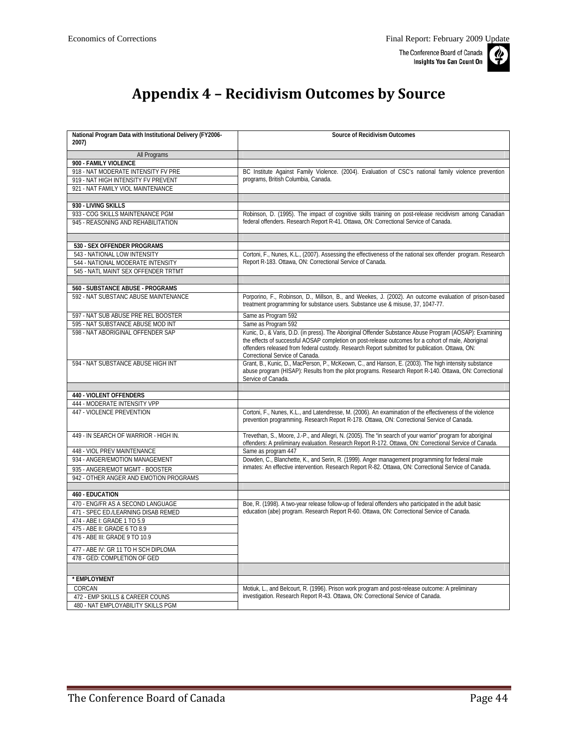# Appendix 4 – Recidivism Outcomes by Source

| National Program Data with Institutional Delivery (FY2006-2007) | Source of Recidivism Outcomes |
|---|---|
| All Programs | |
| **900 - FAMILY VIOLENCE** | |
| 918 - NAT MODERATE INTENSITY FV PRE | BC Institute Against Family Violence. (2004). Evaluation of CSC's national family violence prevention programs, British Columbia, Canada. |
| 919 - NAT HIGH INTENSITY FV PREVENT | |
| 921 - NAT FAMILY VIOL MAINTENANCE | |
| | |
| **930 - LIVING SKILLS** | |
| 933 - COG SKILLS MAINTENANCE PGM | Robinson, D. (1995). The impact of cognitive skills training on post-release recidivism among Canadian federal offenders. Research Report R-41. Ottawa, ON: Correctional Service of Canada. |
| 945 - REASONING AND REHABILITATION | |
| | |
| **530 - SEX OFFENDER PROGRAMS** | |
| 543 - NATIONAL LOW INTENSITY | Cortoni, F., Nunes, K.L., (2007). Assessing the effectiveness of the national sex offender program. Research Report R-183. Ottawa, ON: Correctional Service of Canada. |
| 544 - NATIONAL MODERATE INTENSITY | |
| 545 - NATL MAINT SEX OFFENDER TRTMT | |
| | |
| **560 - SUBSTANCE ABUSE - PROGRAMS** | |
| 592 - NAT SUBSTANC ABUSE MAINTENANCE | Porporino, F., Robinson, D., Millson, B., and Weekes, J. (2002). An outcome evaluation of prison-based treatment programming for substance users. Substance use & misuse, 37, 1047-77. |
| 597 - NAT SUB ABUSE PRE REL BOOSTER | Same as Program 592 |
| 595 - NAT SUBSTANCE ABUSE MOD INT | Same as Program 592 |
| 598 - NAT ABORIGINAL OFFENDER SAP | Kunic, D., & Varis, D.D. (in press). The Aboriginal Offender Substance Abuse Program (AOSAP): Examining the effects of successful AOSAP completion on post-release outcomes for a cohort of male, Aboriginal offenders released from federal custody. Research Report submitted for publication. Ottawa, ON: Correctional Service of Canada. |
| 594 - NAT SUBSTANCE ABUSE HIGH INT | Grant, B., Kunic, D., MacPerson, P., McKeown, C., and Hanson, E. (2003). The high intensity substance abuse program (HISAP): Results from the pilot programs. Research Report R-140. Ottawa, ON: Correctional Service of Canada. |
| | |
| **440 - VIOLENT OFFENDERS** | |
| 444 - MODERATE INTENSITY VPP | |
| 447 - VIOLENCE PREVENTION | Cortoni, F., Nunes, K.L., and Latendresse, M. (2006). An examination of the effectiveness of the violence prevention programming. Research Report R-178. Ottawa, ON: Correctional Service of Canada. |
| 449 - IN SEARCH OF WARRIOR - HIGH IN. | Trevethan, S., Moore, J.-P., and Allegri, N. (2005). The "in search of your warrior" program for aboriginal offenders: A preliminary evaluation. Research Report R-172. Ottawa, ON: Correctional Service of Canada. |
| 448 - VIOL PREV MAINTENANCE | Same as program 447 |
| 934 - ANGER/EMOTION MANAGEMENT | Dowden, C., Blanchette, K., and Serin, R. (1999). Anger management programming for federal male inmates: An effective intervention. Research Report R-82. Ottawa, ON: Correctional Service of Canada. |
| 935 - ANGER/EMOT MGMT - BOOSTER | |
| 942 - OTHER ANGER AND EMOTION PROGRAMS | |
| | |
| **460 - EDUCATION** | |
| 470 - ENG/FR AS A SECOND LANGUAGE | Boe, R. (1998). A two-year release follow-up of federal offenders who participated in the adult basic education (abe) program. Research Report R-60. Ottawa, ON: Correctional Service of Canada. |
| 471 - SPEC ED./LEARNING DISAB REMED | |
| 474 - ABE I: GRADE 1 TO 5.9 | |
| 475 - ABE II: GRADE 6 TO 8.9 | |
| 476 - ABE III: GRADE 9 TO 10.9 | |
| 477 - ABE IV: GR 11 TO H SCH DIPLOMA | |
| 478 - GED: COMPLETION OF GED | |
| | |
| **\* EMPLOYMENT** | |
| CORCAN | Motiuk, L., and Belcourt, R. (1996). Prison work program and post-release outcome: A preliminary investigation. Research Report R-43. Ottawa, ON: Correctional Service of Canada. |
| 472 - EMP SKILLS & CAREER COUNS | |
| 480 - NAT EMPLOYABILITY SKILLS PGM | |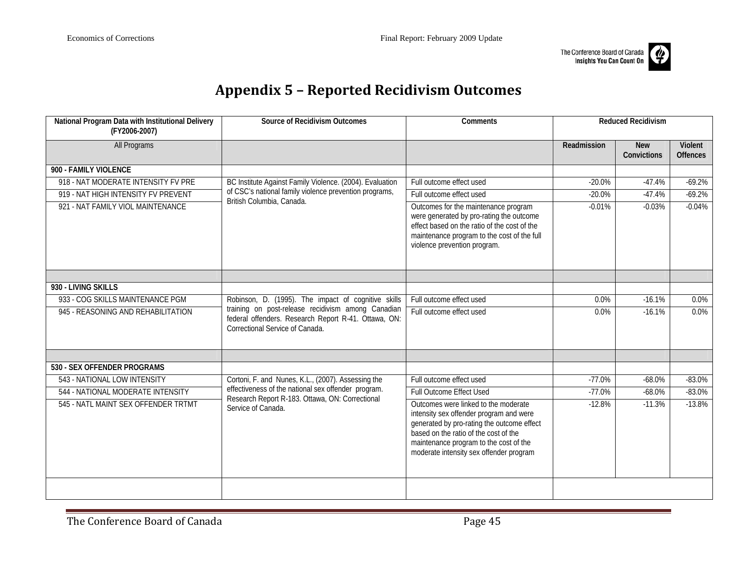# Appendix 5 – Reported Recidivism Outcomes

| National Program Data with Institutional Delivery (FY2006-2007) | Source of Recidivism Outcomes | Comments | Reduced Recidivism | | |
|---|---|---|---|---|---|
| All Programs | | | Readmission | New Convictions | Violent Offences |
| **900 - FAMILY VIOLENCE** | | | | | |
| 918 - NAT MODERATE INTENSITY FV PRE | BC Institute Against Family Violence. (2004). Evaluation of CSC's national family violence prevention programs, British Columbia, Canada. | Full outcome effect used | -20.0% | -47.4% | -69.2% |
| 919 - NAT HIGH INTENSITY FV PREVENT | | Full outcome effect used | -20.0% | -47.4% | -69.2% |
| 921 - NAT FAMILY VIOL MAINTENANCE | | Outcomes for the maintenance program were generated by pro-rating the outcome effect based on the ratio of the cost of the maintenance program to the cost of the full violence prevention program. | -0.01% | -0.03% | -0.04% |
| | | | | | |
| **930 - LIVING SKILLS** | | | | | |
| 933 - COG SKILLS MAINTENANCE PGM | Robinson, D. (1995). The impact of cognitive skills training on post-release recidivism among Canadian federal offenders. Research Report R-41. Ottawa, ON: Correctional Service of Canada. | Full outcome effect used | 0.0% | -16.1% | 0.0% |
| 945 - REASONING AND REHABILITATION | | Full outcome effect used | 0.0% | -16.1% | 0.0% |
| | | | | | |
| **530 - SEX OFFENDER PROGRAMS** | | | | | |
| 543 - NATIONAL LOW INTENSITY | Cortoni, F. and Nunes, K.L., (2007). Assessing the effectiveness of the national sex offender program. Research Report R-183. Ottawa, ON: Correctional Service of Canada. | Full outcome effect used | -77.0% | -68.0% | -83.0% |
| 544 - NATIONAL MODERATE INTENSITY | | Full Outcome Effect Used | -77.0% | -68.0% | -83.0% |
| 545 - NATL MAINT SEX OFFENDER TRTMT | | Outcomes were linked to the moderate intensity sex offender program and were generated by pro-rating the outcome effect based on the ratio of the cost of the maintenance program to the cost of the moderate intensity sex offender program | -12.8% | -11.3% | -13.8% |
| | | | | | |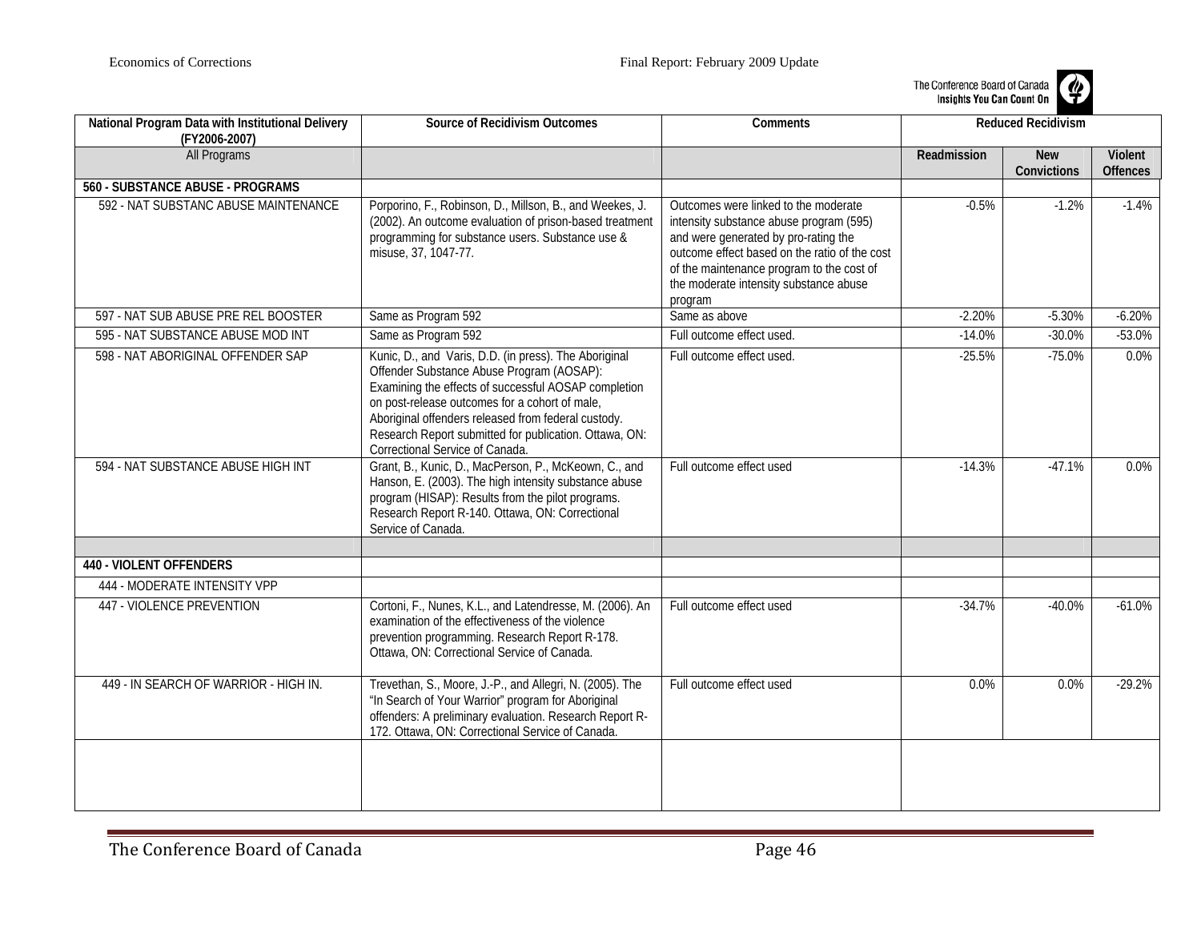| National Program Data with Institutional Delivery (FY2006-2007) | Source of Recidivism Outcomes | Comments | Reduced Recidivism | | |
|---|---|---|---|---|---|
| All Programs | | | Readmission | New Convictions | Violent Offences |
| **560 - SUBSTANCE ABUSE - PROGRAMS** | | | | | |
| 592 - NAT SUBSTANC ABUSE MAINTENANCE | Porporino, F., Robinson, D., Millson, B., and Weekes, J. (2002). An outcome evaluation of prison-based treatment programming for substance users. Substance use & misuse, 37, 1047-77. | Outcomes were linked to the moderate intensity substance abuse program (595) and were generated by pro-rating the outcome effect based on the ratio of the cost of the maintenance program to the cost of the moderate intensity substance abuse program | -0.5% | -1.2% | -1.4% |
| 597 - NAT SUB ABUSE PRE REL BOOSTER | Same as Program 592 | Same as above | -2.20% | -5.30% | -6.20% |
| 595 - NAT SUBSTANCE ABUSE MOD INT | Same as Program 592 | Full outcome effect used. | -14.0% | -30.0% | -53.0% |
| 598 - NAT ABORIGINAL OFFENDER SAP | Kunic, D., and Varis, D.D. (in press). The Aboriginal Offender Substance Abuse Program (AOSAP): Examining the effects of successful AOSAP completion on post-release outcomes for a cohort of male, Aboriginal offenders released from federal custody. Research Report submitted for publication. Ottawa, ON: Correctional Service of Canada. | Full outcome effect used. | -25.5% | -75.0% | 0.0% |
| 594 - NAT SUBSTANCE ABUSE HIGH INT | Grant, B., Kunic, D., MacPerson, P., McKeown, C., and Hanson, E. (2003). The high intensity substance abuse program (HISAP): Results from the pilot programs. Research Report R-140. Ottawa, ON: Correctional Service of Canada. | Full outcome effect used | -14.3% | -47.1% | 0.0% |
| | | | | | |
| **440 - VIOLENT OFFENDERS** | | | | | |
| 444 - MODERATE INTENSITY VPP | | | | | |
| 447 - VIOLENCE PREVENTION | Cortoni, F., Nunes, K.L., and Latendresse, M. (2006). An examination of the effectiveness of the violence prevention programming. Research Report R-178. Ottawa, ON: Correctional Service of Canada. | Full outcome effect used | -34.7% | -40.0% | -61.0% |
| 449 - IN SEARCH OF WARRIOR - HIGH IN. | Trevethan, S., Moore, J.-P., and Allegri, N. (2005). The "In Search of Your Warrior" program for Aboriginal offenders: A preliminary evaluation. Research Report R-172. Ottawa, ON: Correctional Service of Canada. | Full outcome effect used | 0.0% | 0.0% | -29.2% |
| | | | | | |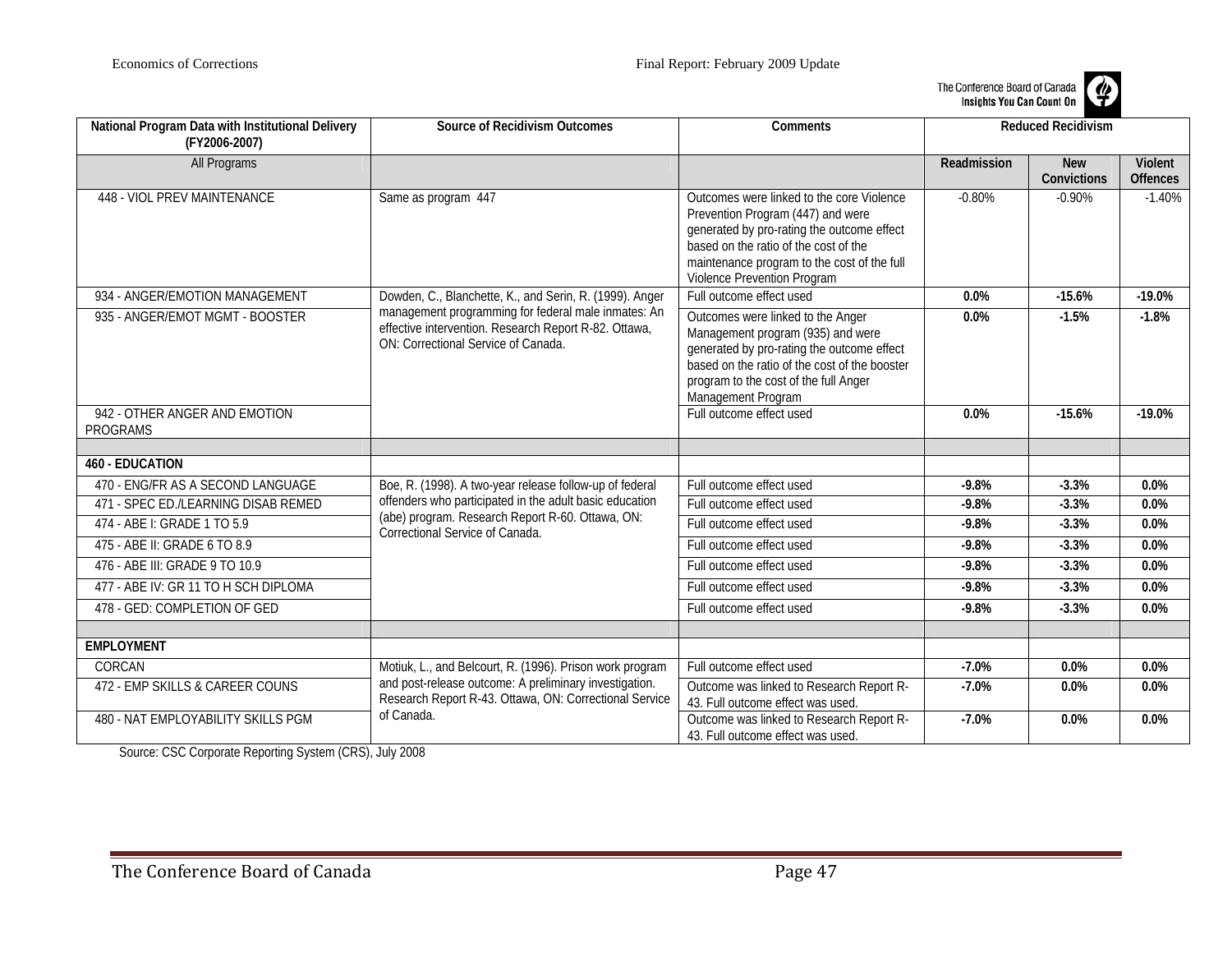| National Program Data with Institutional Delivery (FY2006-2007) | Source of Recidivism Outcomes | Comments | Reduced Recidivism | | |
|---|---|---|---|---|---|
| All Programs | | | Readmission | New Convictions | Violent Offences |
| 448 - VIOL PREV MAINTENANCE | Same as program 447 | Outcomes were linked to the core Violence Prevention Program (447) and were generated by pro-rating the outcome effect based on the ratio of the cost of the maintenance program to the cost of the full Violence Prevention Program | -0.80% | -0.90% | -1.40% |
| 934 - ANGER/EMOTION MANAGEMENT | Dowden, C., Blanchette, K., and Serin, R. (1999). Anger management programming for federal male inmates: An effective intervention. Research Report R-82. Ottawa, ON: Correctional Service of Canada. | Full outcome effect used | **0.0%** | **-15.6%** | **-19.0%** |
| 935 - ANGER/EMOT MGMT - BOOSTER | | Outcomes were linked to the Anger Management program (935) and were generated by pro-rating the outcome effect based on the ratio of the cost of the booster program to the cost of the full Anger Management Program | **0.0%** | **-1.5%** | **-1.8%** |
| 942 - OTHER ANGER AND EMOTION PROGRAMS | | Full outcome effect used | **0.0%** | **-15.6%** | **-19.0%** |
| | | | | | |
| **460 - EDUCATION** | | | | | |
| 470 - ENG/FR AS A SECOND LANGUAGE | Boe, R. (1998). A two-year release follow-up of federal offenders who participated in the adult basic education (abe) program. Research Report R-60. Ottawa, ON: Correctional Service of Canada. | Full outcome effect used | **-9.8%** | **-3.3%** | **0.0%** |
| 471 - SPEC ED./LEARNING DISAB REMED | | Full outcome effect used | **-9.8%** | **-3.3%** | **0.0%** |
| 474 - ABE I: GRADE 1 TO 5.9 | | Full outcome effect used | **-9.8%** | **-3.3%** | **0.0%** |
| 475 - ABE II: GRADE 6 TO 8.9 | | Full outcome effect used | **-9.8%** | **-3.3%** | **0.0%** |
| 476 - ABE III: GRADE 9 TO 10.9 | | Full outcome effect used | **-9.8%** | **-3.3%** | **0.0%** |
| 477 - ABE IV: GR 11 TO H SCH DIPLOMA | | Full outcome effect used | **-9.8%** | **-3.3%** | **0.0%** |
| 478 - GED: COMPLETION OF GED | | Full outcome effect used | **-9.8%** | **-3.3%** | **0.0%** |
| | | | | | |
| **EMPLOYMENT** | | | | | |
| CORCAN | Motiuk, L., and Belcourt, R. (1996). Prison work program and post-release outcome: A preliminary investigation. Research Report R-43. Ottawa, ON: Correctional Service of Canada. | Full outcome effect used | **-7.0%** | **0.0%** | **0.0%** |
| 472 - EMP SKILLS & CAREER COUNS | | Outcome was linked to Research Report R-43. Full outcome effect was used. | **-7.0%** | **0.0%** | **0.0%** |
| 480 - NAT EMPLOYABILITY SKILLS PGM | | Outcome was linked to Research Report R-43. Full outcome effect was used. | **-7.0%** | **0.0%** | **0.0%** |

Source: CSC Corporate Reporting System (CRS), July 2008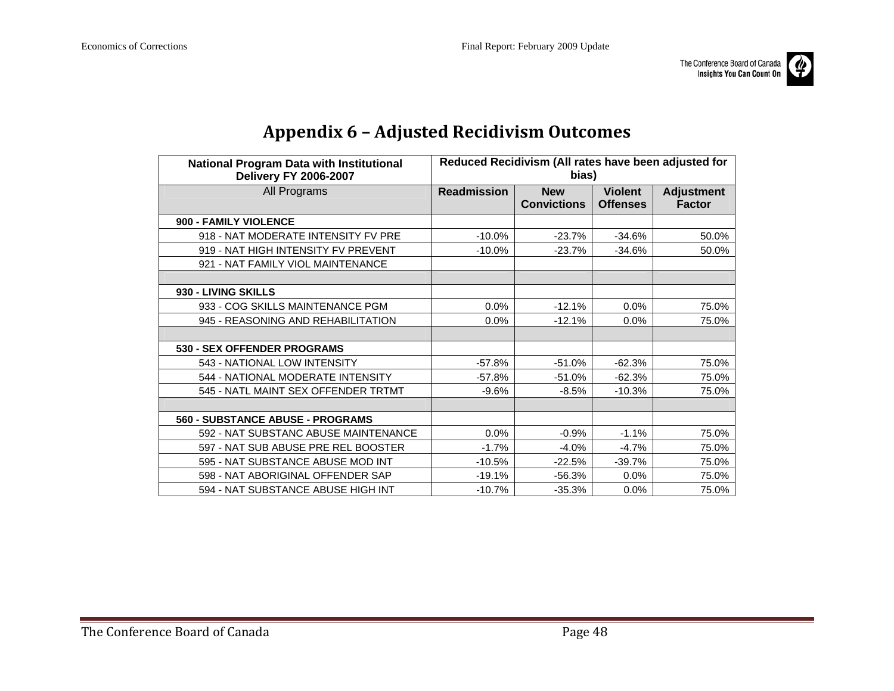# Appendix 6 – Adjusted Recidivism Outcomes

| National Program Data with Institutional Delivery FY 2006-2007 | Reduced Recidivism (All rates have been adjusted for bias) | | | |
|---|---|---|---|---|
| All Programs | Readmission | New Convictions | Violent Offenses | Adjustment Factor |
| **900 - FAMILY VIOLENCE** | | | | |
| 918 - NAT MODERATE INTENSITY FV PRE | -10.0% | -23.7% | -34.6% | 50.0% |
| 919 - NAT HIGH INTENSITY FV PREVENT | -10.0% | -23.7% | -34.6% | 50.0% |
| 921 - NAT FAMILY VIOL MAINTENANCE | | | | |
| | | | | |
| **930 - LIVING SKILLS** | | | | |
| 933 - COG SKILLS MAINTENANCE PGM | 0.0% | -12.1% | 0.0% | 75.0% |
| 945 - REASONING AND REHABILITATION | 0.0% | -12.1% | 0.0% | 75.0% |
| | | | | |
| **530 - SEX OFFENDER PROGRAMS** | | | | |
| 543 - NATIONAL LOW INTENSITY | -57.8% | -51.0% | -62.3% | 75.0% |
| 544 - NATIONAL MODERATE INTENSITY | -57.8% | -51.0% | -62.3% | 75.0% |
| 545 - NATL MAINT SEX OFFENDER TRTMT | -9.6% | -8.5% | -10.3% | 75.0% |
| | | | | |
| **560 - SUBSTANCE ABUSE - PROGRAMS** | | | | |
| 592 - NAT SUBSTANC ABUSE MAINTENANCE | 0.0% | -0.9% | -1.1% | 75.0% |
| 597 - NAT SUB ABUSE PRE REL BOOSTER | -1.7% | -4.0% | -4.7% | 75.0% |
| 595 - NAT SUBSTANCE ABUSE MOD INT | -10.5% | -22.5% | -39.7% | 75.0% |
| 598 - NAT ABORIGINAL OFFENDER SAP | -19.1% | -56.3% | 0.0% | 75.0% |
| 594 - NAT SUBSTANCE ABUSE HIGH INT | -10.7% | -35.3% | 0.0% | 75.0% |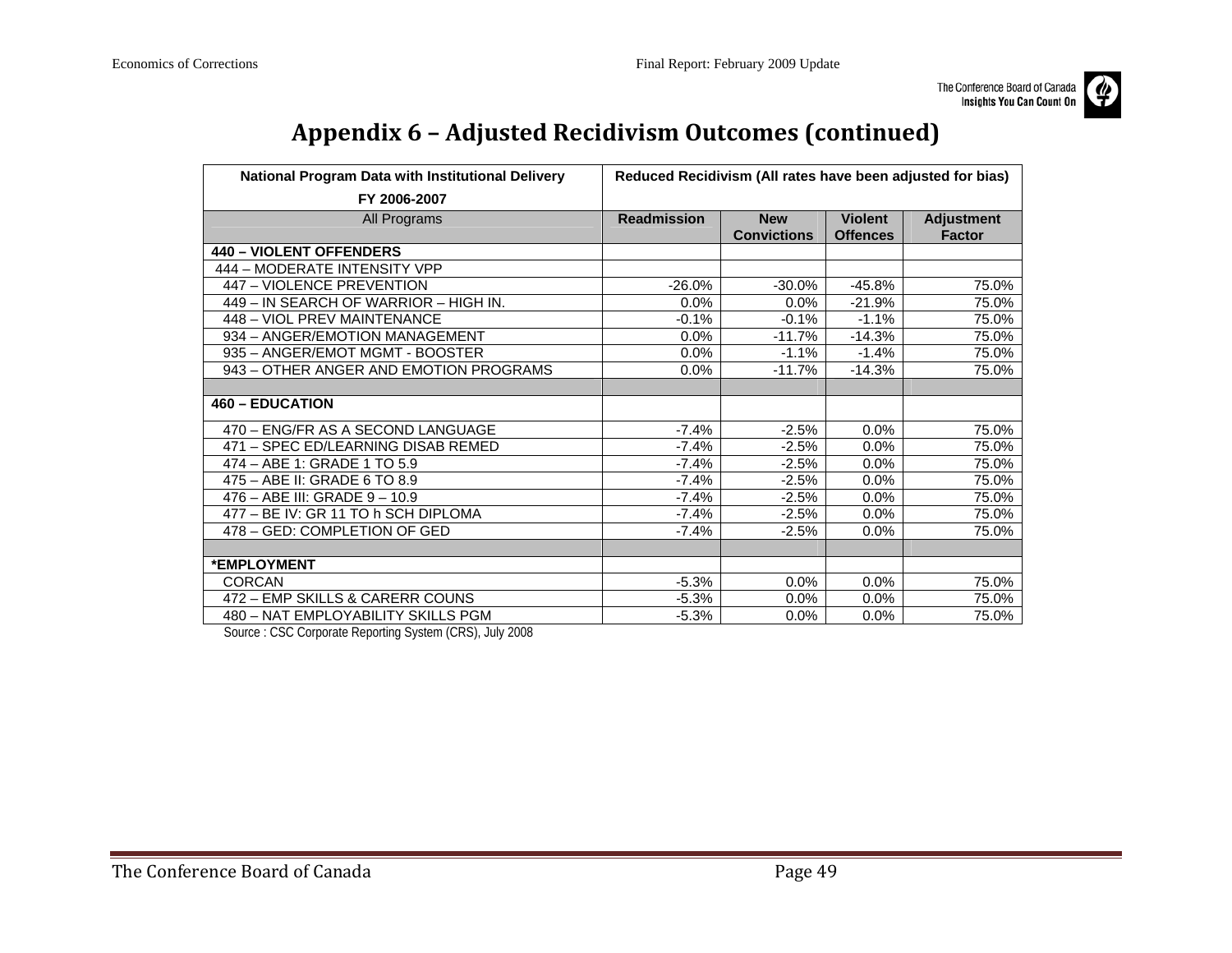# Appendix 6 – Adjusted Recidivism Outcomes (continued)

| National Program Data with Institutional Delivery FY 2006-2007 | Reduced Recidivism (All rates have been adjusted for bias) | | | |
|---|---|---|---|---|
| All Programs | Readmission | New Convictions | Violent Offences | Adjustment Factor |
| **440 – VIOLENT OFFENDERS** | | | | |
| 444 – MODERATE INTENSITY VPP | | | | |
| 447 – VIOLENCE PREVENTION | -26.0% | -30.0% | -45.8% | 75.0% |
| 449 – IN SEARCH OF WARRIOR – HIGH IN. | 0.0% | 0.0% | -21.9% | 75.0% |
| 448 – VIOL PREV MAINTENANCE | -0.1% | -0.1% | -1.1% | 75.0% |
| 934 – ANGER/EMOTION MANAGEMENT | 0.0% | -11.7% | -14.3% | 75.0% |
| 935 – ANGER/EMOT MGMT - BOOSTER | 0.0% | -1.1% | -1.4% | 75.0% |
| 943 – OTHER ANGER AND EMOTION PROGRAMS | 0.0% | -11.7% | -14.3% | 75.0% |
| | | | | |
| **460 – EDUCATION** | | | | |
| 470 – ENG/FR AS A SECOND LANGUAGE | -7.4% | -2.5% | 0.0% | 75.0% |
| 471 – SPEC ED/LEARNING DISAB REMED | -7.4% | -2.5% | 0.0% | 75.0% |
| 474 – ABE 1: GRADE 1 TO 5.9 | -7.4% | -2.5% | 0.0% | 75.0% |
| 475 – ABE II: GRADE 6 TO 8.9 | -7.4% | -2.5% | 0.0% | 75.0% |
| 476 – ABE III: GRADE 9 – 10.9 | -7.4% | -2.5% | 0.0% | 75.0% |
| 477 – BE IV: GR 11 TO h SCH DIPLOMA | -7.4% | -2.5% | 0.0% | 75.0% |
| 478 – GED: COMPLETION OF GED | -7.4% | -2.5% | 0.0% | 75.0% |
| | | | | |
| ***EMPLOYMENT** | | | | |
| CORCAN | -5.3% | 0.0% | 0.0% | 75.0% |
| 472 – EMP SKILLS & CARERR COUNS | -5.3% | 0.0% | 0.0% | 75.0% |
| 480 – NAT EMPLOYABILITY SKILLS PGM | -5.3% | 0.0% | 0.0% | 75.0% |

Source : CSC Corporate Reporting System (CRS), July 2008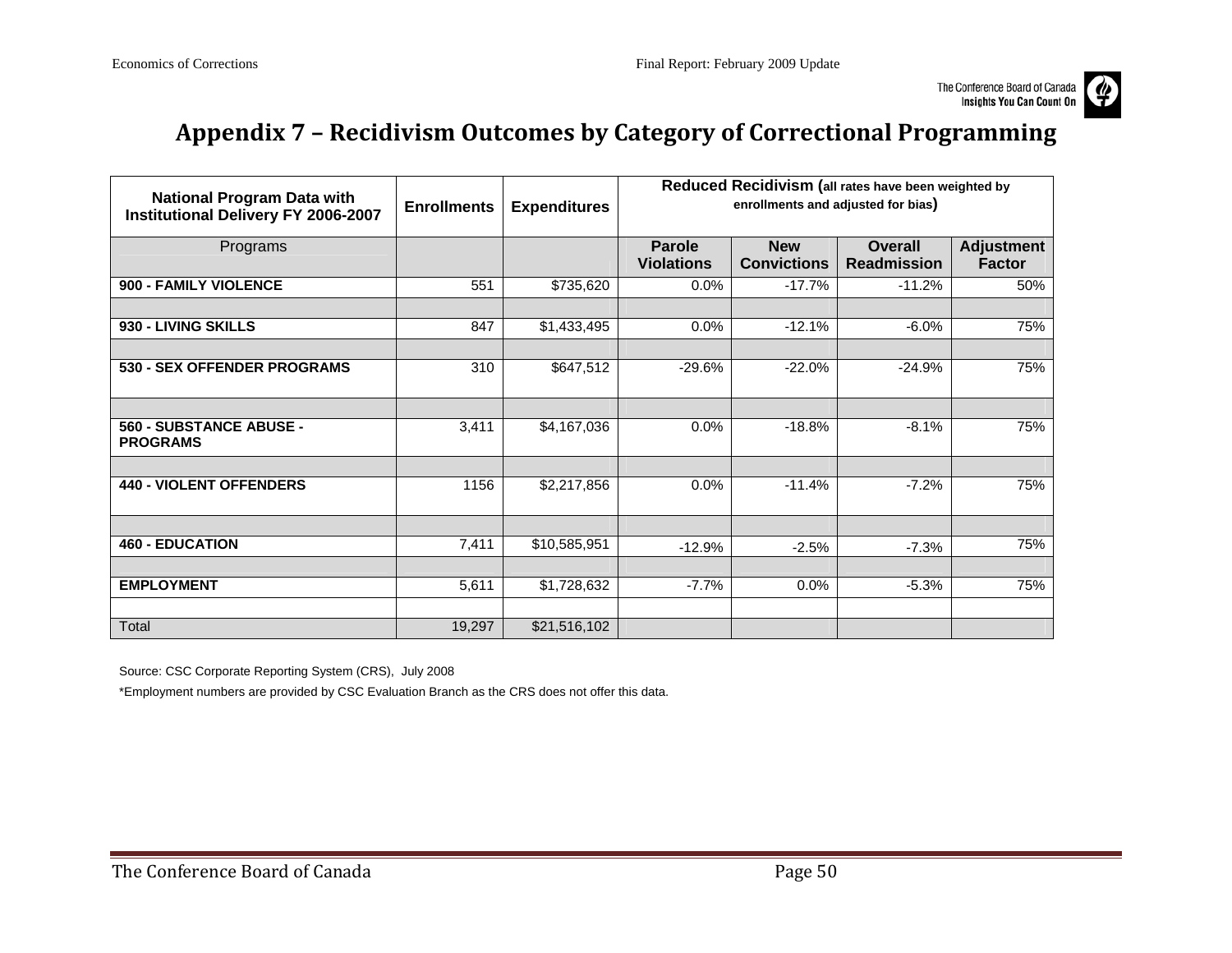# Appendix 7 – Recidivism Outcomes by Category of Correctional Programming

| National Program Data with Institutional Delivery FY 2006-2007 | Enrollments | Expenditures | Reduced Recidivism (all rates have been weighted by enrollments and adjusted for bias) | | | |
|---|---|---|---|---|---|---|
| Programs | | | Parole Violations | New Convictions | Overall Readmission | Adjustment Factor |
| **900 - FAMILY VIOLENCE** | 551 | $735,620 | 0.0% | -17.7% | -11.2% | 50% |
| | | | | | | |
| **930 - LIVING SKILLS** | 847 | $1,433,495 | 0.0% | -12.1% | -6.0% | 75% |
| | | | | | | |
| **530 - SEX OFFENDER PROGRAMS** | 310 | $647,512 | -29.6% | -22.0% | -24.9% | 75% |
| | | | | | | |
| **560 - SUBSTANCE ABUSE - PROGRAMS** | 3,411 | $4,167,036 | 0.0% | -18.8% | -8.1% | 75% |
| | | | | | | |
| **440 - VIOLENT OFFENDERS** | 1156 | $2,217,856 | 0.0% | -11.4% | -7.2% | 75% |
| | | | | | | |
| **460 - EDUCATION** | 7,411 | $10,585,951 | -12.9% | -2.5% | -7.3% | 75% |
| | | | | | | |
| **EMPLOYMENT** | 5,611 | $1,728,632 | -7.7% | 0.0% | -5.3% | 75% |
| | | | | | | |
| Total | 19,297 | $21,516,102 | | | | |

Source: CSC Corporate Reporting System (CRS), July 2008

*Employment numbers are provided by CSC Evaluation Branch as the CRS does not offer this data.